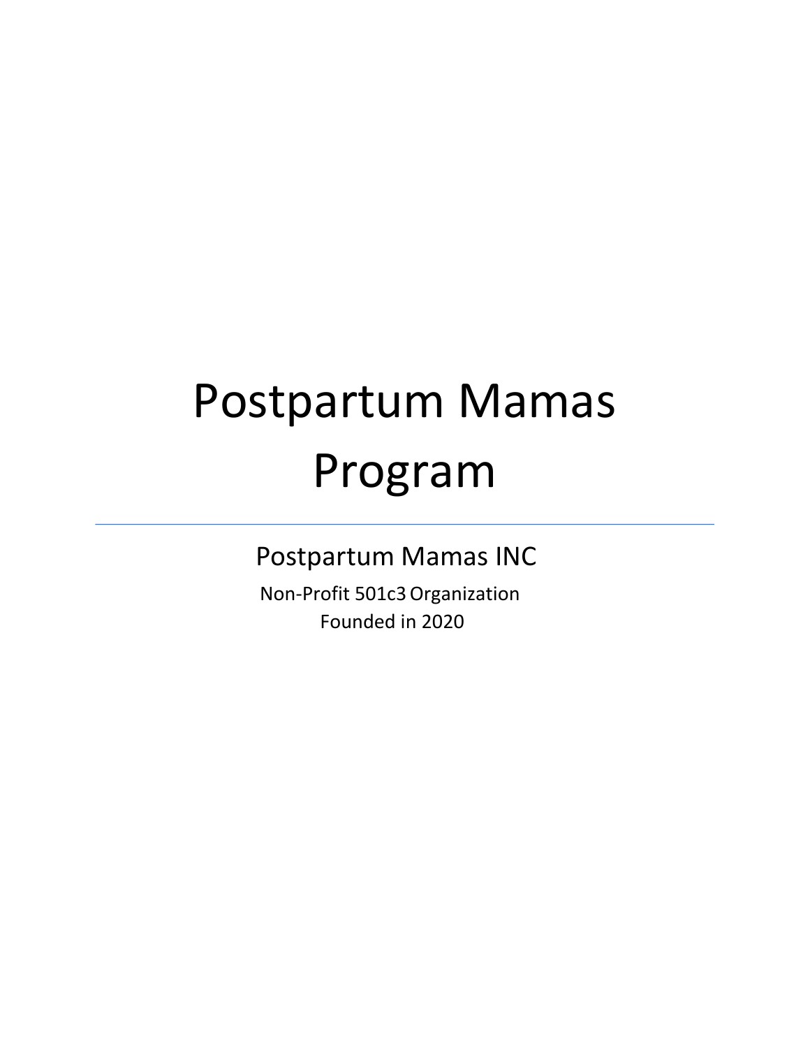# Postpartum Mamas Program

---

## Postpartum Mamas INC

Non-Profit 501c3 Organization

Founded in 2020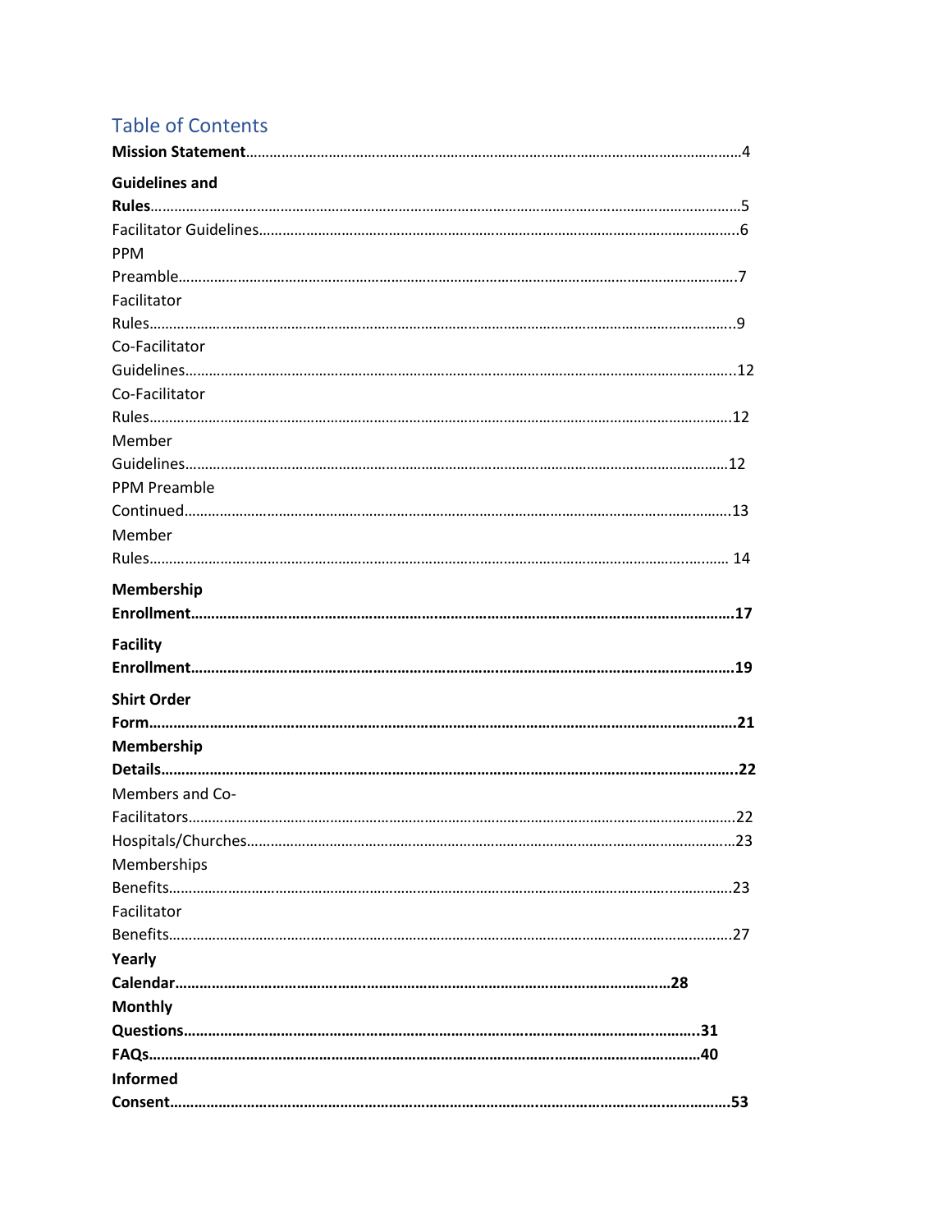## Table of Contents

**Mission Statement**…………………………………………………………………………………………………………4

**Guidelines and Rules**………………………………………………………………………………………………………5

Facilitator Guidelines………………………………………………………………………………………………………6

PPM Preamble…………………………………………………………………………………………………………………7

Facilitator Rules………………………………………………………………………………………………………………9

Co-Facilitator Guidelines…………………………………………………………………………………………………12

Co-Facilitator Rules…………………………………………………………………………………………………………12

Member Guidelines…………………………………………………………………………………………………………12

PPM Preamble Continued…………………………………………………………………………………………………13

Member Rules………………………………………………………………………………………………………………14

**Membership Enrollment**…………………………………………………………………………………………………17

**Facility Enrollment**…………………………………………………………………………………………………………19

**Shirt Order Form**……………………………………………………………………………………………………………21

**Membership Details**………………………………………………………………………………………………………22

Members and Co-Facilitators……………………………………………………………………………………………22

Hospitals/Churches…………………………………………………………………………………………………………23

Memberships Benefits……………………………………………………………………………………………………23

Facilitator Benefits…………………………………………………………………………………………………………27

**Yearly Calendar**……………………………………………………………………………………………………28

**Monthly Questions**………………………………………………………………………………………………………31

**FAQs**…………………………………………………………………………………………………………………………40

**Informed Consent**…………………………………………………………………………………………………………53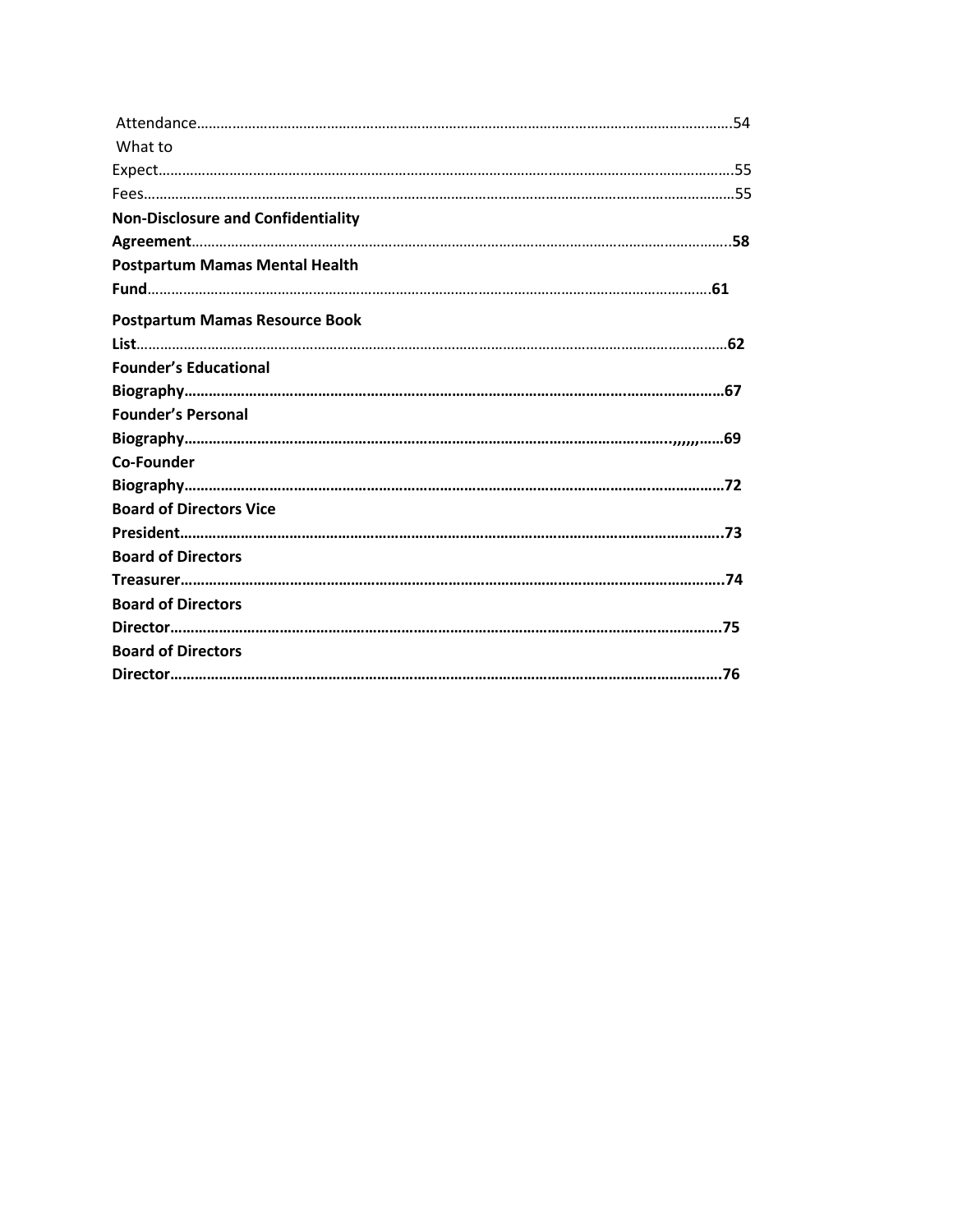Attendance……………………………………………………………………………………………………………………….54
What to Expect………………………………………………………………………………………………………………….55
Fees……………………………………………………………………………………………………………………………….55

**Non-Disclosure and Confidentiality Agreement……………………………………………………………………………58**

**Postpartum Mamas Mental Health Fund……………………………………………………………………………………61**

**Postpartum Mamas Resource Book List………………………………………………………………………………………62**

**Founder's Educational Biography………………………………………………………………………………………………67**

**Founder's Personal Biography……………………………………………………………………………………..,,,,,,……69**

**Co-Founder Biography……………………………………………………………………………………………………………72**

**Board of Directors Vice President…………………………………………………………………………………………..73**

**Board of Directors Treasurer…………………………………………………………………………………………………..74**

**Board of Directors Director……………………………………………………………………………………………………75**

**Board of Directors Director……………………………………………………………………………………………………76**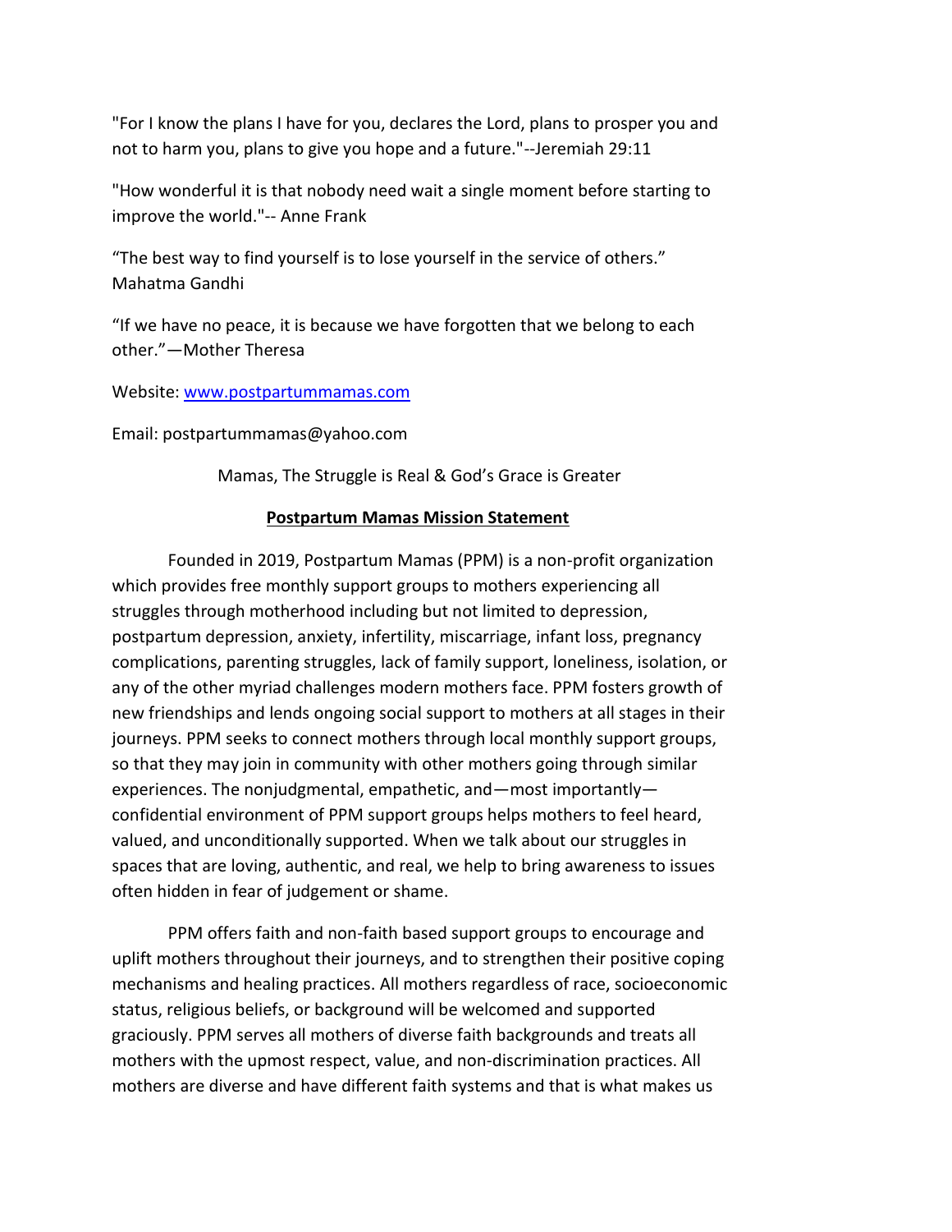"For I know the plans I have for you, declares the Lord, plans to prosper you and not to harm you, plans to give you hope and a future."--Jeremiah 29:11

"How wonderful it is that nobody need wait a single moment before starting to improve the world."-- Anne Frank

“The best way to find yourself is to lose yourself in the service of others.” Mahatma Gandhi

“If we have no peace, it is because we have forgotten that we belong to each other.”—Mother Theresa

Website: [www.postpartummamas.com](http://www.postpartummamas.com)

Email: postpartummamas@yahoo.com

Mamas, The Struggle is Real & God’s Grace is Greater

**Postpartum Mamas Mission Statement**

Founded in 2019, Postpartum Mamas (PPM) is a non-profit organization which provides free monthly support groups to mothers experiencing all struggles through motherhood including but not limited to depression, postpartum depression, anxiety, infertility, miscarriage, infant loss, pregnancy complications, parenting struggles, lack of family support, loneliness, isolation, or any of the other myriad challenges modern mothers face. PPM fosters growth of new friendships and lends ongoing social support to mothers at all stages in their journeys. PPM seeks to connect mothers through local monthly support groups, so that they may join in community with other mothers going through similar experiences. The nonjudgmental, empathetic, and—most importantly—confidential environment of PPM support groups helps mothers to feel heard, valued, and unconditionally supported. When we talk about our struggles in spaces that are loving, authentic, and real, we help to bring awareness to issues often hidden in fear of judgement or shame.

PPM offers faith and non-faith based support groups to encourage and uplift mothers throughout their journeys, and to strengthen their positive coping mechanisms and healing practices. All mothers regardless of race, socioeconomic status, religious beliefs, or background will be welcomed and supported graciously. PPM serves all mothers of diverse faith backgrounds and treats all mothers with the upmost respect, value, and non-discrimination practices. All mothers are diverse and have different faith systems and that is what makes us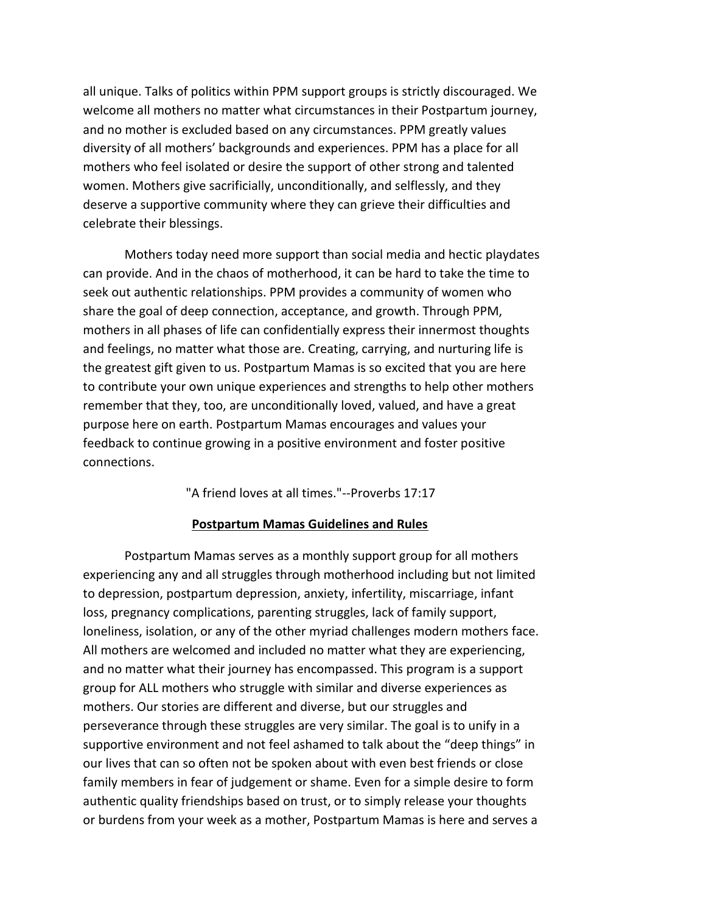all unique. Talks of politics within PPM support groups is strictly discouraged. We welcome all mothers no matter what circumstances in their Postpartum journey, and no mother is excluded based on any circumstances. PPM greatly values diversity of all mothers' backgrounds and experiences. PPM has a place for all mothers who feel isolated or desire the support of other strong and talented women. Mothers give sacrificially, unconditionally, and selflessly, and they deserve a supportive community where they can grieve their difficulties and celebrate their blessings.

Mothers today need more support than social media and hectic playdates can provide. And in the chaos of motherhood, it can be hard to take the time to seek out authentic relationships. PPM provides a community of women who share the goal of deep connection, acceptance, and growth. Through PPM, mothers in all phases of life can confidentially express their innermost thoughts and feelings, no matter what those are. Creating, carrying, and nurturing life is the greatest gift given to us. Postpartum Mamas is so excited that you are here to contribute your own unique experiences and strengths to help other mothers remember that they, too, are unconditionally loved, valued, and have a great purpose here on earth. Postpartum Mamas encourages and values your feedback to continue growing in a positive environment and foster positive connections.

"A friend loves at all times."--Proverbs 17:17

## Postpartum Mamas Guidelines and Rules

Postpartum Mamas serves as a monthly support group for all mothers experiencing any and all struggles through motherhood including but not limited to depression, postpartum depression, anxiety, infertility, miscarriage, infant loss, pregnancy complications, parenting struggles, lack of family support, loneliness, isolation, or any of the other myriad challenges modern mothers face. All mothers are welcomed and included no matter what they are experiencing, and no matter what their journey has encompassed. This program is a support group for ALL mothers who struggle with similar and diverse experiences as mothers. Our stories are different and diverse, but our struggles and perseverance through these struggles are very similar. The goal is to unify in a supportive environment and not feel ashamed to talk about the "deep things" in our lives that can so often not be spoken about with even best friends or close family members in fear of judgement or shame. Even for a simple desire to form authentic quality friendships based on trust, or to simply release your thoughts or burdens from your week as a mother, Postpartum Mamas is here and serves a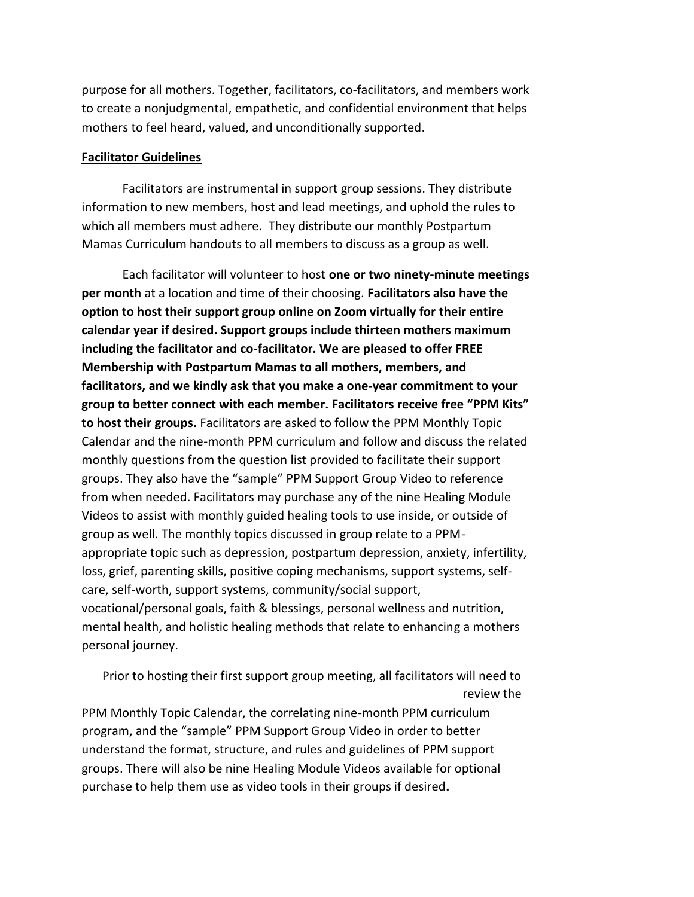purpose for all mothers. Together, facilitators, co-facilitators, and members work to create a nonjudgmental, empathetic, and confidential environment that helps mothers to feel heard, valued, and unconditionally supported.

**Facilitator Guidelines**

Facilitators are instrumental in support group sessions. They distribute information to new members, host and lead meetings, and uphold the rules to which all members must adhere. They distribute our monthly Postpartum Mamas Curriculum handouts to all members to discuss as a group as well.

Each facilitator will volunteer to host **one or two ninety-minute meetings per month** at a location and time of their choosing. **Facilitators also have the option to host their support group online on Zoom virtually for their entire calendar year if desired. Support groups include thirteen mothers maximum including the facilitator and co-facilitator. We are pleased to offer FREE Membership with Postpartum Mamas to all mothers, members, and facilitators, and we kindly ask that you make a one-year commitment to your group to better connect with each member. Facilitators receive free "PPM Kits" to host their groups.** Facilitators are asked to follow the PPM Monthly Topic Calendar and the nine-month PPM curriculum and follow and discuss the related monthly questions from the question list provided to facilitate their support groups. They also have the "sample" PPM Support Group Video to reference from when needed. Facilitators may purchase any of the nine Healing Module Videos to assist with monthly guided healing tools to use inside, or outside of group as well. The monthly topics discussed in group relate to a PPM-appropriate topic such as depression, postpartum depression, anxiety, infertility, loss, grief, parenting skills, positive coping mechanisms, support systems, self-care, self-worth, support systems, community/social support, vocational/personal goals, faith & blessings, personal wellness and nutrition, mental health, and holistic healing methods that relate to enhancing a mothers personal journey.

Prior to hosting their first support group meeting, all facilitators will need to review the PPM Monthly Topic Calendar, the correlating nine-month PPM curriculum program, and the "sample" PPM Support Group Video in order to better understand the format, structure, and rules and guidelines of PPM support groups. There will also be nine Healing Module Videos available for optional purchase to help them use as video tools in their groups if desired**.**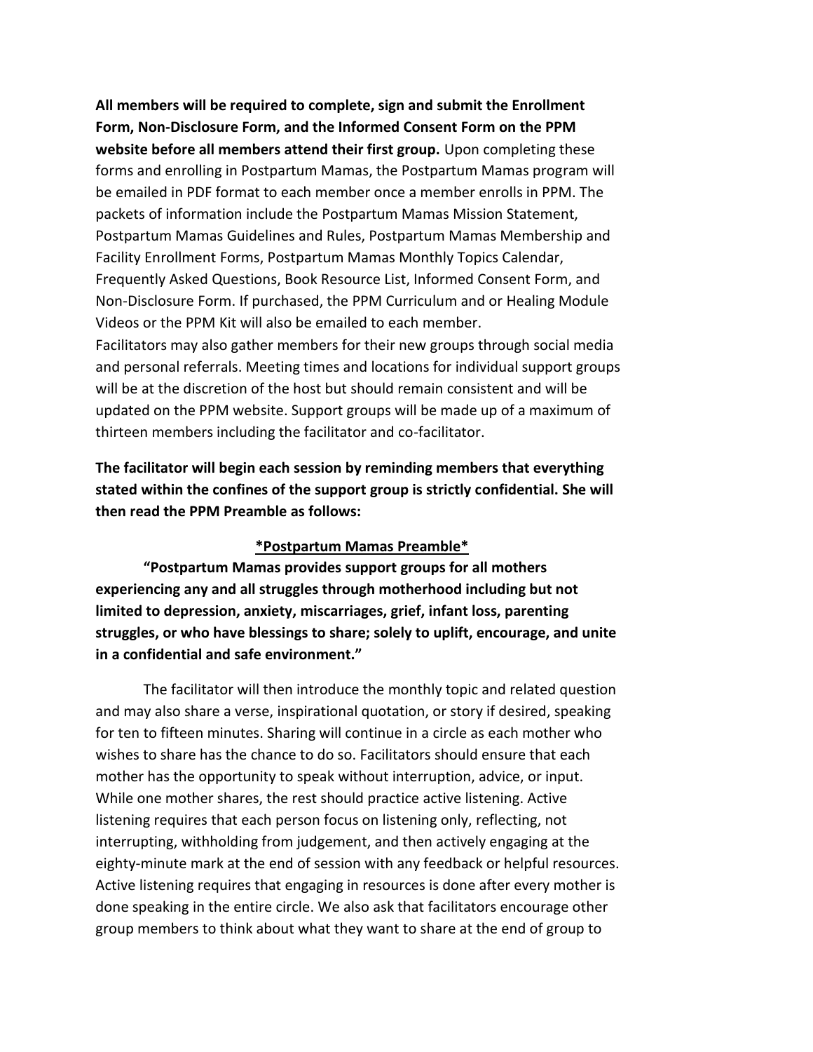**All members will be required to complete, sign and submit the Enrollment Form, Non-Disclosure Form, and the Informed Consent Form on the PPM website before all members attend their first group.** Upon completing these forms and enrolling in Postpartum Mamas, the Postpartum Mamas program will be emailed in PDF format to each member once a member enrolls in PPM. The packets of information include the Postpartum Mamas Mission Statement, Postpartum Mamas Guidelines and Rules, Postpartum Mamas Membership and Facility Enrollment Forms, Postpartum Mamas Monthly Topics Calendar, Frequently Asked Questions, Book Resource List, Informed Consent Form, and Non-Disclosure Form. If purchased, the PPM Curriculum and or Healing Module Videos or the PPM Kit will also be emailed to each member.
Facilitators may also gather members for their new groups through social media and personal referrals. Meeting times and locations for individual support groups will be at the discretion of the host but should remain consistent and will be updated on the PPM website. Support groups will be made up of a maximum of thirteen members including the facilitator and co-facilitator.

**The facilitator will begin each session by reminding members that everything stated within the confines of the support group is strictly confidential. She will then read the PPM Preamble as follows:**

**\*Postpartum Mamas Preamble\***

**"Postpartum Mamas provides support groups for all mothers experiencing any and all struggles through motherhood including but not limited to depression, anxiety, miscarriages, grief, infant loss, parenting struggles, or who have blessings to share; solely to uplift, encourage, and unite in a confidential and safe environment."**

The facilitator will then introduce the monthly topic and related question and may also share a verse, inspirational quotation, or story if desired, speaking for ten to fifteen minutes. Sharing will continue in a circle as each mother who wishes to share has the chance to do so. Facilitators should ensure that each mother has the opportunity to speak without interruption, advice, or input. While one mother shares, the rest should practice active listening. Active listening requires that each person focus on listening only, reflecting, not interrupting, withholding from judgement, and then actively engaging at the eighty-minute mark at the end of session with any feedback or helpful resources. Active listening requires that engaging in resources is done after every mother is done speaking in the entire circle. We also ask that facilitators encourage other group members to think about what they want to share at the end of group to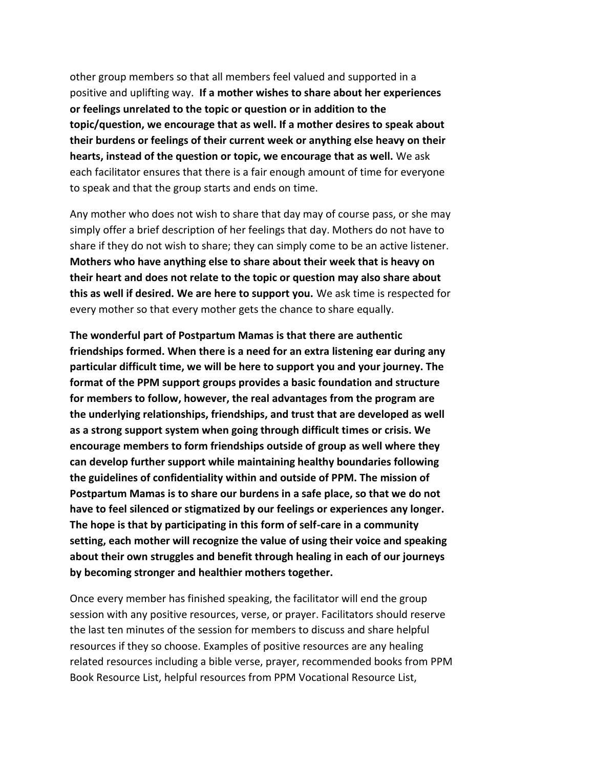other group members so that all members feel valued and supported in a positive and uplifting way. **If a mother wishes to share about her experiences or feelings unrelated to the topic or question or in addition to the topic/question, we encourage that as well. If a mother desires to speak about their burdens or feelings of their current week or anything else heavy on their hearts, instead of the question or topic, we encourage that as well.** We ask each facilitator ensures that there is a fair enough amount of time for everyone to speak and that the group starts and ends on time.

Any mother who does not wish to share that day may of course pass, or she may simply offer a brief description of her feelings that day. Mothers do not have to share if they do not wish to share; they can simply come to be an active listener. **Mothers who have anything else to share about their week that is heavy on their heart and does not relate to the topic or question may also share about this as well if desired. We are here to support you.** We ask time is respected for every mother so that every mother gets the chance to share equally.

**The wonderful part of Postpartum Mamas is that there are authentic friendships formed. When there is a need for an extra listening ear during any particular difficult time, we will be here to support you and your journey. The format of the PPM support groups provides a basic foundation and structure for members to follow, however, the real advantages from the program are the underlying relationships, friendships, and trust that are developed as well as a strong support system when going through difficult times or crisis. We encourage members to form friendships outside of group as well where they can develop further support while maintaining healthy boundaries following the guidelines of confidentiality within and outside of PPM. The mission of Postpartum Mamas is to share our burdens in a safe place, so that we do not have to feel silenced or stigmatized by our feelings or experiences any longer. The hope is that by participating in this form of self-care in a community setting, each mother will recognize the value of using their voice and speaking about their own struggles and benefit through healing in each of our journeys by becoming stronger and healthier mothers together.**

Once every member has finished speaking, the facilitator will end the group session with any positive resources, verse, or prayer. Facilitators should reserve the last ten minutes of the session for members to discuss and share helpful resources if they so choose. Examples of positive resources are any healing related resources including a bible verse, prayer, recommended books from PPM Book Resource List, helpful resources from PPM Vocational Resource List,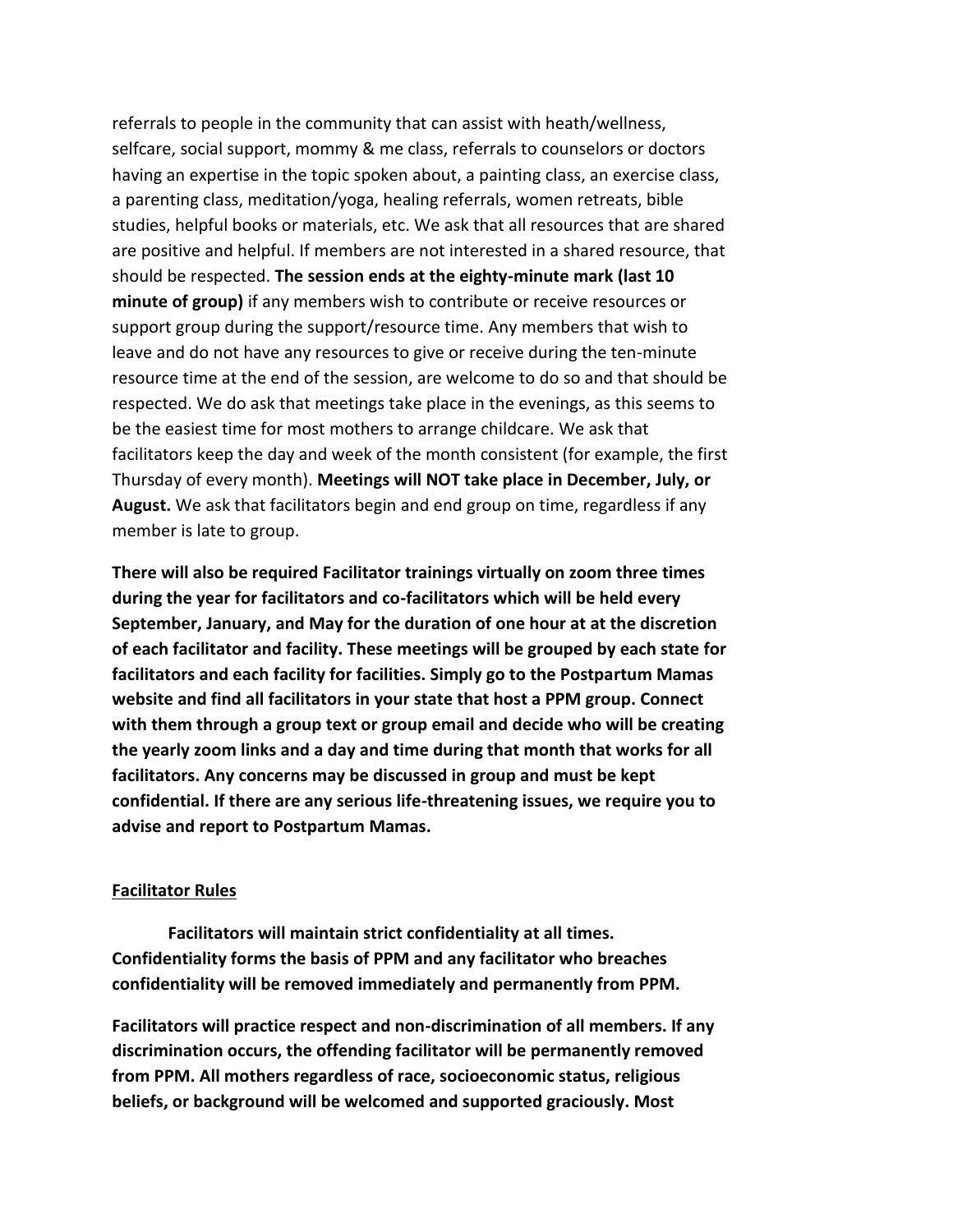referrals to people in the community that can assist with heath/wellness, selfcare, social support, mommy & me class, referrals to counselors or doctors having an expertise in the topic spoken about, a painting class, an exercise class, a parenting class, meditation/yoga, healing referrals, women retreats, bible studies, helpful books or materials, etc. We ask that all resources that are shared are positive and helpful. If members are not interested in a shared resource, that should be respected. **The session ends at the eighty-minute mark (last 10 minute of group)** if any members wish to contribute or receive resources or support group during the support/resource time. Any members that wish to leave and do not have any resources to give or receive during the ten-minute resource time at the end of the session, are welcome to do so and that should be respected. We do ask that meetings take place in the evenings, as this seems to be the easiest time for most mothers to arrange childcare. We ask that facilitators keep the day and week of the month consistent (for example, the first Thursday of every month). **Meetings will NOT take place in December, July, or August.** We ask that facilitators begin and end group on time, regardless if any member is late to group.

**There will also be required Facilitator trainings virtually on zoom three times during the year for facilitators and co-facilitators which will be held every September, January, and May for the duration of one hour at at the discretion of each facilitator and facility. These meetings will be grouped by each state for facilitators and each facility for facilities. Simply go to the Postpartum Mamas website and find all facilitators in your state that host a PPM group. Connect with them through a group text or group email and decide who will be creating the yearly zoom links and a day and time during that month that works for all facilitators. Any concerns may be discussed in group and must be kept confidential. If there are any serious life-threatening issues, we require you to advise and report to Postpartum Mamas.**

<u>**Facilitator Rules**</u>

**Facilitators will maintain strict confidentiality at all times. Confidentiality forms the basis of PPM and any facilitator who breaches confidentiality will be removed immediately and permanently from PPM.**

**Facilitators will practice respect and non-discrimination of all members. If any discrimination occurs, the offending facilitator will be permanently removed from PPM. All mothers regardless of race, socioeconomic status, religious beliefs, or background will be welcomed and supported graciously. Most**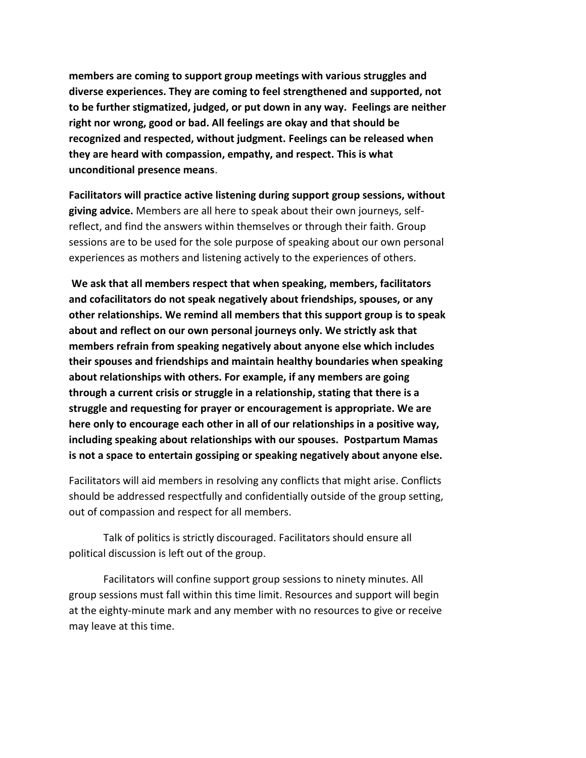**members are coming to support group meetings with various struggles and diverse experiences. They are coming to feel strengthened and supported, not to be further stigmatized, judged, or put down in any way. Feelings are neither right nor wrong, good or bad. All feelings are okay and that should be recognized and respected, without judgment. Feelings can be released when they are heard with compassion, empathy, and respect. This is what unconditional presence means**.

**Facilitators will practice active listening during support group sessions, without giving advice.** Members are all here to speak about their own journeys, self-reflect, and find the answers within themselves or through their faith. Group sessions are to be used for the sole purpose of speaking about our own personal experiences as mothers and listening actively to the experiences of others.

**We ask that all members respect that when speaking, members, facilitators and cofacilitators do not speak negatively about friendships, spouses, or any other relationships. We remind all members that this support group is to speak about and reflect on our own personal journeys only. We strictly ask that members refrain from speaking negatively about anyone else which includes their spouses and friendships and maintain healthy boundaries when speaking about relationships with others. For example, if any members are going through a current crisis or struggle in a relationship, stating that there is a struggle and requesting for prayer or encouragement is appropriate. We are here only to encourage each other in all of our relationships in a positive way, including speaking about relationships with our spouses. Postpartum Mamas is not a space to entertain gossiping or speaking negatively about anyone else.**

Facilitators will aid members in resolving any conflicts that might arise. Conflicts should be addressed respectfully and confidentially outside of the group setting, out of compassion and respect for all members.

Talk of politics is strictly discouraged. Facilitators should ensure all political discussion is left out of the group.

Facilitators will confine support group sessions to ninety minutes. All group sessions must fall within this time limit. Resources and support will begin at the eighty-minute mark and any member with no resources to give or receive may leave at this time.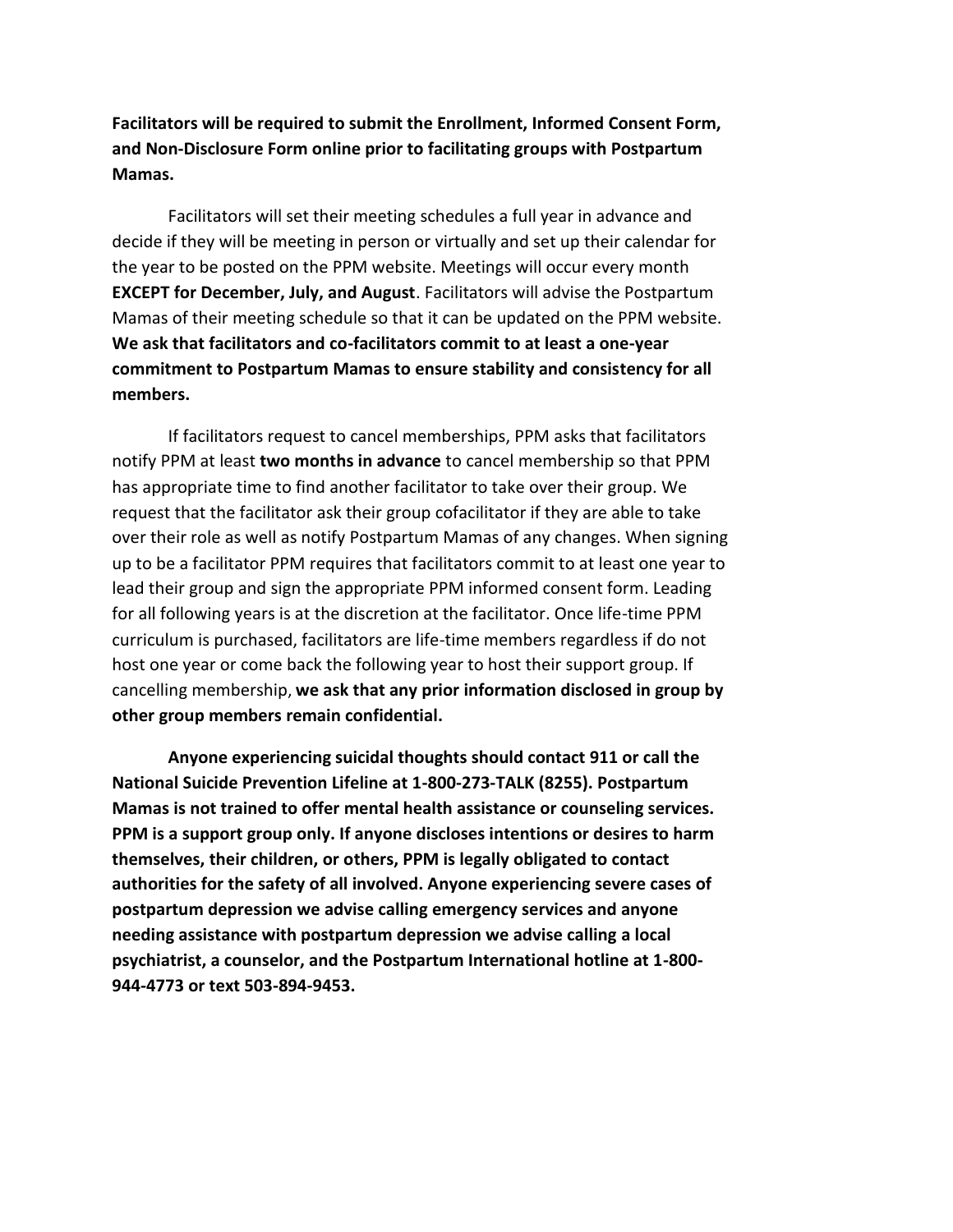**Facilitators will be required to submit the Enrollment, Informed Consent Form, and Non-Disclosure Form online prior to facilitating groups with Postpartum Mamas.**

Facilitators will set their meeting schedules a full year in advance and decide if they will be meeting in person or virtually and set up their calendar for the year to be posted on the PPM website. Meetings will occur every month **EXCEPT for December, July, and August**. Facilitators will advise the Postpartum Mamas of their meeting schedule so that it can be updated on the PPM website. **We ask that facilitators and co-facilitators commit to at least a one-year commitment to Postpartum Mamas to ensure stability and consistency for all members.**

If facilitators request to cancel memberships, PPM asks that facilitators notify PPM at least **two months in advance** to cancel membership so that PPM has appropriate time to find another facilitator to take over their group. We request that the facilitator ask their group cofacilitator if they are able to take over their role as well as notify Postpartum Mamas of any changes. When signing up to be a facilitator PPM requires that facilitators commit to at least one year to lead their group and sign the appropriate PPM informed consent form. Leading for all following years is at the discretion at the facilitator. Once life-time PPM curriculum is purchased, facilitators are life-time members regardless if do not host one year or come back the following year to host their support group. If cancelling membership, **we ask that any prior information disclosed in group by other group members remain confidential.**

**Anyone experiencing suicidal thoughts should contact 911 or call the National Suicide Prevention Lifeline at 1-800-273-TALK (8255). Postpartum Mamas is not trained to offer mental health assistance or counseling services. PPM is a support group only. If anyone discloses intentions or desires to harm themselves, their children, or others, PPM is legally obligated to contact authorities for the safety of all involved. Anyone experiencing severe cases of postpartum depression we advise calling emergency services and anyone needing assistance with postpartum depression we advise calling a local psychiatrist, a counselor, and the Postpartum International hotline at 1-800-944-4773 or text 503-894-9453.**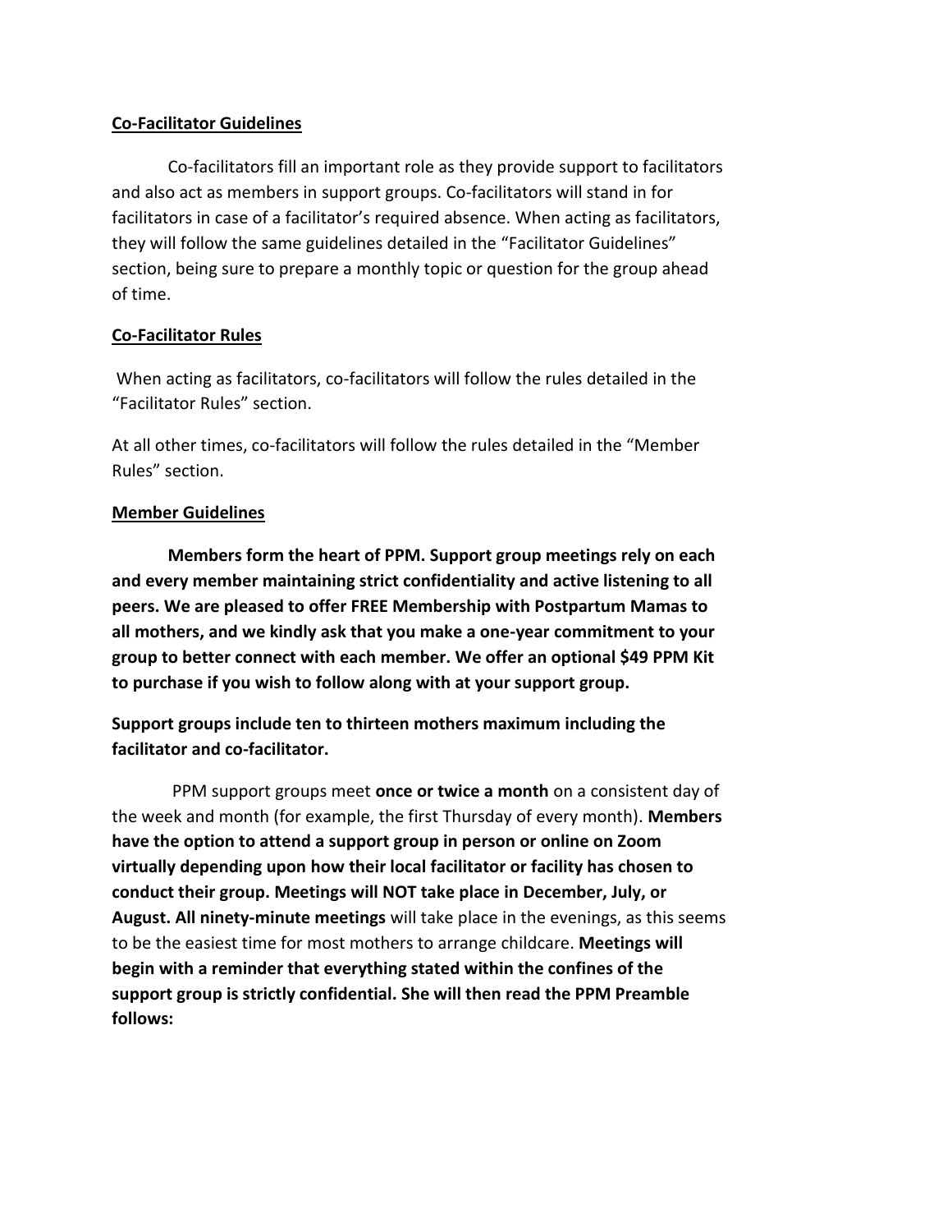**Co-Facilitator Guidelines**

Co-facilitators fill an important role as they provide support to facilitators and also act as members in support groups. Co-facilitators will stand in for facilitators in case of a facilitator's required absence. When acting as facilitators, they will follow the same guidelines detailed in the "Facilitator Guidelines" section, being sure to prepare a monthly topic or question for the group ahead of time.

**Co-Facilitator Rules**

When acting as facilitators, co-facilitators will follow the rules detailed in the "Facilitator Rules" section.

At all other times, co-facilitators will follow the rules detailed in the "Member Rules" section.

**Member Guidelines**

**Members form the heart of PPM. Support group meetings rely on each and every member maintaining strict confidentiality and active listening to all peers. We are pleased to offer FREE Membership with Postpartum Mamas to all mothers, and we kindly ask that you make a one-year commitment to your group to better connect with each member. We offer an optional $49 PPM Kit to purchase if you wish to follow along with at your support group.**

**Support groups include ten to thirteen mothers maximum including the facilitator and co-facilitator.**

PPM support groups meet **once or twice a month** on a consistent day of the week and month (for example, the first Thursday of every month). **Members have the option to attend a support group in person or online on Zoom virtually depending upon how their local facilitator or facility has chosen to conduct their group. Meetings will NOT take place in December, July, or August. All ninety-minute meetings** will take place in the evenings, as this seems to be the easiest time for most mothers to arrange childcare. **Meetings will begin with a reminder that everything stated within the confines of the support group is strictly confidential. She will then read the PPM Preamble follows:**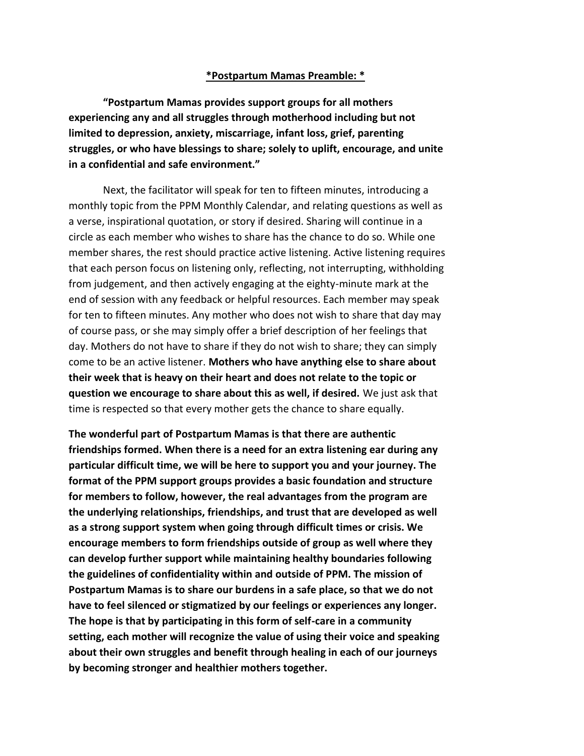**\*Postpartum Mamas Preamble: \***

**"Postpartum Mamas provides support groups for all mothers experiencing any and all struggles through motherhood including but not limited to depression, anxiety, miscarriage, infant loss, grief, parenting struggles, or who have blessings to share; solely to uplift, encourage, and unite in a confidential and safe environment."**

Next, the facilitator will speak for ten to fifteen minutes, introducing a monthly topic from the PPM Monthly Calendar, and relating questions as well as a verse, inspirational quotation, or story if desired. Sharing will continue in a circle as each member who wishes to share has the chance to do so. While one member shares, the rest should practice active listening. Active listening requires that each person focus on listening only, reflecting, not interrupting, withholding from judgement, and then actively engaging at the eighty-minute mark at the end of session with any feedback or helpful resources. Each member may speak for ten to fifteen minutes. Any mother who does not wish to share that day may of course pass, or she may simply offer a brief description of her feelings that day. Mothers do not have to share if they do not wish to share; they can simply come to be an active listener. **Mothers who have anything else to share about their week that is heavy on their heart and does not relate to the topic or question we encourage to share about this as well, if desired.** We just ask that time is respected so that every mother gets the chance to share equally.

**The wonderful part of Postpartum Mamas is that there are authentic friendships formed. When there is a need for an extra listening ear during any particular difficult time, we will be here to support you and your journey. The format of the PPM support groups provides a basic foundation and structure for members to follow, however, the real advantages from the program are the underlying relationships, friendships, and trust that are developed as well as a strong support system when going through difficult times or crisis. We encourage members to form friendships outside of group as well where they can develop further support while maintaining healthy boundaries following the guidelines of confidentiality within and outside of PPM. The mission of Postpartum Mamas is to share our burdens in a safe place, so that we do not have to feel silenced or stigmatized by our feelings or experiences any longer. The hope is that by participating in this form of self-care in a community setting, each mother will recognize the value of using their voice and speaking about their own struggles and benefit through healing in each of our journeys by becoming stronger and healthier mothers together.**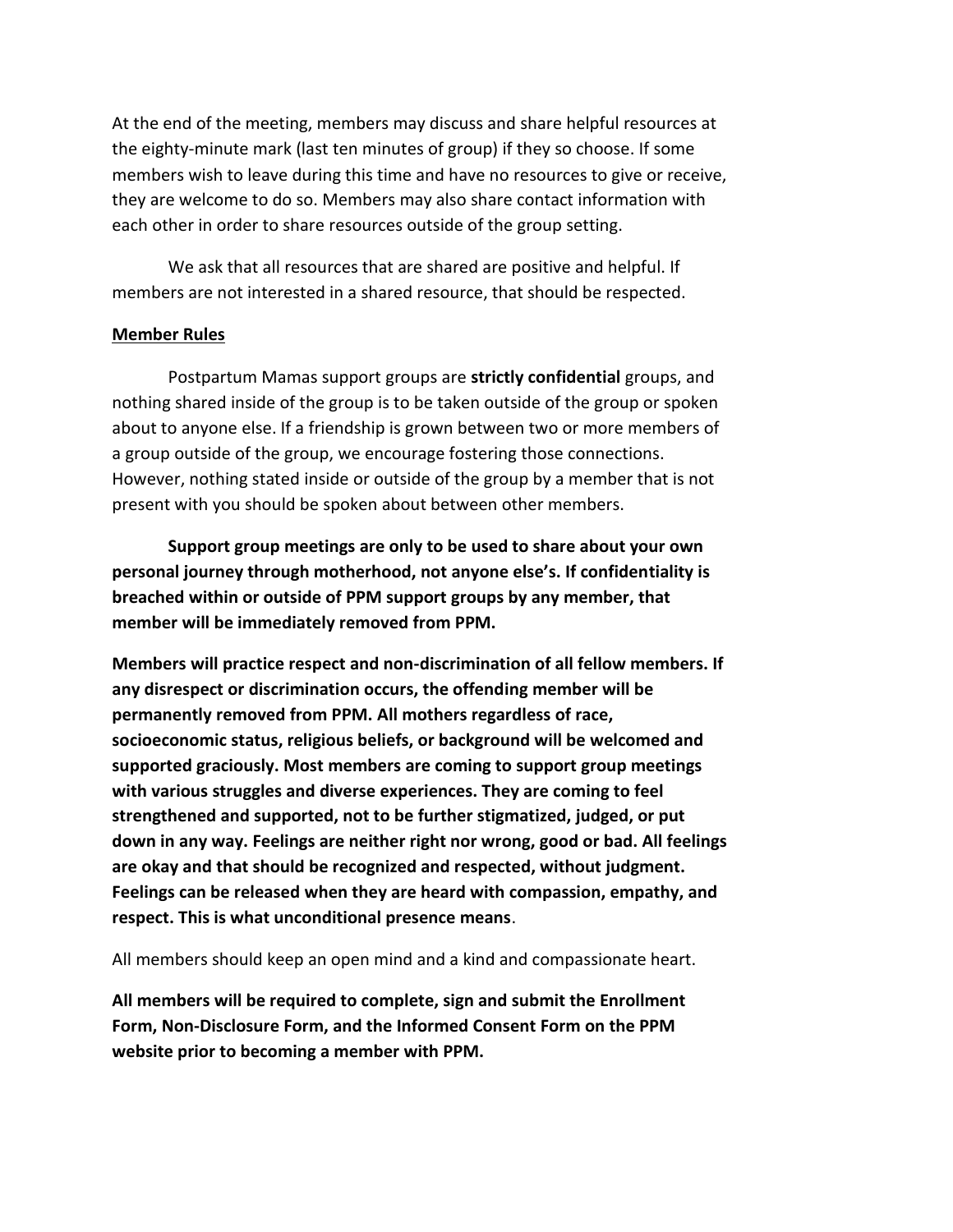At the end of the meeting, members may discuss and share helpful resources at the eighty-minute mark (last ten minutes of group) if they so choose. If some members wish to leave during this time and have no resources to give or receive, they are welcome to do so. Members may also share contact information with each other in order to share resources outside of the group setting.

We ask that all resources that are shared are positive and helpful. If members are not interested in a shared resource, that should be respected.

**Member Rules**

Postpartum Mamas support groups are **strictly confidential** groups, and nothing shared inside of the group is to be taken outside of the group or spoken about to anyone else. If a friendship is grown between two or more members of a group outside of the group, we encourage fostering those connections. However, nothing stated inside or outside of the group by a member that is not present with you should be spoken about between other members.

**Support group meetings are only to be used to share about your own personal journey through motherhood, not anyone else's. If confidentiality is breached within or outside of PPM support groups by any member, that member will be immediately removed from PPM.**

**Members will practice respect and non-discrimination of all fellow members. If any disrespect or discrimination occurs, the offending member will be permanently removed from PPM. All mothers regardless of race, socioeconomic status, religious beliefs, or background will be welcomed and supported graciously. Most members are coming to support group meetings with various struggles and diverse experiences. They are coming to feel strengthened and supported, not to be further stigmatized, judged, or put down in any way. Feelings are neither right nor wrong, good or bad. All feelings are okay and that should be recognized and respected, without judgment. Feelings can be released when they are heard with compassion, empathy, and respect. This is what unconditional presence means**.

All members should keep an open mind and a kind and compassionate heart.

**All members will be required to complete, sign and submit the Enrollment Form, Non-Disclosure Form, and the Informed Consent Form on the PPM website prior to becoming a member with PPM.**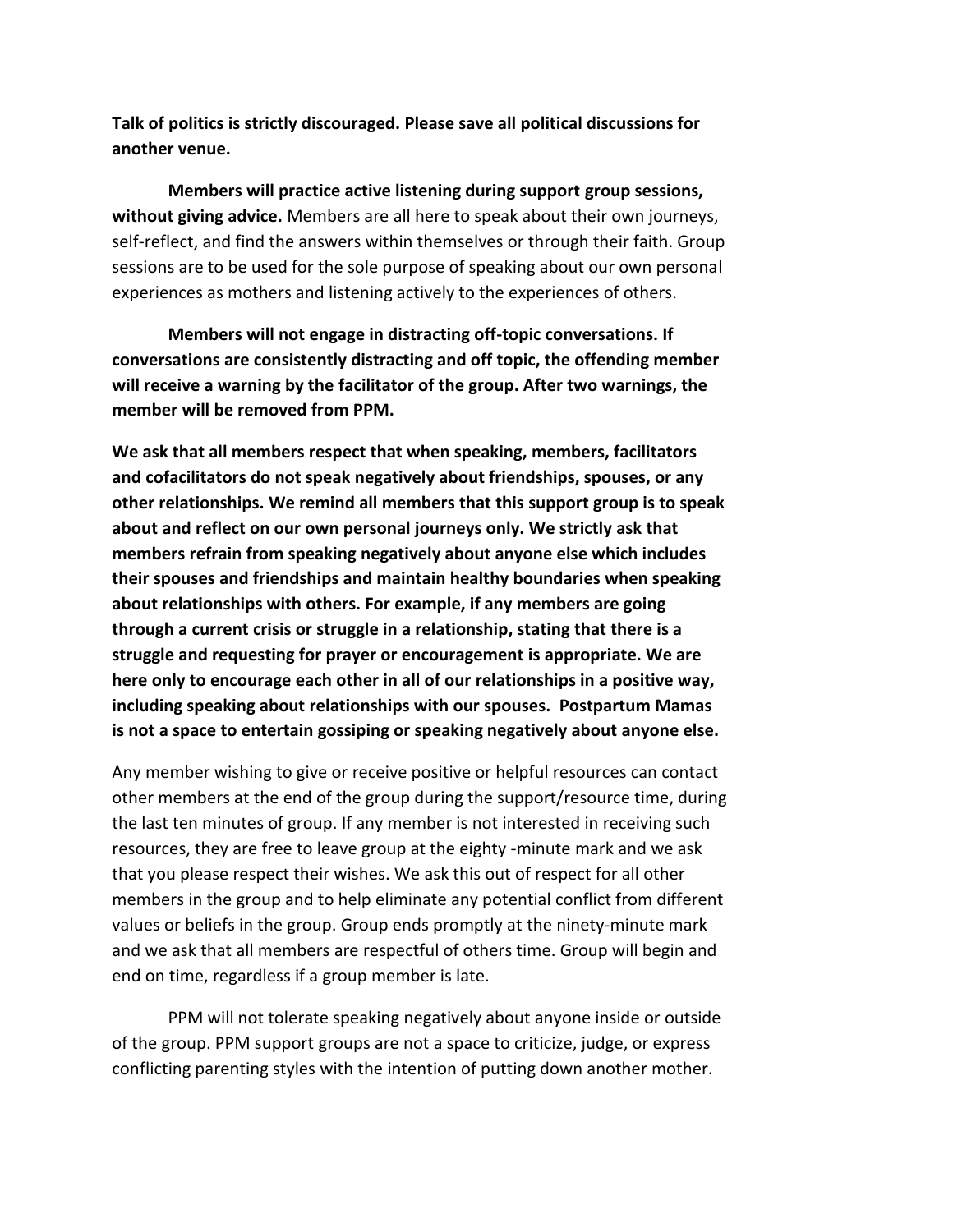**Talk of politics is strictly discouraged. Please save all political discussions for another venue.**

**Members will practice active listening during support group sessions, without giving advice.** Members are all here to speak about their own journeys, self-reflect, and find the answers within themselves or through their faith. Group sessions are to be used for the sole purpose of speaking about our own personal experiences as mothers and listening actively to the experiences of others.

**Members will not engage in distracting off-topic conversations. If conversations are consistently distracting and off topic, the offending member will receive a warning by the facilitator of the group. After two warnings, the member will be removed from PPM.**

**We ask that all members respect that when speaking, members, facilitators and cofacilitators do not speak negatively about friendships, spouses, or any other relationships. We remind all members that this support group is to speak about and reflect on our own personal journeys only. We strictly ask that members refrain from speaking negatively about anyone else which includes their spouses and friendships and maintain healthy boundaries when speaking about relationships with others. For example, if any members are going through a current crisis or struggle in a relationship, stating that there is a struggle and requesting for prayer or encouragement is appropriate. We are here only to encourage each other in all of our relationships in a positive way, including speaking about relationships with our spouses. Postpartum Mamas is not a space to entertain gossiping or speaking negatively about anyone else.**

Any member wishing to give or receive positive or helpful resources can contact other members at the end of the group during the support/resource time, during the last ten minutes of group. If any member is not interested in receiving such resources, they are free to leave group at the eighty -minute mark and we ask that you please respect their wishes. We ask this out of respect for all other members in the group and to help eliminate any potential conflict from different values or beliefs in the group. Group ends promptly at the ninety-minute mark and we ask that all members are respectful of others time. Group will begin and end on time, regardless if a group member is late.

PPM will not tolerate speaking negatively about anyone inside or outside of the group. PPM support groups are not a space to criticize, judge, or express conflicting parenting styles with the intention of putting down another mother.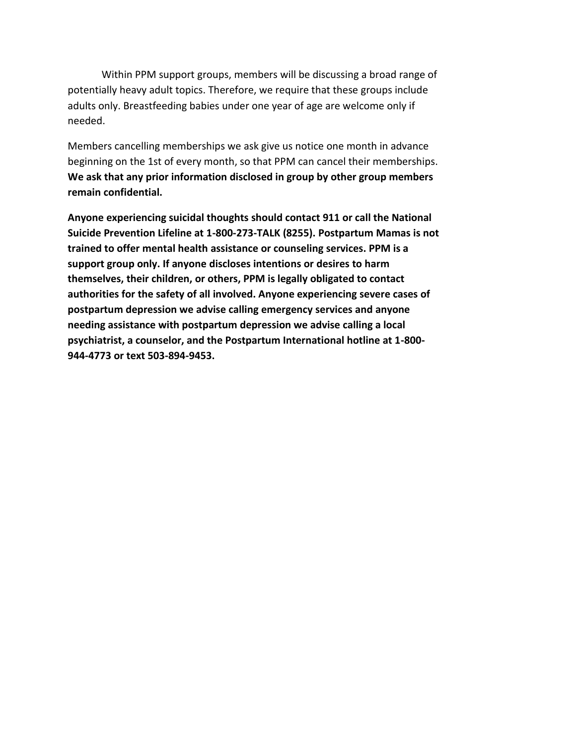Within PPM support groups, members will be discussing a broad range of potentially heavy adult topics. Therefore, we require that these groups include adults only. Breastfeeding babies under one year of age are welcome only if needed.

Members cancelling memberships we ask give us notice one month in advance beginning on the 1st of every month, so that PPM can cancel their memberships. **We ask that any prior information disclosed in group by other group members remain confidential.**

**Anyone experiencing suicidal thoughts should contact 911 or call the National Suicide Prevention Lifeline at 1-800-273-TALK (8255). Postpartum Mamas is not trained to offer mental health assistance or counseling services. PPM is a support group only. If anyone discloses intentions or desires to harm themselves, their children, or others, PPM is legally obligated to contact authorities for the safety of all involved. Anyone experiencing severe cases of postpartum depression we advise calling emergency services and anyone needing assistance with postpartum depression we advise calling a local psychiatrist, a counselor, and the Postpartum International hotline at 1-800-944-4773 or text 503-894-9453.**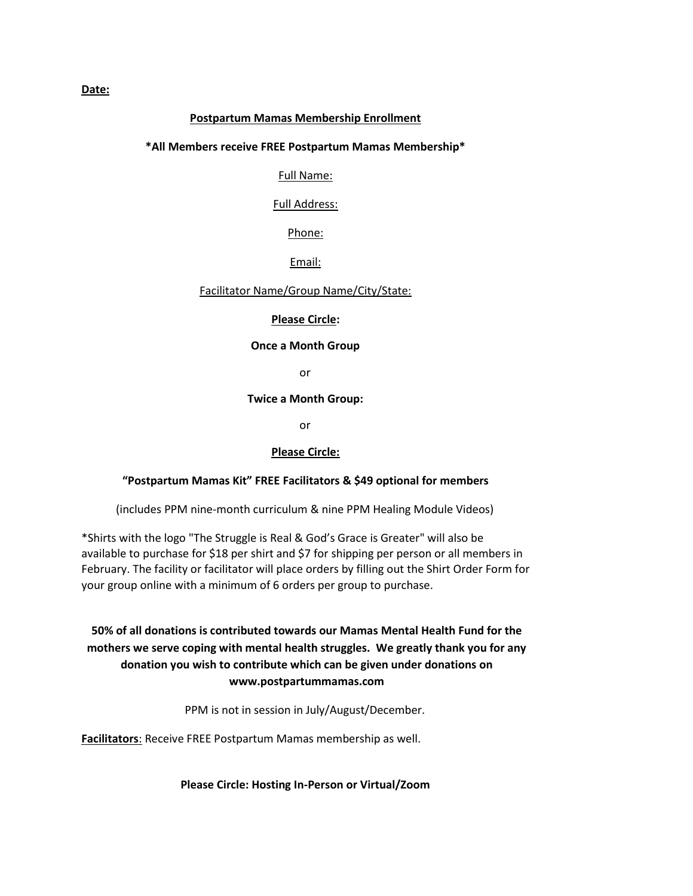**Date:**

**Postpartum Mamas Membership Enrollment**

***All Members receive FREE Postpartum Mamas Membership***

Full Name:

Full Address:

Phone:

Email:

Facilitator Name/Group Name/City/State:

**Please Circle:**

**Once a Month Group**

or

**Twice a Month Group:**

or

**Please Circle:**

**"Postpartum Mamas Kit" FREE Facilitators & $49 optional for members**

(includes PPM nine-month curriculum & nine PPM Healing Module Videos)

*Shirts with the logo "The Struggle is Real & God's Grace is Greater" will also be available to purchase for $18 per shirt and $7 for shipping per person or all members in February. The facility or facilitator will place orders by filling out the Shirt Order Form for your group online with a minimum of 6 orders per group to purchase.

**50% of all donations is contributed towards our Mamas Mental Health Fund for the mothers we serve coping with mental health struggles. We greatly thank you for any donation you wish to contribute which can be given under donations on www.postpartummamas.com**

PPM is not in session in July/August/December.

**Facilitators**: Receive FREE Postpartum Mamas membership as well.

**Please Circle: Hosting In-Person or Virtual/Zoom**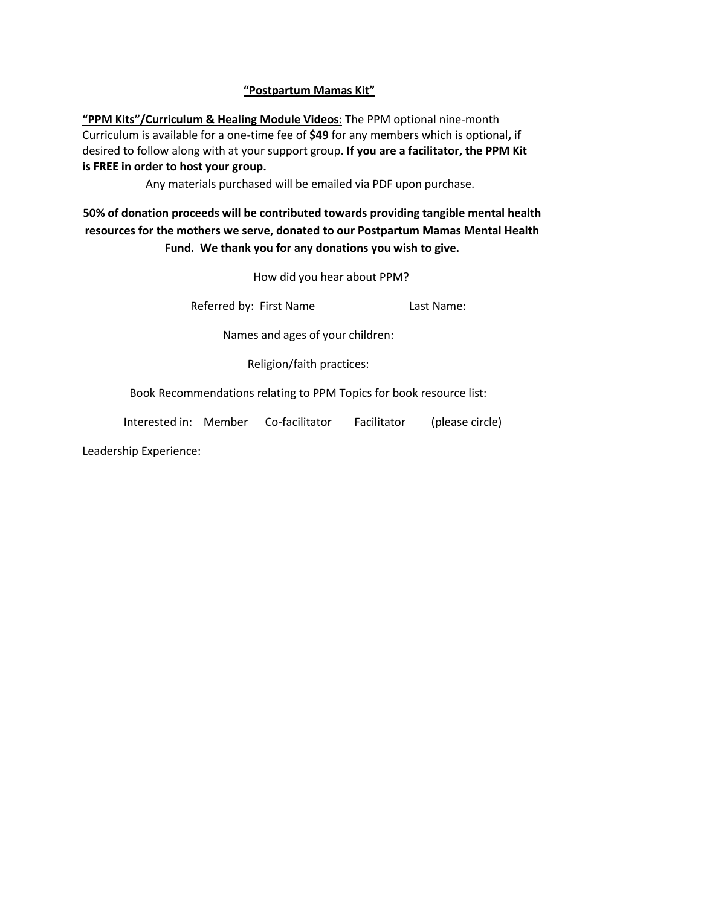## <u>"Postpartum Mamas Kit"</u>

**<u>"PPM Kits"/Curriculum & Healing Module Videos</u>**: The PPM optional nine-month Curriculum is available for a one-time fee of **$49** for any members which is optional**,** if desired to follow along with at your support group. **If you are a facilitator, the PPM Kit is FREE in order to host your group.**

Any materials purchased will be emailed via PDF upon purchase.

**50% of donation proceeds will be contributed towards providing tangible mental health resources for the mothers we serve, donated to our Postpartum Mamas Mental Health Fund. We thank you for any donations you wish to give.**

How did you hear about PPM?

Referred by: First Name Last Name:

Names and ages of your children:

Religion/faith practices:

Book Recommendations relating to PPM Topics for book resource list:

Interested in: Member Co-facilitator Facilitator (please circle)

<u>Leadership Experience:</u>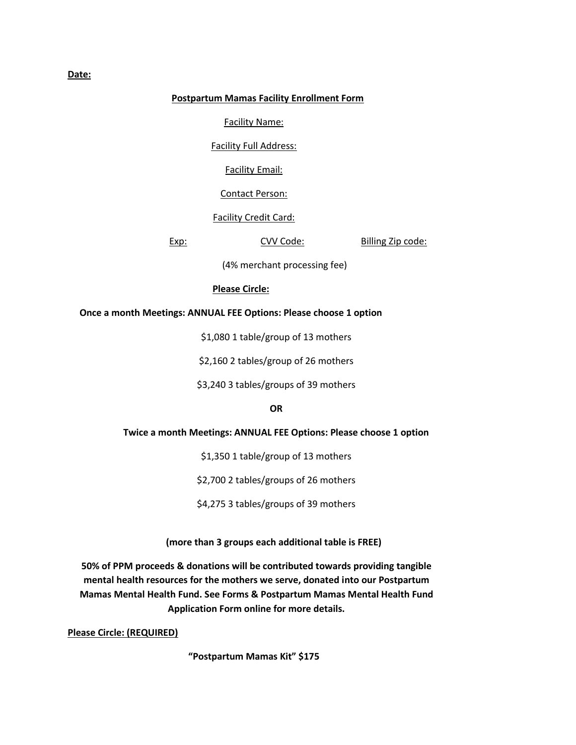**Date:**

**Postpartum Mamas Facility Enrollment Form**

Facility Name:

Facility Full Address:

Facility Email:

Contact Person:

Facility Credit Card:

Exp: CVV Code: Billing Zip code:

(4% merchant processing fee)

**Please Circle:**

**Once a month Meetings: ANNUAL FEE Options: Please choose 1 option**

$1,080 1 table/group of 13 mothers

$2,160 2 tables/group of 26 mothers

$3,240 3 tables/groups of 39 mothers

**OR**

**Twice a month Meetings: ANNUAL FEE Options: Please choose 1 option**

$1,350 1 table/group of 13 mothers

$2,700 2 tables/groups of 26 mothers

$4,275 3 tables/groups of 39 mothers

**(more than 3 groups each additional table is FREE)**

**50% of PPM proceeds & donations will be contributed towards providing tangible mental health resources for the mothers we serve, donated into our Postpartum Mamas Mental Health Fund. See Forms & Postpartum Mamas Mental Health Fund Application Form online for more details.**

**Please Circle: (REQUIRED)**

**"Postpartum Mamas Kit" $175**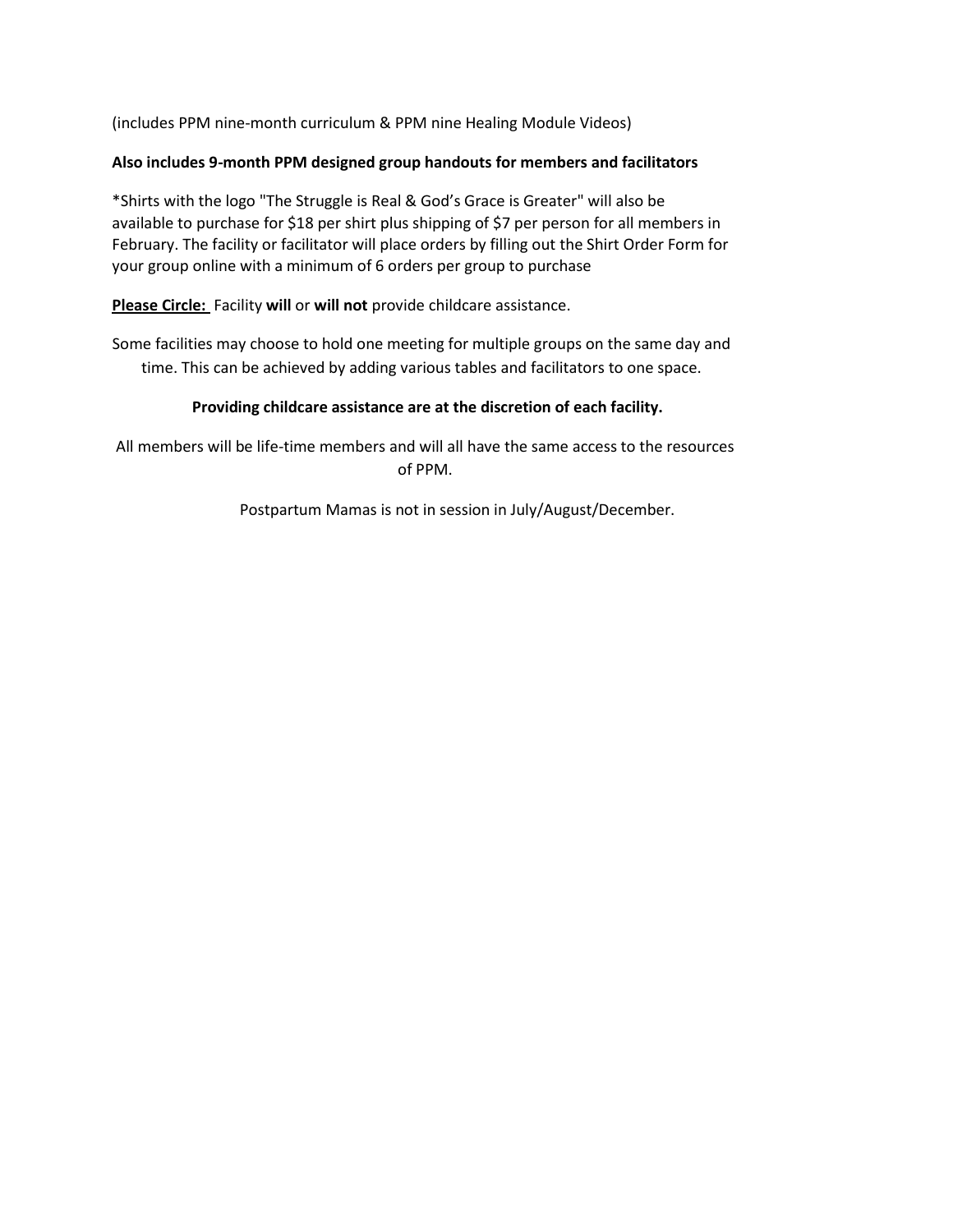(includes PPM nine-month curriculum & PPM nine Healing Module Videos)

**Also includes 9-month PPM designed group handouts for members and facilitators**

*Shirts with the logo "The Struggle is Real & God's Grace is Greater" will also be available to purchase for $18 per shirt plus shipping of $7 per person for all members in February. The facility or facilitator will place orders by filling out the Shirt Order Form for your group online with a minimum of 6 orders per group to purchase

**Please Circle:** Facility **will** or **will not** provide childcare assistance.

Some facilities may choose to hold one meeting for multiple groups on the same day and time. This can be achieved by adding various tables and facilitators to one space.

**Providing childcare assistance are at the discretion of each facility.**

All members will be life-time members and will all have the same access to the resources of PPM.

Postpartum Mamas is not in session in July/August/December.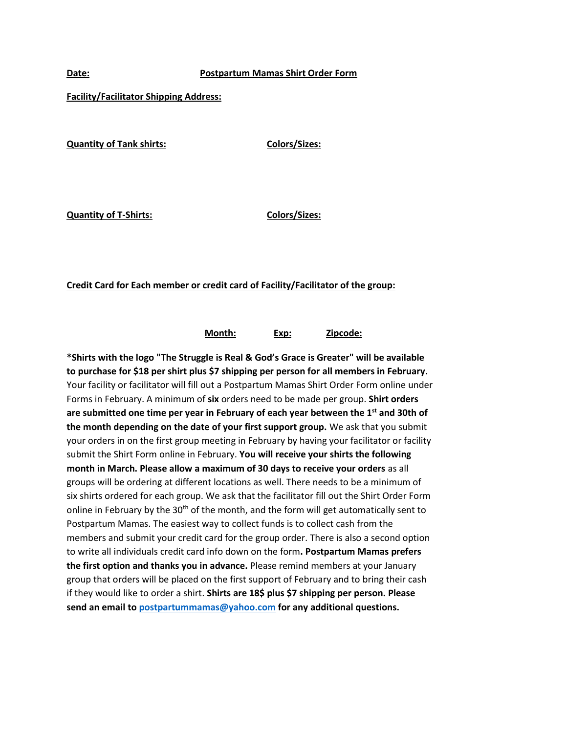**Date:** **Postpartum Mamas Shirt Order Form**

**Facility/Facilitator Shipping Address:**

**Quantity of Tank shirts:** **Colors/Sizes:**

**Quantity of T-Shirts:** **Colors/Sizes:**

**Credit Card for Each member or credit card of Facility/Facilitator of the group:**

**Month:** **Exp:** **Zipcode:**

**\*Shirts with the logo "The Struggle is Real & God's Grace is Greater" will be available to purchase for $18 per shirt plus $7 shipping per person for all members in February.** Your facility or facilitator will fill out a Postpartum Mamas Shirt Order Form online under Forms in February. A minimum of **six** orders need to be made per group. **Shirt orders are submitted one time per year in February of each year between the 1st and 30th of the month depending on the date of your first support group.** We ask that you submit your orders in on the first group meeting in February by having your facilitator or facility submit the Shirt Form online in February. **You will receive your shirts the following month in March. Please allow a maximum of 30 days to receive your orders** as all groups will be ordering at different locations as well. There needs to be a minimum of six shirts ordered for each group. We ask that the facilitator fill out the Shirt Order Form online in February by the 30th of the month, and the form will get automatically sent to Postpartum Mamas. The easiest way to collect funds is to collect cash from the members and submit your credit card for the group order. There is also a second option to write all individuals credit card info down on the form**. Postpartum Mamas prefers the first option and thanks you in advance.** Please remind members at your January group that orders will be placed on the first support of February and to bring their cash if they would like to order a shirt. **Shirts are 18$ plus $7 shipping per person. Please send an email to [postpartummamas@yahoo.com](mailto:postpartummamas@yahoo.com) for any additional questions.**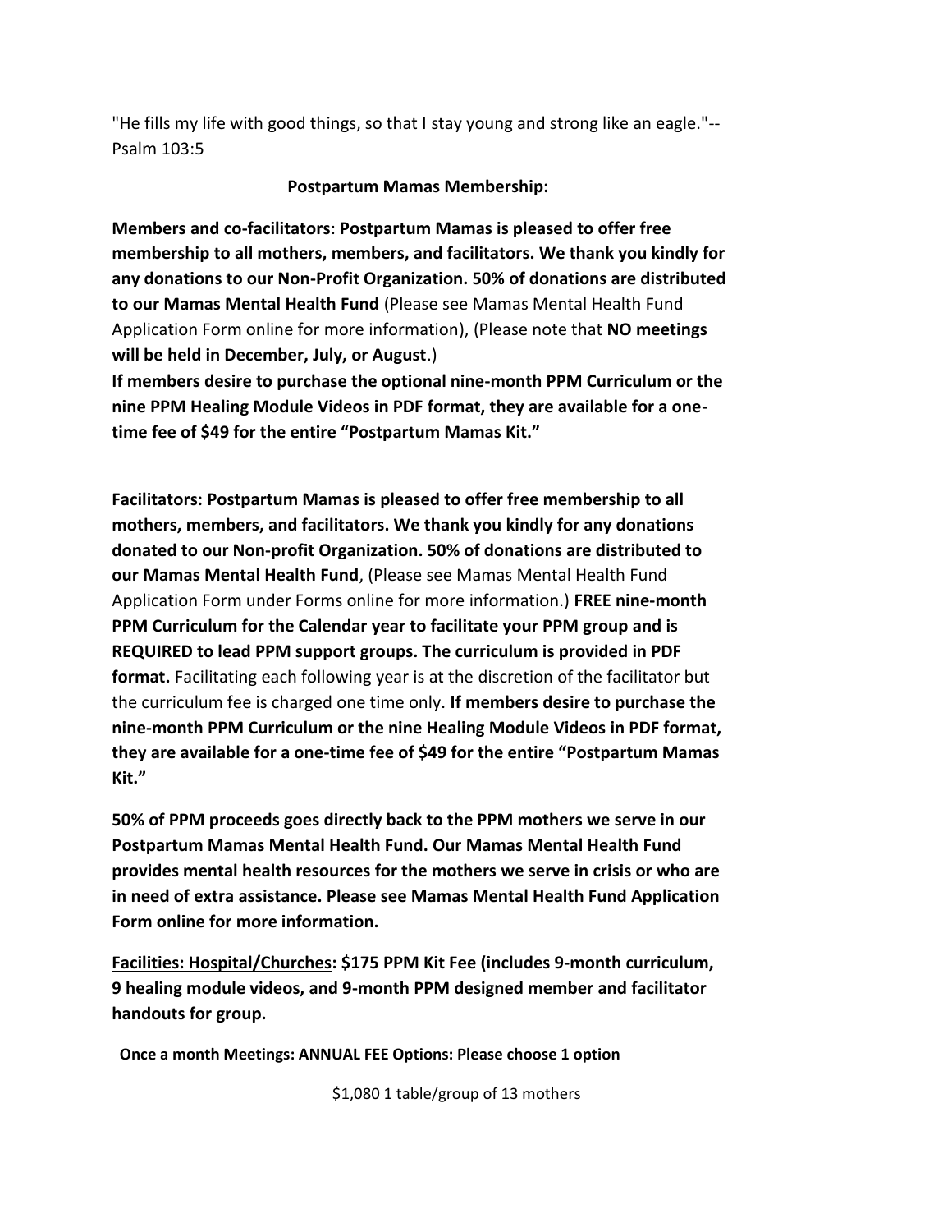"He fills my life with good things, so that I stay young and strong like an eagle."--Psalm 103:5

**Postpartum Mamas Membership:**

**Members and co-facilitators**: **Postpartum Mamas is pleased to offer free membership to all mothers, members, and facilitators. We thank you kindly for any donations to our Non-Profit Organization. 50% of donations are distributed to our Mamas Mental Health Fund** (Please see Mamas Mental Health Fund Application Form online for more information), (Please note that **NO meetings will be held in December, July, or August**.)

**If members desire to purchase the optional nine-month PPM Curriculum or the nine PPM Healing Module Videos in PDF format, they are available for a one-time fee of $49 for the entire "Postpartum Mamas Kit."**

**Facilitators: Postpartum Mamas is pleased to offer free membership to all mothers, members, and facilitators. We thank you kindly for any donations donated to our Non-profit Organization. 50% of donations are distributed to our Mamas Mental Health Fund**, (Please see Mamas Mental Health Fund Application Form under Forms online for more information.) **FREE nine-month PPM Curriculum for the Calendar year to facilitate your PPM group and is REQUIRED to lead PPM support groups. The curriculum is provided in PDF format.** Facilitating each following year is at the discretion of the facilitator but the curriculum fee is charged one time only. **If members desire to purchase the nine-month PPM Curriculum or the nine Healing Module Videos in PDF format, they are available for a one-time fee of $49 for the entire "Postpartum Mamas Kit."**

**50% of PPM proceeds goes directly back to the PPM mothers we serve in our Postpartum Mamas Mental Health Fund. Our Mamas Mental Health Fund provides mental health resources for the mothers we serve in crisis or who are in need of extra assistance. Please see Mamas Mental Health Fund Application Form online for more information.**

**Facilities: Hospital/Churches: $175 PPM Kit Fee (includes 9-month curriculum, 9 healing module videos, and 9-month PPM designed member and facilitator handouts for group.**

**Once a month Meetings: ANNUAL FEE Options: Please choose 1 option**

$1,080 1 table/group of 13 mothers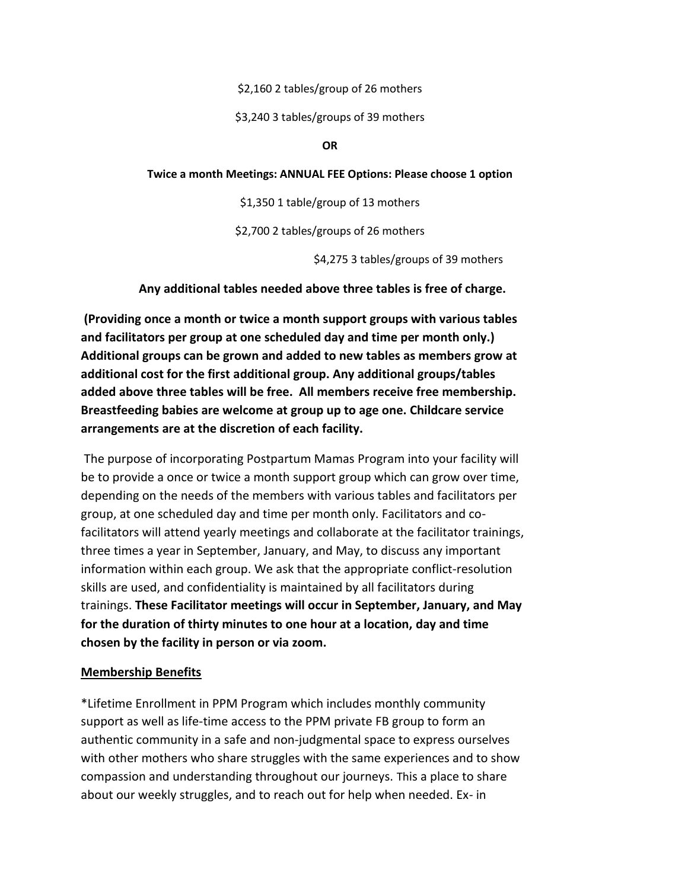$2,160 2 tables/group of 26 mothers

$3,240 3 tables/groups of 39 mothers

**OR**

**Twice a month Meetings: ANNUAL FEE Options: Please choose 1 option**

$1,350 1 table/group of 13 mothers

$2,700 2 tables/groups of 26 mothers

$4,275 3 tables/groups of 39 mothers

**Any additional tables needed above three tables is free of charge.**

**(Providing once a month or twice a month support groups with various tables and facilitators per group at one scheduled day and time per month only.) Additional groups can be grown and added to new tables as members grow at additional cost for the first additional group. Any additional groups/tables added above three tables will be free. All members receive free membership. Breastfeeding babies are welcome at group up to age one. Childcare service arrangements are at the discretion of each facility.**

The purpose of incorporating Postpartum Mamas Program into your facility will be to provide a once or twice a month support group which can grow over time, depending on the needs of the members with various tables and facilitators per group, at one scheduled day and time per month only. Facilitators and co-facilitators will attend yearly meetings and collaborate at the facilitator trainings, three times a year in September, January, and May, to discuss any important information within each group. We ask that the appropriate conflict-resolution skills are used, and confidentiality is maintained by all facilitators during trainings. **These Facilitator meetings will occur in September, January, and May for the duration of thirty minutes to one hour at a location, day and time chosen by the facility in person or via zoom.**

<u>**Membership Benefits**</u>

*Lifetime Enrollment in PPM Program which includes monthly community support as well as life-time access to the PPM private FB group to form an authentic community in a safe and non-judgmental space to express ourselves with other mothers who share struggles with the same experiences and to show compassion and understanding throughout our journeys. This a place to share about our weekly struggles, and to reach out for help when needed. Ex- in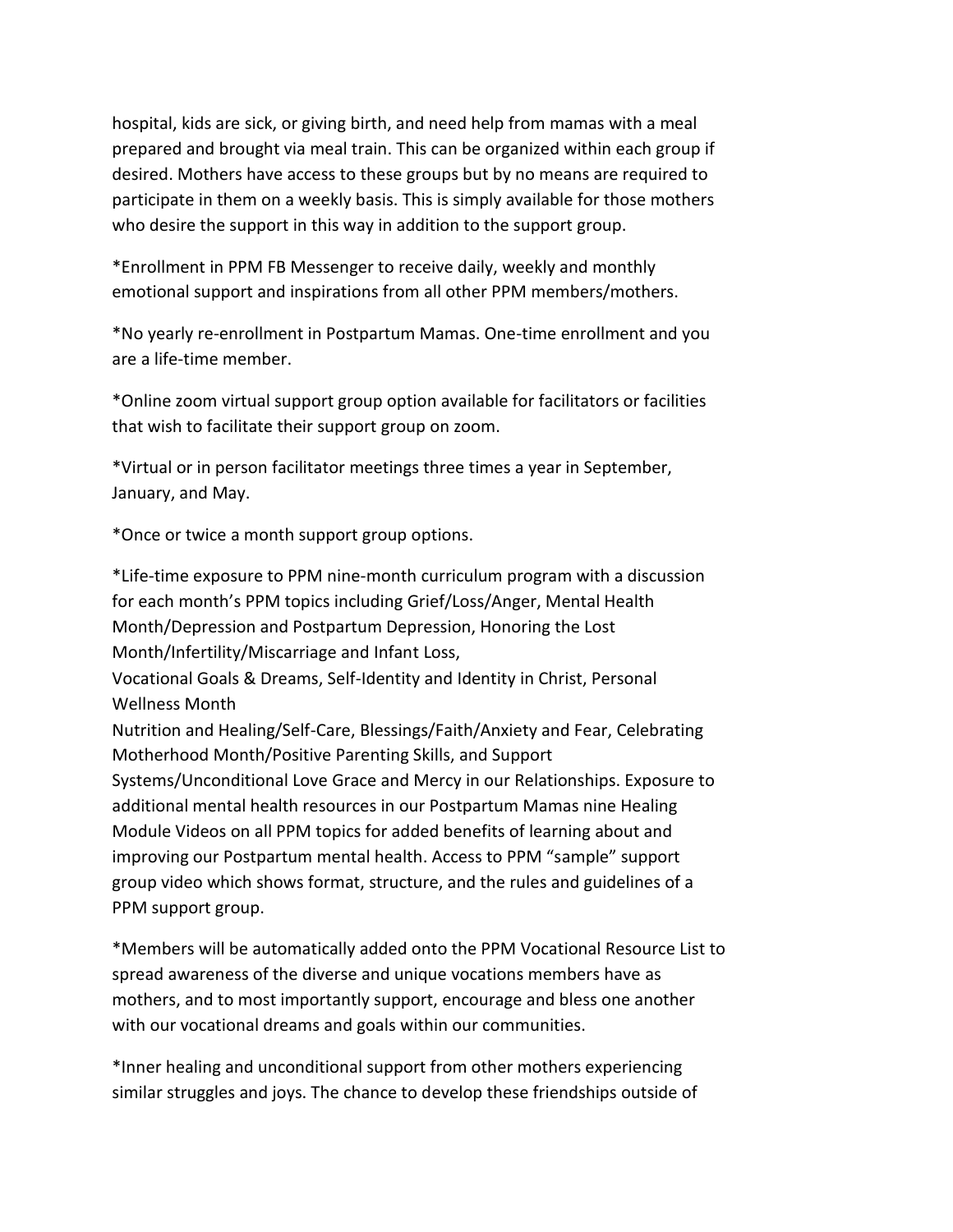hospital, kids are sick, or giving birth, and need help from mamas with a meal prepared and brought via meal train. This can be organized within each group if desired. Mothers have access to these groups but by no means are required to participate in them on a weekly basis. This is simply available for those mothers who desire the support in this way in addition to the support group.

*Enrollment in PPM FB Messenger to receive daily, weekly and monthly emotional support and inspirations from all other PPM members/mothers.

*No yearly re-enrollment in Postpartum Mamas. One-time enrollment and you are a life-time member.

*Online zoom virtual support group option available for facilitators or facilities that wish to facilitate their support group on zoom.

*Virtual or in person facilitator meetings three times a year in September, January, and May.

*Once or twice a month support group options.

*Life-time exposure to PPM nine-month curriculum program with a discussion for each month's PPM topics including Grief/Loss/Anger, Mental Health Month/Depression and Postpartum Depression, Honoring the Lost Month/Infertility/Miscarriage and Infant Loss,
Vocational Goals & Dreams, Self-Identity and Identity in Christ, Personal Wellness Month
Nutrition and Healing/Self-Care, Blessings/Faith/Anxiety and Fear, Celebrating Motherhood Month/Positive Parenting Skills, and Support Systems/Unconditional Love Grace and Mercy in our Relationships. Exposure to additional mental health resources in our Postpartum Mamas nine Healing Module Videos on all PPM topics for added benefits of learning about and improving our Postpartum mental health. Access to PPM "sample" support group video which shows format, structure, and the rules and guidelines of a PPM support group.

*Members will be automatically added onto the PPM Vocational Resource List to spread awareness of the diverse and unique vocations members have as mothers, and to most importantly support, encourage and bless one another with our vocational dreams and goals within our communities.

*Inner healing and unconditional support from other mothers experiencing similar struggles and joys. The chance to develop these friendships outside of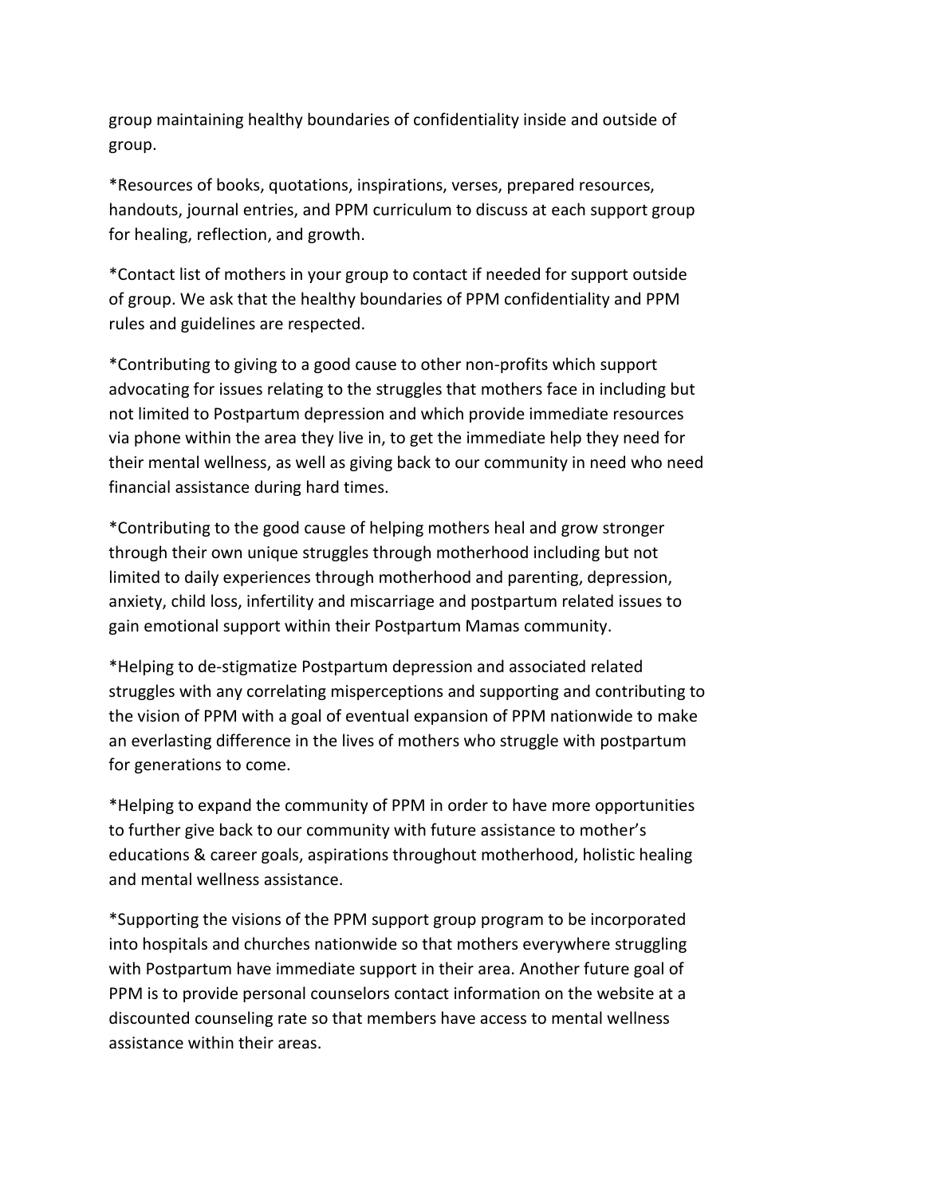group maintaining healthy boundaries of confidentiality inside and outside of group.

*Resources of books, quotations, inspirations, verses, prepared resources, handouts, journal entries, and PPM curriculum to discuss at each support group for healing, reflection, and growth.

*Contact list of mothers in your group to contact if needed for support outside of group. We ask that the healthy boundaries of PPM confidentiality and PPM rules and guidelines are respected.

*Contributing to giving to a good cause to other non-profits which support advocating for issues relating to the struggles that mothers face in including but not limited to Postpartum depression and which provide immediate resources via phone within the area they live in, to get the immediate help they need for their mental wellness, as well as giving back to our community in need who need financial assistance during hard times.

*Contributing to the good cause of helping mothers heal and grow stronger through their own unique struggles through motherhood including but not limited to daily experiences through motherhood and parenting, depression, anxiety, child loss, infertility and miscarriage and postpartum related issues to gain emotional support within their Postpartum Mamas community.

*Helping to de-stigmatize Postpartum depression and associated related struggles with any correlating misperceptions and supporting and contributing to the vision of PPM with a goal of eventual expansion of PPM nationwide to make an everlasting difference in the lives of mothers who struggle with postpartum for generations to come.

*Helping to expand the community of PPM in order to have more opportunities to further give back to our community with future assistance to mother's educations & career goals, aspirations throughout motherhood, holistic healing and mental wellness assistance.

*Supporting the visions of the PPM support group program to be incorporated into hospitals and churches nationwide so that mothers everywhere struggling with Postpartum have immediate support in their area. Another future goal of PPM is to provide personal counselors contact information on the website at a discounted counseling rate so that members have access to mental wellness assistance within their areas.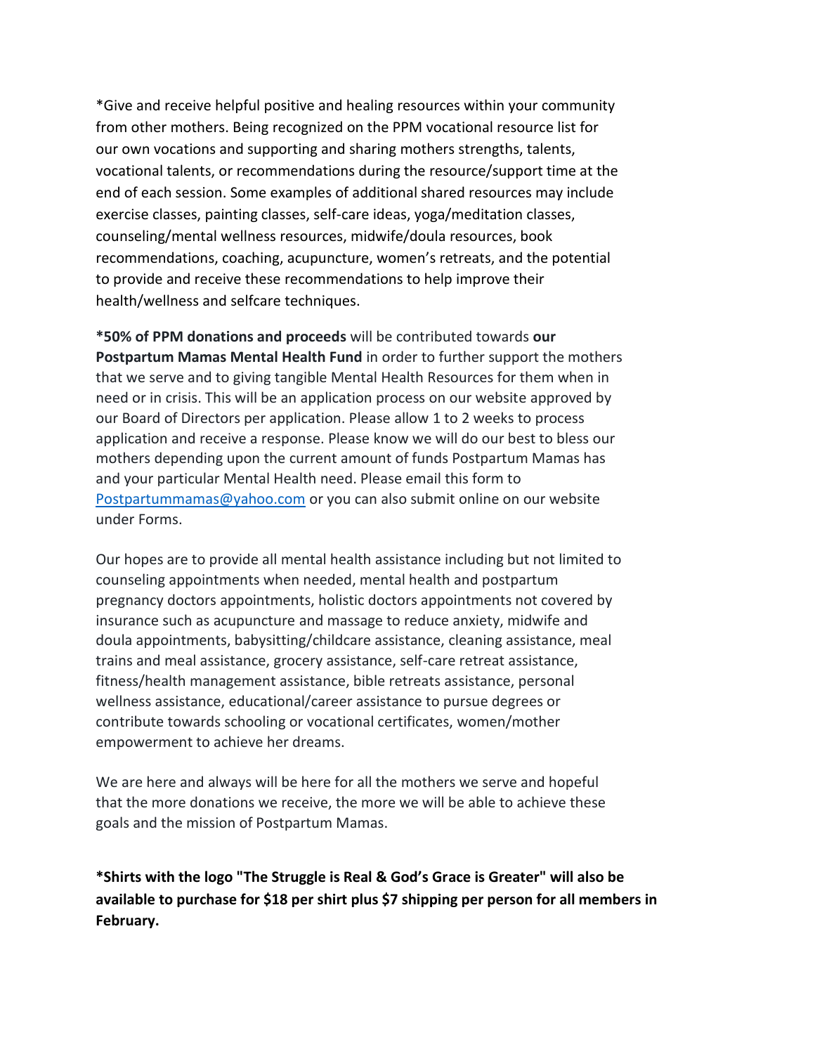*Give and receive helpful positive and healing resources within your community from other mothers. Being recognized on the PPM vocational resource list for our own vocations and supporting and sharing mothers strengths, talents, vocational talents, or recommendations during the resource/support time at the end of each session. Some examples of additional shared resources may include exercise classes, painting classes, self-care ideas, yoga/meditation classes, counseling/mental wellness resources, midwife/doula resources, book recommendations, coaching, acupuncture, women's retreats, and the potential to provide and receive these recommendations to help improve their health/wellness and selfcare techniques.

**\*50% of PPM donations and proceeds** will be contributed towards **our Postpartum Mamas Mental Health Fund** in order to further support the mothers that we serve and to giving tangible Mental Health Resources for them when in need or in crisis. This will be an application process on our website approved by our Board of Directors per application. Please allow 1 to 2 weeks to process application and receive a response. Please know we will do our best to bless our mothers depending upon the current amount of funds Postpartum Mamas has and your particular Mental Health need. Please email this form to Postpartummamas@yahoo.com or you can also submit online on our website under Forms.

Our hopes are to provide all mental health assistance including but not limited to counseling appointments when needed, mental health and postpartum pregnancy doctors appointments, holistic doctors appointments not covered by insurance such as acupuncture and massage to reduce anxiety, midwife and doula appointments, babysitting/childcare assistance, cleaning assistance, meal trains and meal assistance, grocery assistance, self-care retreat assistance, fitness/health management assistance, bible retreats assistance, personal wellness assistance, educational/career assistance to pursue degrees or contribute towards schooling or vocational certificates, women/mother empowerment to achieve her dreams.

We are here and always will be here for all the mothers we serve and hopeful that the more donations we receive, the more we will be able to achieve these goals and the mission of Postpartum Mamas.

**\*Shirts with the logo "The Struggle is Real & God's Grace is Greater" will also be available to purchase for $18 per shirt plus $7 shipping per person for all members in February.**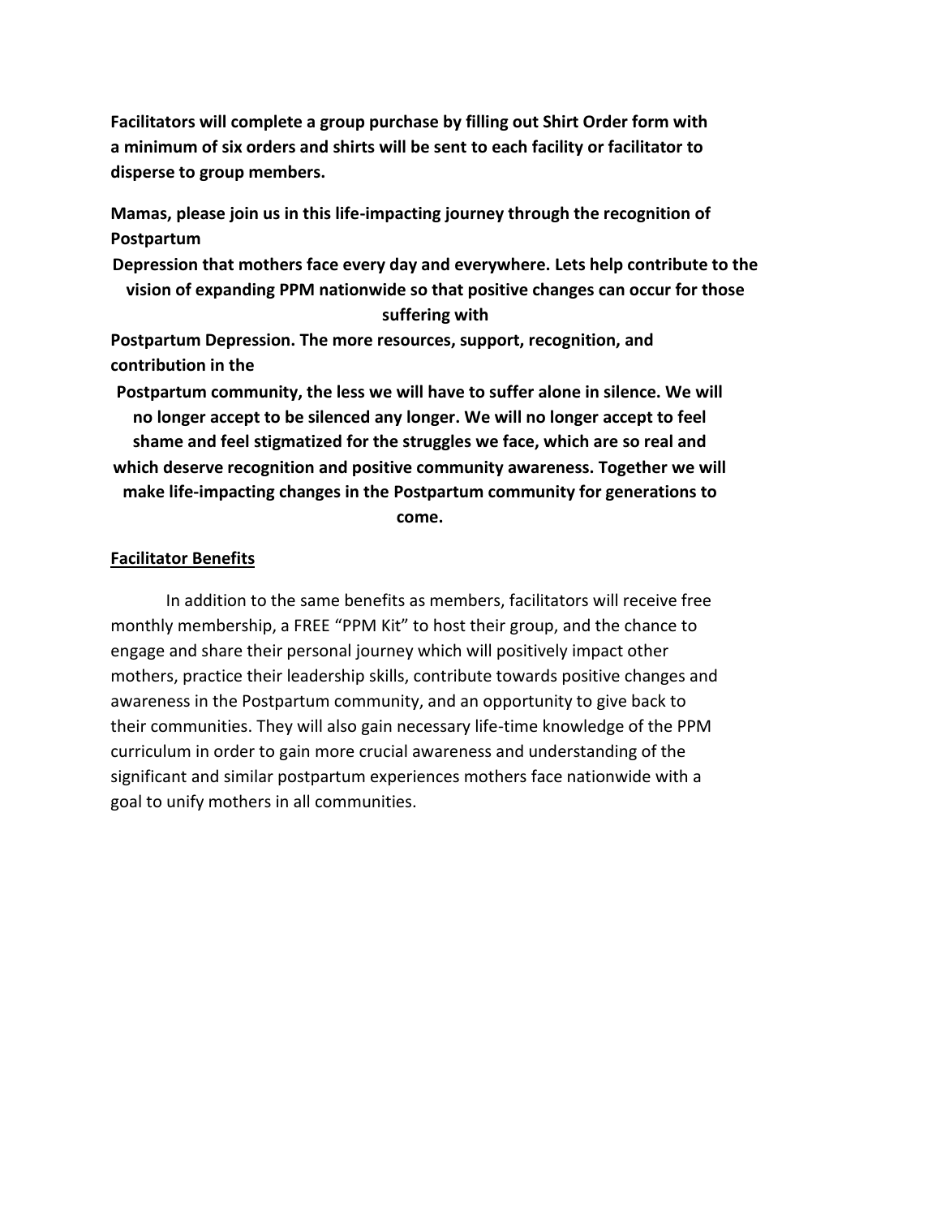**Facilitators will complete a group purchase by filling out Shirt Order form with a minimum of six orders and shirts will be sent to each facility or facilitator to disperse to group members.**

**Mamas, please join us in this life-impacting journey through the recognition of Postpartum Depression that mothers face every day and everywhere. Lets help contribute to the vision of expanding PPM nationwide so that positive changes can occur for those suffering with Postpartum Depression. The more resources, support, recognition, and contribution in the Postpartum community, the less we will have to suffer alone in silence. We will no longer accept to be silenced any longer. We will no longer accept to feel shame and feel stigmatized for the struggles we face, which are so real and which deserve recognition and positive community awareness. Together we will make life-impacting changes in the Postpartum community for generations to come.**

**<u>Facilitator Benefits</u>**

In addition to the same benefits as members, facilitators will receive free monthly membership, a FREE "PPM Kit" to host their group, and the chance to engage and share their personal journey which will positively impact other mothers, practice their leadership skills, contribute towards positive changes and awareness in the Postpartum community, and an opportunity to give back to their communities. They will also gain necessary life-time knowledge of the PPM curriculum in order to gain more crucial awareness and understanding of the significant and similar postpartum experiences mothers face nationwide with a goal to unify mothers in all communities.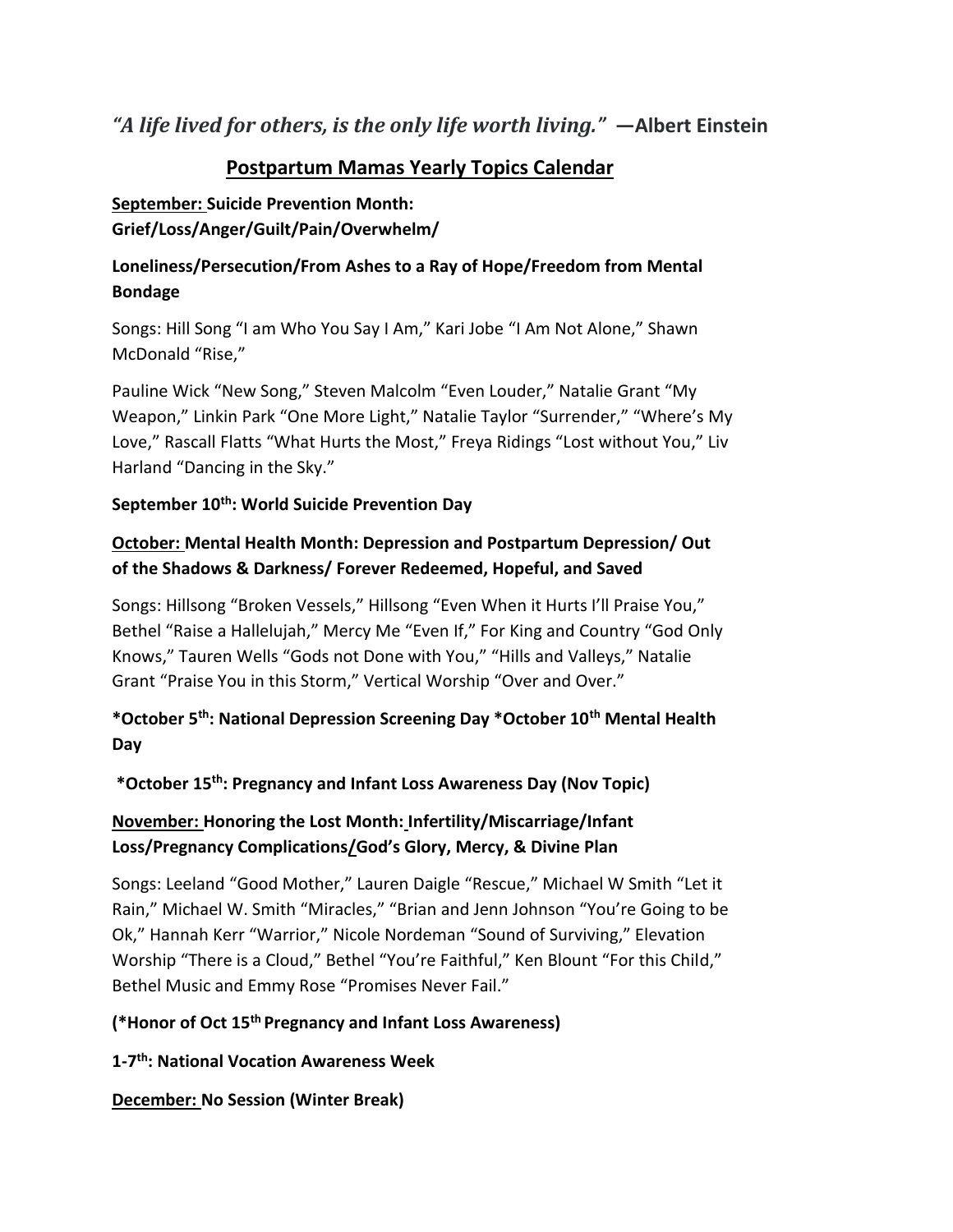*"A life lived for others, is the only life worth living."* **—Albert Einstein**

## Postpartum Mamas Yearly Topics Calendar

**September: Suicide Prevention Month: Grief/Loss/Anger/Guilt/Pain/Overwhelm/**

**Loneliness/Persecution/From Ashes to a Ray of Hope/Freedom from Mental Bondage**

Songs: Hill Song "I am Who You Say I Am," Kari Jobe "I Am Not Alone," Shawn McDonald "Rise,"

Pauline Wick "New Song," Steven Malcolm "Even Louder," Natalie Grant "My Weapon," Linkin Park "One More Light," Natalie Taylor "Surrender," "Where's My Love," Rascall Flatts "What Hurts the Most," Freya Ridings "Lost without You," Liv Harland "Dancing in the Sky."

**September 10th: World Suicide Prevention Day**

**October: Mental Health Month: Depression and Postpartum Depression/ Out of the Shadows & Darkness/ Forever Redeemed, Hopeful, and Saved**

Songs: Hillsong "Broken Vessels," Hillsong "Even When it Hurts I'll Praise You," Bethel "Raise a Hallelujah," Mercy Me "Even If," For King and Country "God Only Knows," Tauren Wells "Gods not Done with You," "Hills and Valleys," Natalie Grant "Praise You in this Storm," Vertical Worship "Over and Over."

**\*October 5th: National Depression Screening Day \*October 10th Mental Health Day**

**\*October 15th: Pregnancy and Infant Loss Awareness Day (Nov Topic)**

**November: Honoring the Lost Month: Infertility/Miscarriage/Infant Loss/Pregnancy Complications/God's Glory, Mercy, & Divine Plan**

Songs: Leeland "Good Mother," Lauren Daigle "Rescue," Michael W Smith "Let it Rain," Michael W. Smith "Miracles," "Brian and Jenn Johnson "You're Going to be Ok," Hannah Kerr "Warrior," Nicole Nordeman "Sound of Surviving," Elevation Worship "There is a Cloud," Bethel "You're Faithful," Ken Blount "For this Child," Bethel Music and Emmy Rose "Promises Never Fail."

**(\*Honor of Oct 15th Pregnancy and Infant Loss Awareness)**

**1-7th: National Vocation Awareness Week**

**December: No Session (Winter Break)**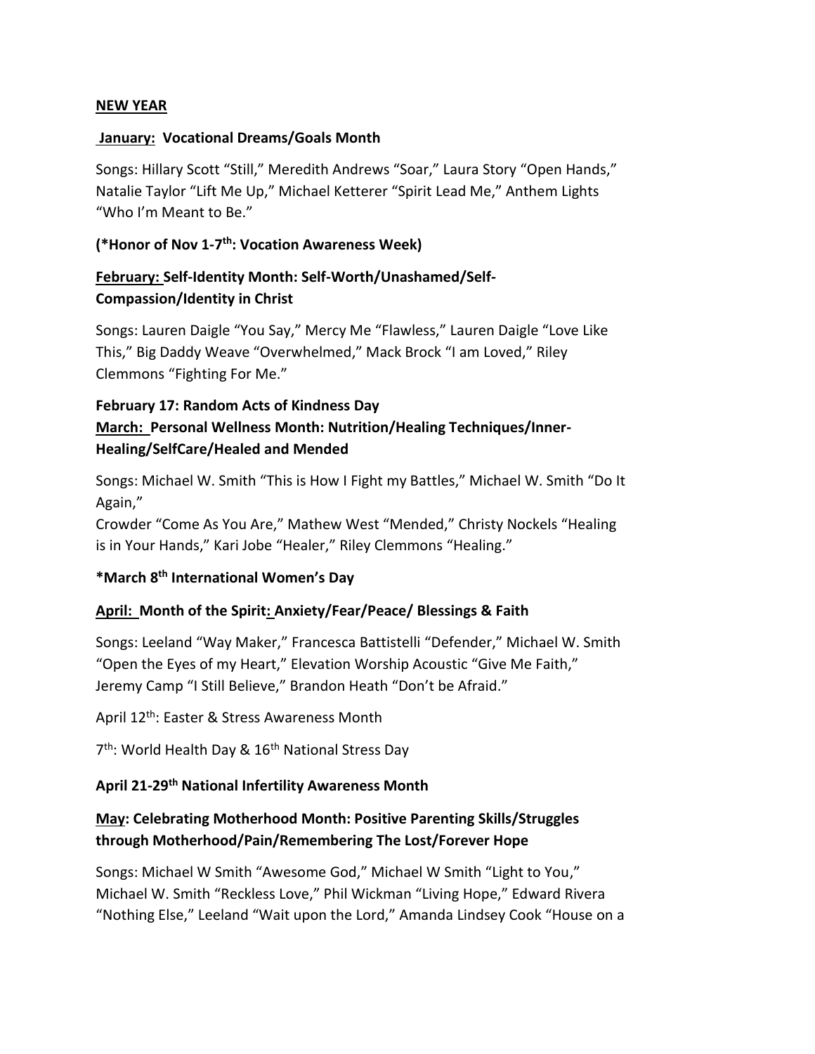**NEW YEAR**

**January: Vocational Dreams/Goals Month**

Songs: Hillary Scott "Still," Meredith Andrews "Soar," Laura Story "Open Hands," Natalie Taylor "Lift Me Up," Michael Ketterer "Spirit Lead Me," Anthem Lights "Who I'm Meant to Be."

**(*Honor of Nov 1-7th: Vocation Awareness Week)**

**February: Self-Identity Month: Self-Worth/Unashamed/Self-Compassion/Identity in Christ**

Songs: Lauren Daigle "You Say," Mercy Me "Flawless," Lauren Daigle "Love Like This," Big Daddy Weave "Overwhelmed," Mack Brock "I am Loved," Riley Clemmons "Fighting For Me."

**February 17: Random Acts of Kindness Day**

**March: Personal Wellness Month: Nutrition/Healing Techniques/Inner-Healing/SelfCare/Healed and Mended**

Songs: Michael W. Smith "This is How I Fight my Battles," Michael W. Smith "Do It Again,"
Crowder "Come As You Are," Mathew West "Mended," Christy Nockels "Healing is in Your Hands," Kari Jobe "Healer," Riley Clemmons "Healing."

**\*March 8th International Women's Day**

**April: Month of the Spirit: Anxiety/Fear/Peace/ Blessings & Faith**

Songs: Leeland "Way Maker," Francesca Battistelli "Defender," Michael W. Smith "Open the Eyes of my Heart," Elevation Worship Acoustic "Give Me Faith," Jeremy Camp "I Still Believe," Brandon Heath "Don't be Afraid."

April 12th: Easter & Stress Awareness Month

7th: World Health Day & 16th National Stress Day

**April 21-29th National Infertility Awareness Month**

**May: Celebrating Motherhood Month: Positive Parenting Skills/Struggles through Motherhood/Pain/Remembering The Lost/Forever Hope**

Songs: Michael W Smith "Awesome God," Michael W Smith "Light to You," Michael W. Smith "Reckless Love," Phil Wickman "Living Hope," Edward Rivera "Nothing Else," Leeland "Wait upon the Lord," Amanda Lindsey Cook "House on a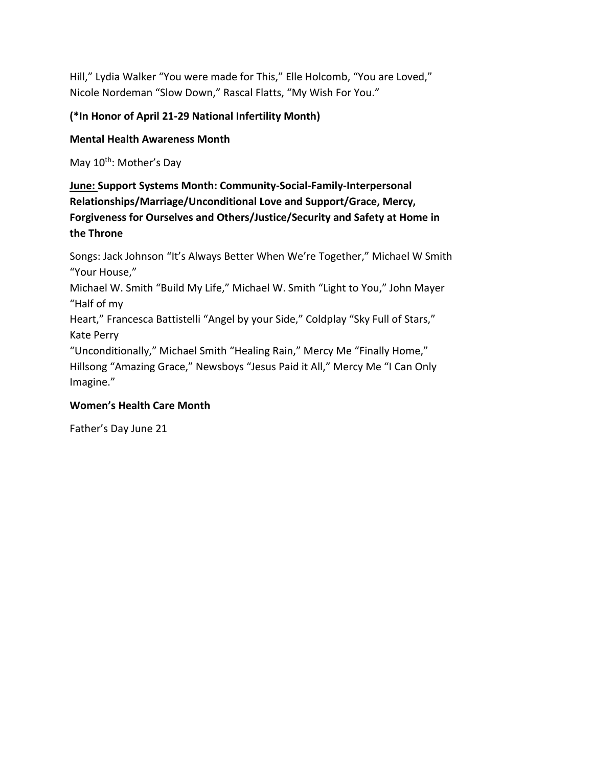Hill," Lydia Walker "You were made for This," Elle Holcomb, "You are Loved," Nicole Nordeman "Slow Down," Rascal Flatts, "My Wish For You."

**(*In Honor of April 21-29 National Infertility Month)**

**Mental Health Awareness Month**

May 10th: Mother's Day

**<u>June:</u> Support Systems Month: Community-Social-Family-Interpersonal Relationships/Marriage/Unconditional Love and Support/Grace, Mercy, Forgiveness for Ourselves and Others/Justice/Security and Safety at Home in the Throne**

Songs: Jack Johnson "It's Always Better When We're Together," Michael W Smith "Your House,"
Michael W. Smith "Build My Life," Michael W. Smith "Light to You," John Mayer "Half of my
Heart," Francesca Battistelli "Angel by your Side," Coldplay "Sky Full of Stars," Kate Perry
"Unconditionally," Michael Smith "Healing Rain," Mercy Me "Finally Home," Hillsong "Amazing Grace," Newsboys "Jesus Paid it All," Mercy Me "I Can Only Imagine."

**Women's Health Care Month**

Father's Day June 21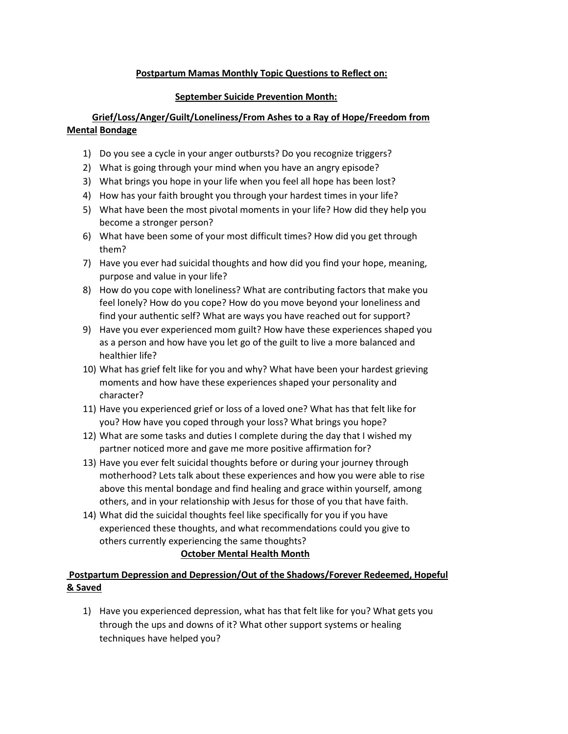## Postpartum Mamas Monthly Topic Questions to Reflect on:

### September Suicide Prevention Month:

### Grief/Loss/Anger/Guilt/Loneliness/From Ashes to a Ray of Hope/Freedom from Mental Bondage

1) Do you see a cycle in your anger outbursts? Do you recognize triggers?
2) What is going through your mind when you have an angry episode?
3) What brings you hope in your life when you feel all hope has been lost?
4) How has your faith brought you through your hardest times in your life?
5) What have been the most pivotal moments in your life? How did they help you become a stronger person?
6) What have been some of your most difficult times? How did you get through them?
7) Have you ever had suicidal thoughts and how did you find your hope, meaning, purpose and value in your life?
8) How do you cope with loneliness? What are contributing factors that make you feel lonely? How do you cope? How do you move beyond your loneliness and find your authentic self? What are ways you have reached out for support?
9) Have you ever experienced mom guilt? How have these experiences shaped you as a person and how have you let go of the guilt to live a more balanced and healthier life?
10) What has grief felt like for you and why? What have been your hardest grieving moments and how have these experiences shaped your personality and character?
11) Have you experienced grief or loss of a loved one? What has that felt like for you? How have you coped through your loss? What brings you hope?
12) What are some tasks and duties I complete during the day that I wished my partner noticed more and gave me more positive affirmation for?
13) Have you ever felt suicidal thoughts before or during your journey through motherhood? Lets talk about these experiences and how you were able to rise above this mental bondage and find healing and grace within yourself, among others, and in your relationship with Jesus for those of you that have faith.
14) What did the suicidal thoughts feel like specifically for you if you have experienced these thoughts, and what recommendations could you give to others currently experiencing the same thoughts?

### October Mental Health Month

### Postpartum Depression and Depression/Out of the Shadows/Forever Redeemed, Hopeful & Saved

1) Have you experienced depression, what has that felt like for you? What gets you through the ups and downs of it? What other support systems or healing techniques have helped you?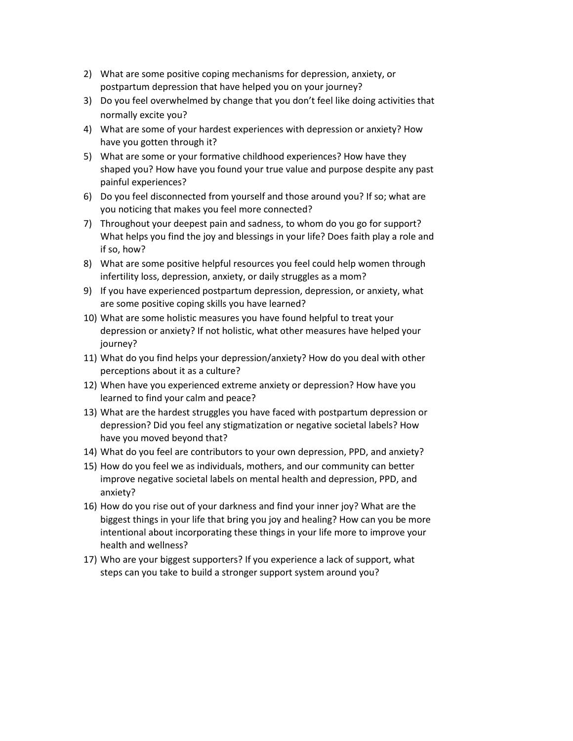2) What are some positive coping mechanisms for depression, anxiety, or postpartum depression that have helped you on your journey?
3) Do you feel overwhelmed by change that you don't feel like doing activities that normally excite you?
4) What are some of your hardest experiences with depression or anxiety? How have you gotten through it?
5) What are some or your formative childhood experiences? How have they shaped you? How have you found your true value and purpose despite any past painful experiences?
6) Do you feel disconnected from yourself and those around you? If so; what are you noticing that makes you feel more connected?
7) Throughout your deepest pain and sadness, to whom do you go for support? What helps you find the joy and blessings in your life? Does faith play a role and if so, how?
8) What are some positive helpful resources you feel could help women through infertility loss, depression, anxiety, or daily struggles as a mom?
9) If you have experienced postpartum depression, depression, or anxiety, what are some positive coping skills you have learned?
10) What are some holistic measures you have found helpful to treat your depression or anxiety? If not holistic, what other measures have helped your journey?
11) What do you find helps your depression/anxiety? How do you deal with other perceptions about it as a culture?
12) When have you experienced extreme anxiety or depression? How have you learned to find your calm and peace?
13) What are the hardest struggles you have faced with postpartum depression or depression? Did you feel any stigmatization or negative societal labels? How have you moved beyond that?
14) What do you feel are contributors to your own depression, PPD, and anxiety?
15) How do you feel we as individuals, mothers, and our community can better improve negative societal labels on mental health and depression, PPD, and anxiety?
16) How do you rise out of your darkness and find your inner joy? What are the biggest things in your life that bring you joy and healing? How can you be more intentional about incorporating these things in your life more to improve your health and wellness?
17) Who are your biggest supporters? If you experience a lack of support, what steps can you take to build a stronger support system around you?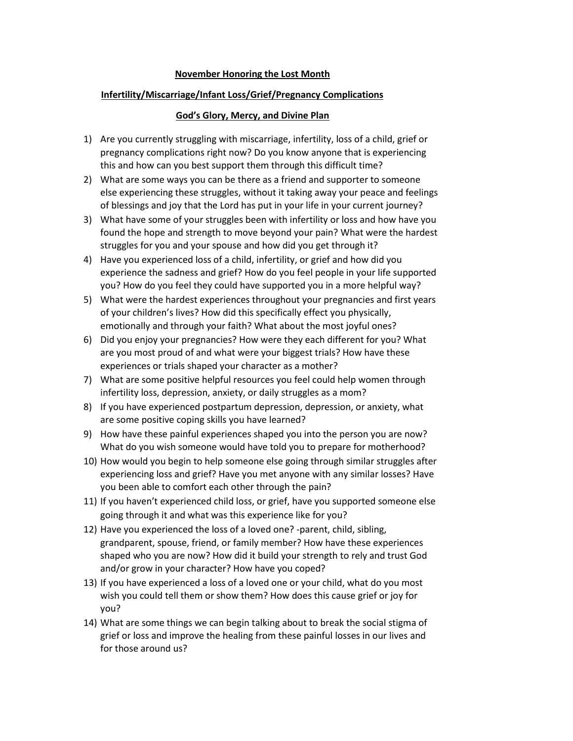**November Honoring the Lost Month**

**Infertility/Miscarriage/Infant Loss/Grief/Pregnancy Complications**

**God's Glory, Mercy, and Divine Plan**

1) Are you currently struggling with miscarriage, infertility, loss of a child, grief or pregnancy complications right now? Do you know anyone that is experiencing this and how can you best support them through this difficult time?
2) What are some ways you can be there as a friend and supporter to someone else experiencing these struggles, without it taking away your peace and feelings of blessings and joy that the Lord has put in your life in your current journey?
3) What have some of your struggles been with infertility or loss and how have you found the hope and strength to move beyond your pain? What were the hardest struggles for you and your spouse and how did you get through it?
4) Have you experienced loss of a child, infertility, or grief and how did you experience the sadness and grief? How do you feel people in your life supported you? How do you feel they could have supported you in a more helpful way?
5) What were the hardest experiences throughout your pregnancies and first years of your children's lives? How did this specifically effect you physically, emotionally and through your faith? What about the most joyful ones?
6) Did you enjoy your pregnancies? How were they each different for you? What are you most proud of and what were your biggest trials? How have these experiences or trials shaped your character as a mother?
7) What are some positive helpful resources you feel could help women through infertility loss, depression, anxiety, or daily struggles as a mom?
8) If you have experienced postpartum depression, depression, or anxiety, what are some positive coping skills you have learned?
9) How have these painful experiences shaped you into the person you are now? What do you wish someone would have told you to prepare for motherhood?
10) How would you begin to help someone else going through similar struggles after experiencing loss and grief? Have you met anyone with any similar losses? Have you been able to comfort each other through the pain?
11) If you haven't experienced child loss, or grief, have you supported someone else going through it and what was this experience like for you?
12) Have you experienced the loss of a loved one? -parent, child, sibling, grandparent, spouse, friend, or family member? How have these experiences shaped who you are now? How did it build your strength to rely and trust God and/or grow in your character? How have you coped?
13) If you have experienced a loss of a loved one or your child, what do you most wish you could tell them or show them? How does this cause grief or joy for you?
14) What are some things we can begin talking about to break the social stigma of grief or loss and improve the healing from these painful losses in our lives and for those around us?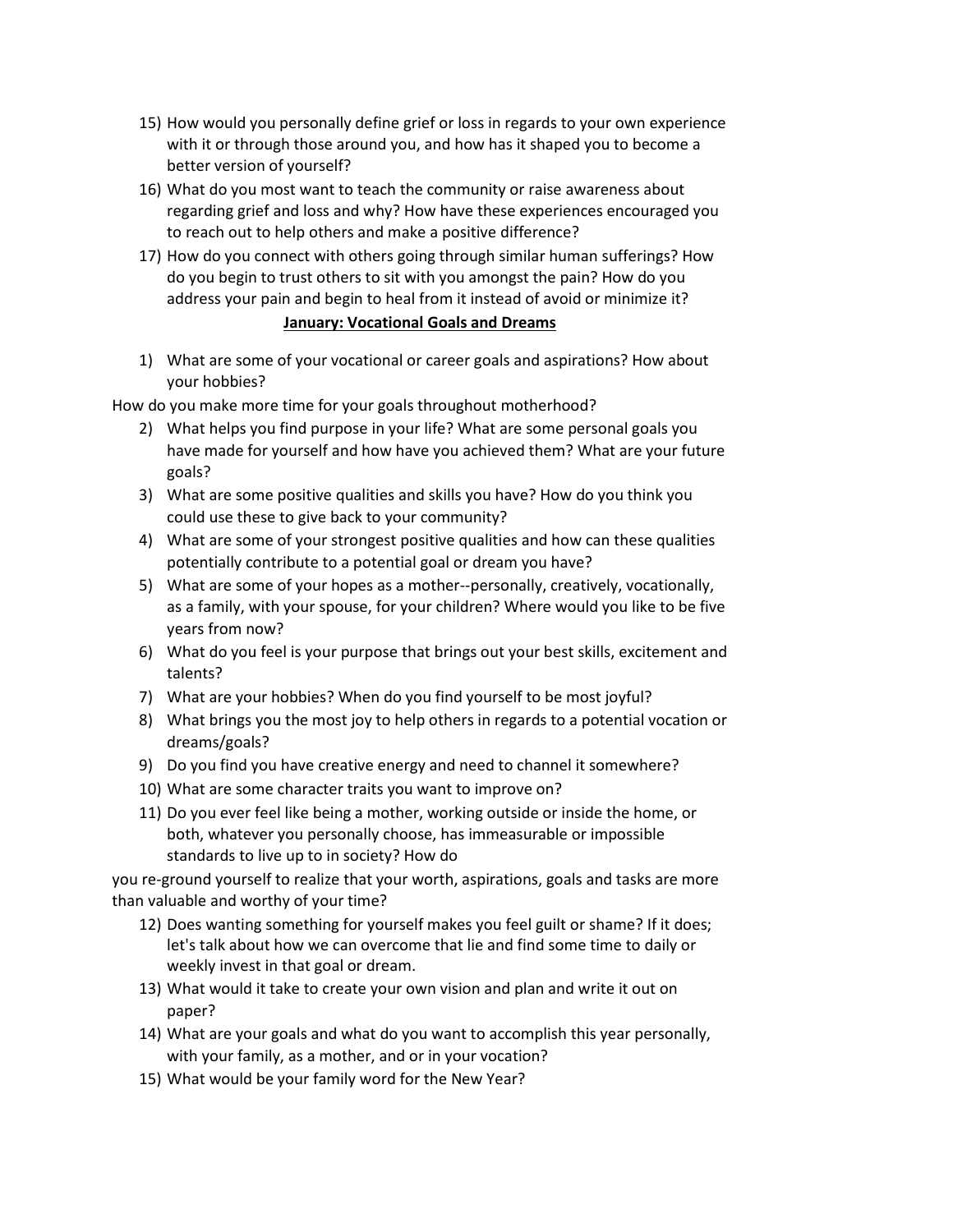15) How would you personally define grief or loss in regards to your own experience with it or through those around you, and how has it shaped you to become a better version of yourself?
16) What do you most want to teach the community or raise awareness about regarding grief and loss and why? How have these experiences encouraged you to reach out to help others and make a positive difference?
17) How do you connect with others going through similar human sufferings? How do you begin to trust others to sit with you amongst the pain? How do you address your pain and begin to heal from it instead of avoid or minimize it?

## **January: Vocational Goals and Dreams**

1) What are some of your vocational or career goals and aspirations? How about your hobbies?

How do you make more time for your goals throughout motherhood?

2) What helps you find purpose in your life? What are some personal goals you have made for yourself and how have you achieved them? What are your future goals?
3) What are some positive qualities and skills you have? How do you think you could use these to give back to your community?
4) What are some of your strongest positive qualities and how can these qualities potentially contribute to a potential goal or dream you have?
5) What are some of your hopes as a mother--personally, creatively, vocationally, as a family, with your spouse, for your children? Where would you like to be five years from now?
6) What do you feel is your purpose that brings out your best skills, excitement and talents?
7) What are your hobbies? When do you find yourself to be most joyful?
8) What brings you the most joy to help others in regards to a potential vocation or dreams/goals?
9) Do you find you have creative energy and need to channel it somewhere?
10) What are some character traits you want to improve on?
11) Do you ever feel like being a mother, working outside or inside the home, or both, whatever you personally choose, has immeasurable or impossible standards to live up to in society? How do

you re-ground yourself to realize that your worth, aspirations, goals and tasks are more than valuable and worthy of your time?

12) Does wanting something for yourself makes you feel guilt or shame? If it does; let's talk about how we can overcome that lie and find some time to daily or weekly invest in that goal or dream.
13) What would it take to create your own vision and plan and write it out on paper?
14) What are your goals and what do you want to accomplish this year personally, with your family, as a mother, and or in your vocation?
15) What would be your family word for the New Year?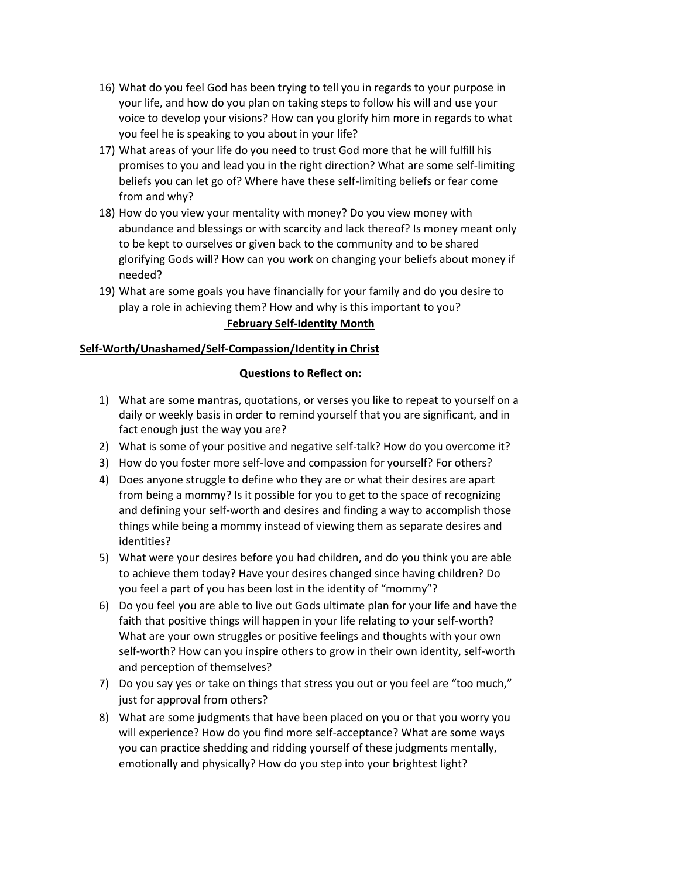16) What do you feel God has been trying to tell you in regards to your purpose in your life, and how do you plan on taking steps to follow his will and use your voice to develop your visions? How can you glorify him more in regards to what you feel he is speaking to you about in your life?
17) What areas of your life do you need to trust God more that he will fulfill his promises to you and lead you in the right direction? What are some self-limiting beliefs you can let go of? Where have these self-limiting beliefs or fear come from and why?
18) How do you view your mentality with money? Do you view money with abundance and blessings or with scarcity and lack thereof? Is money meant only to be kept to ourselves or given back to the community and to be shared glorifying Gods will? How can you work on changing your beliefs about money if needed?
19) What are some goals you have financially for your family and do you desire to play a role in achieving them? How and why is this important to you?

## February Self-Identity Month

### Self-Worth/Unashamed/Self-Compassion/Identity in Christ

#### Questions to Reflect on:

1) What are some mantras, quotations, or verses you like to repeat to yourself on a daily or weekly basis in order to remind yourself that you are significant, and in fact enough just the way you are?
2) What is some of your positive and negative self-talk? How do you overcome it?
3) How do you foster more self-love and compassion for yourself? For others?
4) Does anyone struggle to define who they are or what their desires are apart from being a mommy? Is it possible for you to get to the space of recognizing and defining your self-worth and desires and finding a way to accomplish those things while being a mommy instead of viewing them as separate desires and identities?
5) What were your desires before you had children, and do you think you are able to achieve them today? Have your desires changed since having children? Do you feel a part of you has been lost in the identity of "mommy"?
6) Do you feel you are able to live out Gods ultimate plan for your life and have the faith that positive things will happen in your life relating to your self-worth? What are your own struggles or positive feelings and thoughts with your own self-worth? How can you inspire others to grow in their own identity, self-worth and perception of themselves?
7) Do you say yes or take on things that stress you out or you feel are "too much," just for approval from others?
8) What are some judgments that have been placed on you or that you worry you will experience? How do you find more self-acceptance? What are some ways you can practice shedding and ridding yourself of these judgments mentally, emotionally and physically? How do you step into your brightest light?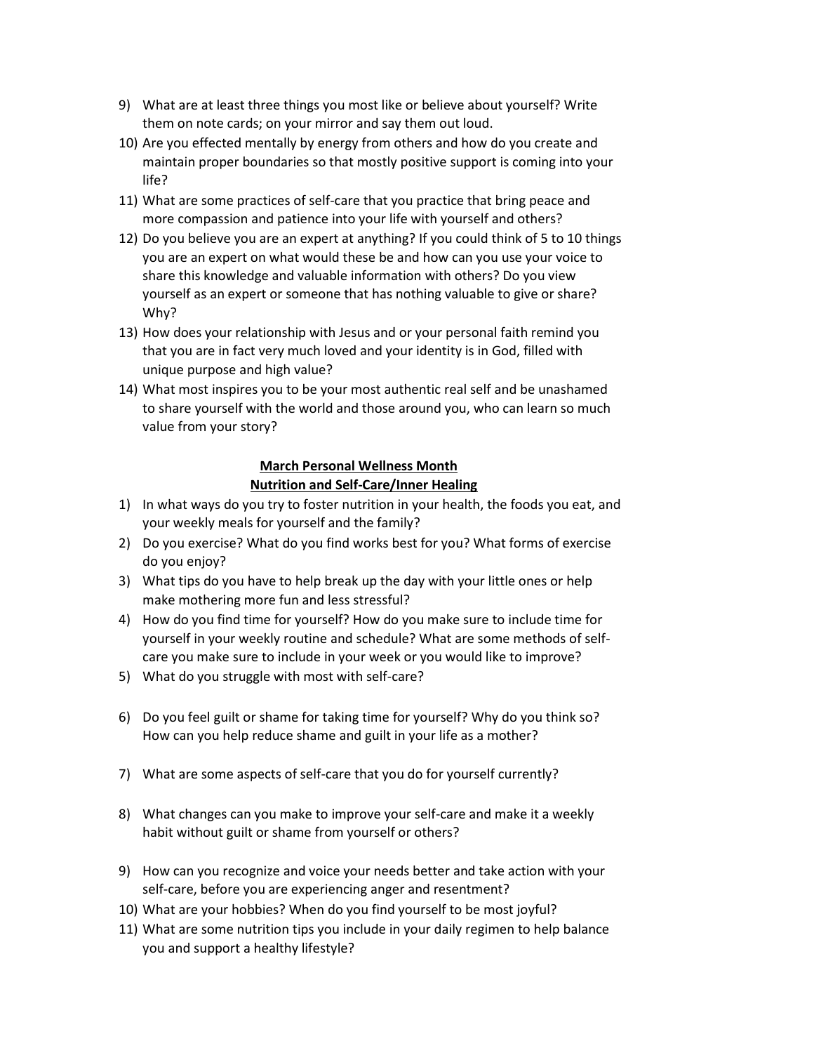9) What are at least three things you most like or believe about yourself? Write them on note cards; on your mirror and say them out loud.
10) Are you effected mentally by energy from others and how do you create and maintain proper boundaries so that mostly positive support is coming into your life?
11) What are some practices of self-care that you practice that bring peace and more compassion and patience into your life with yourself and others?
12) Do you believe you are an expert at anything? If you could think of 5 to 10 things you are an expert on what would these be and how can you use your voice to share this knowledge and valuable information with others? Do you view yourself as an expert or someone that has nothing valuable to give or share? Why?
13) How does your relationship with Jesus and or your personal faith remind you that you are in fact very much loved and your identity is in God, filled with unique purpose and high value?
14) What most inspires you to be your most authentic real self and be unashamed to share yourself with the world and those around you, who can learn so much value from your story?

## <u>March Personal Wellness Month</u>
## <u>Nutrition and Self-Care/Inner Healing</u>

1) In what ways do you try to foster nutrition in your health, the foods you eat, and your weekly meals for yourself and the family?
2) Do you exercise? What do you find works best for you? What forms of exercise do you enjoy?
3) What tips do you have to help break up the day with your little ones or help make mothering more fun and less stressful?
4) How do you find time for yourself? How do you make sure to include time for yourself in your weekly routine and schedule? What are some methods of self-care you make sure to include in your week or you would like to improve?
5) What do you struggle with most with self-care?

6) Do you feel guilt or shame for taking time for yourself? Why do you think so? How can you help reduce shame and guilt in your life as a mother?

7) What are some aspects of self-care that you do for yourself currently?

8) What changes can you make to improve your self-care and make it a weekly habit without guilt or shame from yourself or others?

9) How can you recognize and voice your needs better and take action with your self-care, before you are experiencing anger and resentment?
10) What are your hobbies? When do you find yourself to be most joyful?
11) What are some nutrition tips you include in your daily regimen to help balance you and support a healthy lifestyle?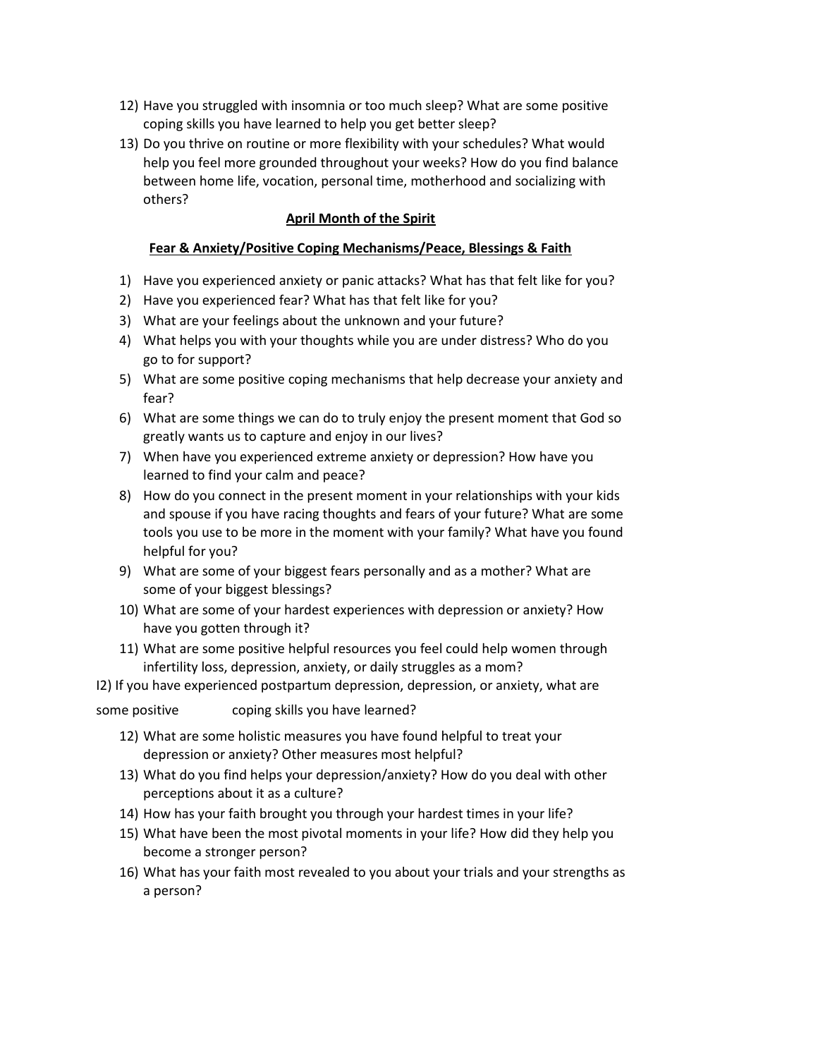12) Have you struggled with insomnia or too much sleep? What are some positive coping skills you have learned to help you get better sleep?
13) Do you thrive on routine or more flexibility with your schedules? What would help you feel more grounded throughout your weeks? How do you find balance between home life, vocation, personal time, motherhood and socializing with others?

## April Month of the Spirit

### Fear & Anxiety/Positive Coping Mechanisms/Peace, Blessings & Faith

1) Have you experienced anxiety or panic attacks? What has that felt like for you?
2) Have you experienced fear? What has that felt like for you?
3) What are your feelings about the unknown and your future?
4) What helps you with your thoughts while you are under distress? Who do you go to for support?
5) What are some positive coping mechanisms that help decrease your anxiety and fear?
6) What are some things we can do to truly enjoy the present moment that God so greatly wants us to capture and enjoy in our lives?
7) When have you experienced extreme anxiety or depression? How have you learned to find your calm and peace?
8) How do you connect in the present moment in your relationships with your kids and spouse if you have racing thoughts and fears of your future? What are some tools you use to be more in the moment with your family? What have you found helpful for you?
9) What are some of your biggest fears personally and as a mother? What are some of your biggest blessings?
10) What are some of your hardest experiences with depression or anxiety? How have you gotten through it?
11) What are some positive helpful resources you feel could help women through infertility loss, depression, anxiety, or daily struggles as a mom?

I2) If you have experienced postpartum depression, depression, or anxiety, what are some positive coping skills you have learned?

12) What are some holistic measures you have found helpful to treat your depression or anxiety? Other measures most helpful?
13) What do you find helps your depression/anxiety? How do you deal with other perceptions about it as a culture?
14) How has your faith brought you through your hardest times in your life?
15) What have been the most pivotal moments in your life? How did they help you become a stronger person?
16) What has your faith most revealed to you about your trials and your strengths as a person?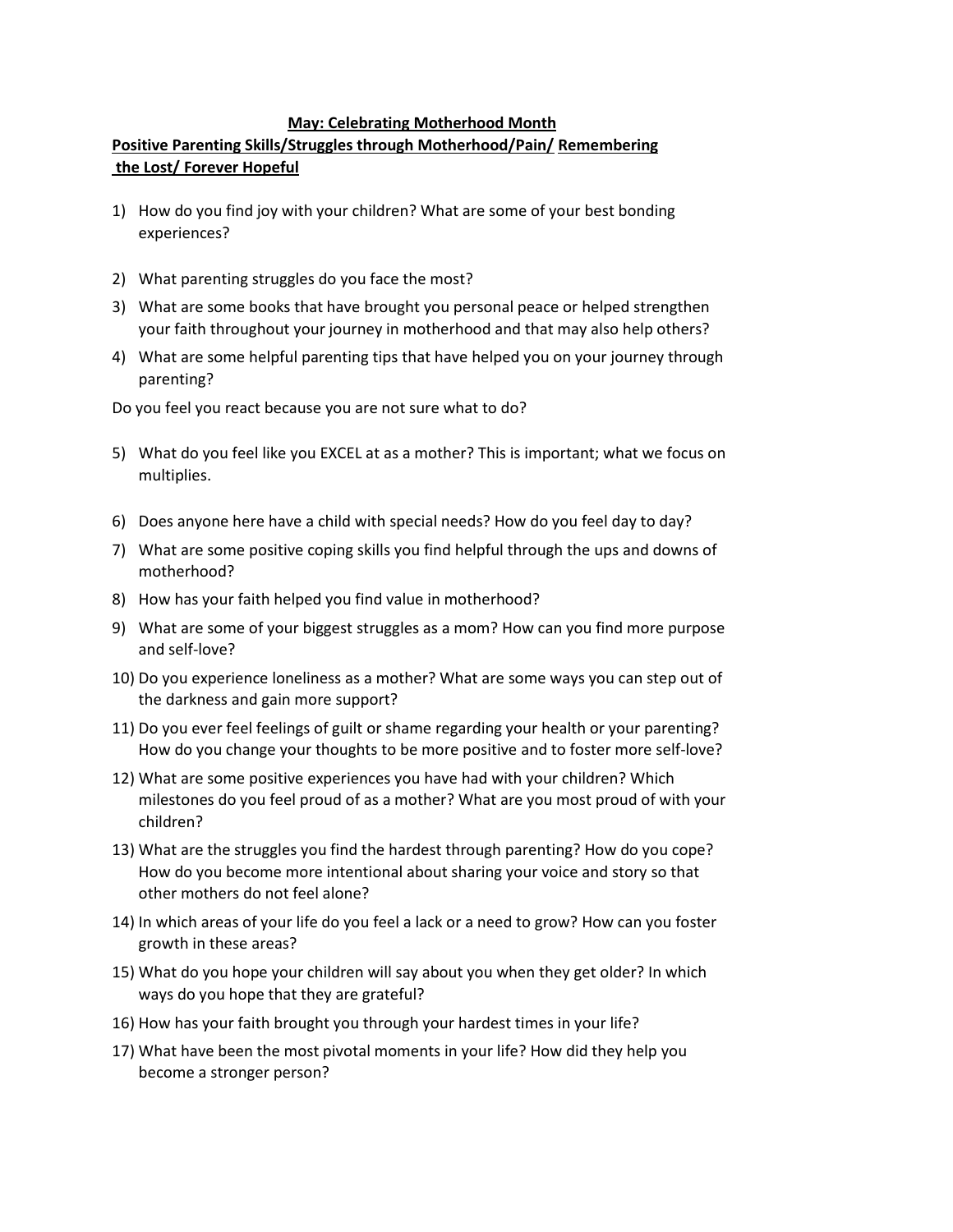**May: Celebrating Motherhood Month**

**Positive Parenting Skills/Struggles through Motherhood/Pain/ Remembering the Lost/ Forever Hopeful**

1) How do you find joy with your children? What are some of your best bonding experiences?

2) What parenting struggles do you face the most?

3) What are some books that have brought you personal peace or helped strengthen your faith throughout your journey in motherhood and that may also help others?

4) What are some helpful parenting tips that have helped you on your journey through parenting?

Do you feel you react because you are not sure what to do?

5) What do you feel like you EXCEL at as a mother? This is important; what we focus on multiplies.

6) Does anyone here have a child with special needs? How do you feel day to day?

7) What are some positive coping skills you find helpful through the ups and downs of motherhood?

8) How has your faith helped you find value in motherhood?

9) What are some of your biggest struggles as a mom? How can you find more purpose and self-love?

10) Do you experience loneliness as a mother? What are some ways you can step out of the darkness and gain more support?

11) Do you ever feel feelings of guilt or shame regarding your health or your parenting? How do you change your thoughts to be more positive and to foster more self-love?

12) What are some positive experiences you have had with your children? Which milestones do you feel proud of as a mother? What are you most proud of with your children?

13) What are the struggles you find the hardest through parenting? How do you cope? How do you become more intentional about sharing your voice and story so that other mothers do not feel alone?

14) In which areas of your life do you feel a lack or a need to grow? How can you foster growth in these areas?

15) What do you hope your children will say about you when they get older? In which ways do you hope that they are grateful?

16) How has your faith brought you through your hardest times in your life?

17) What have been the most pivotal moments in your life? How did they help you become a stronger person?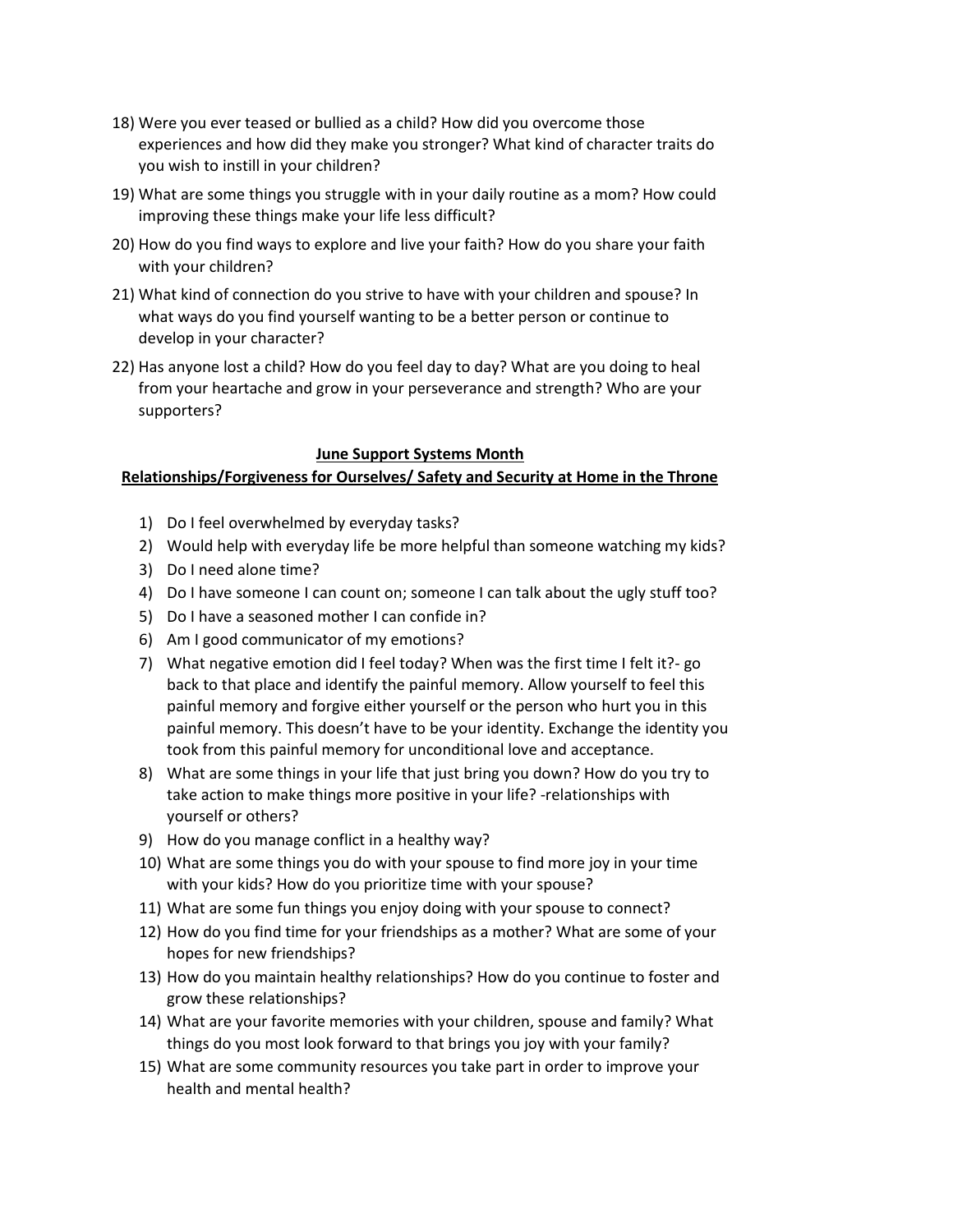18) Were you ever teased or bullied as a child? How did you overcome those experiences and how did they make you stronger? What kind of character traits do you wish to instill in your children?
19) What are some things you struggle with in your daily routine as a mom? How could improving these things make your life less difficult?
20) How do you find ways to explore and live your faith? How do you share your faith with your children?
21) What kind of connection do you strive to have with your children and spouse? In what ways do you find yourself wanting to be a better person or continue to develop in your character?
22) Has anyone lost a child? How do you feel day to day? What are you doing to heal from your heartache and grow in your perseverance and strength? Who are your supporters?

**June Support Systems Month**

**Relationships/Forgiveness for Ourselves/ Safety and Security at Home in the Throne**

1) Do I feel overwhelmed by everyday tasks?
2) Would help with everyday life be more helpful than someone watching my kids?
3) Do I need alone time?
4) Do I have someone I can count on; someone I can talk about the ugly stuff too?
5) Do I have a seasoned mother I can confide in?
6) Am I good communicator of my emotions?
7) What negative emotion did I feel today? When was the first time I felt it?- go back to that place and identify the painful memory. Allow yourself to feel this painful memory and forgive either yourself or the person who hurt you in this painful memory. This doesn't have to be your identity. Exchange the identity you took from this painful memory for unconditional love and acceptance.
8) What are some things in your life that just bring you down? How do you try to take action to make things more positive in your life? -relationships with yourself or others?
9) How do you manage conflict in a healthy way?
10) What are some things you do with your spouse to find more joy in your time with your kids? How do you prioritize time with your spouse?
11) What are some fun things you enjoy doing with your spouse to connect?
12) How do you find time for your friendships as a mother? What are some of your hopes for new friendships?
13) How do you maintain healthy relationships? How do you continue to foster and grow these relationships?
14) What are your favorite memories with your children, spouse and family? What things do you most look forward to that brings you joy with your family?
15) What are some community resources you take part in order to improve your health and mental health?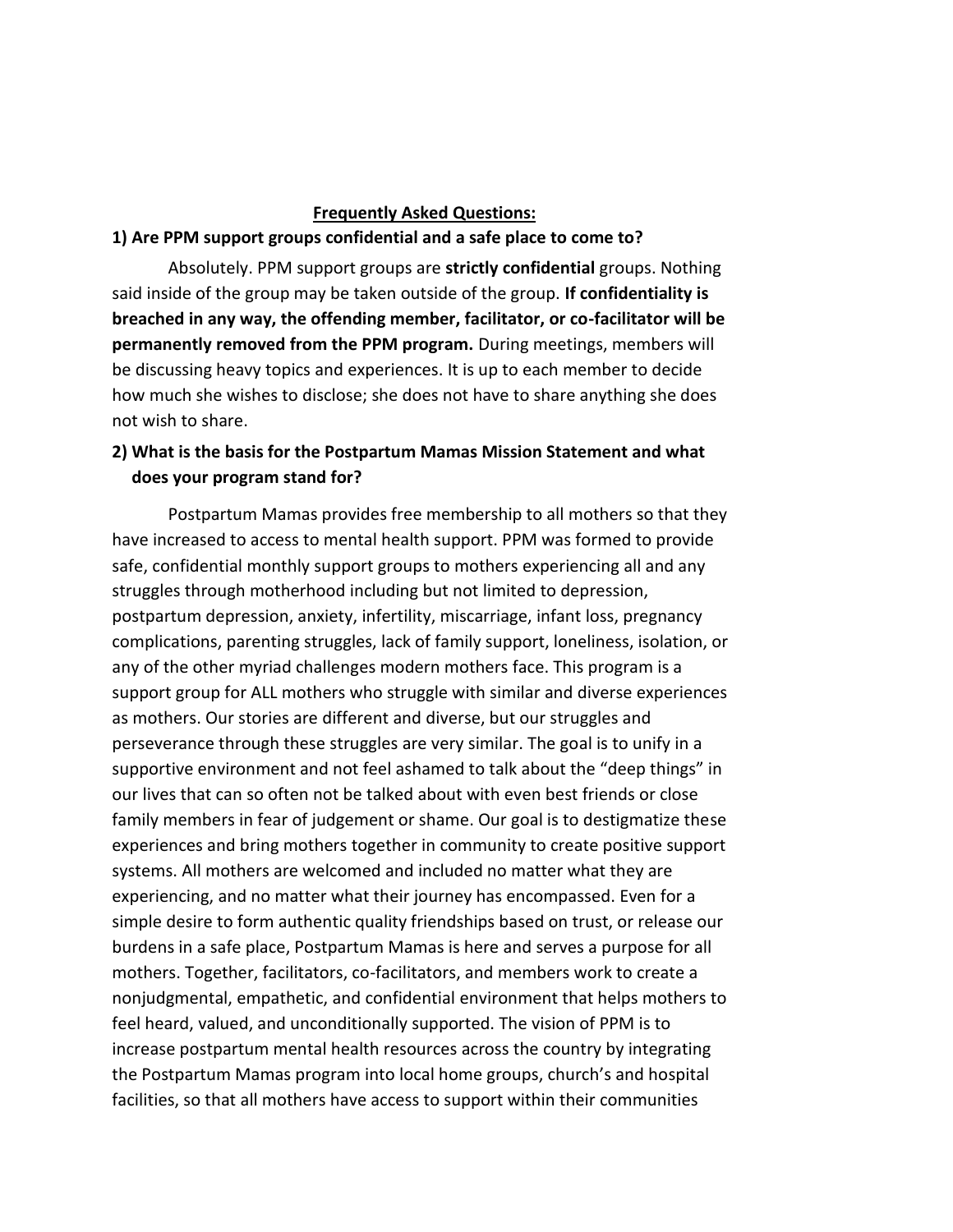## Frequently Asked Questions:

**1) Are PPM support groups confidential and a safe place to come to?**

Absolutely. PPM support groups are **strictly confidential** groups. Nothing said inside of the group may be taken outside of the group. **If confidentiality is breached in any way, the offending member, facilitator, or co-facilitator will be permanently removed from the PPM program.** During meetings, members will be discussing heavy topics and experiences. It is up to each member to decide how much she wishes to disclose; she does not have to share anything she does not wish to share.

**2) What is the basis for the Postpartum Mamas Mission Statement and what does your program stand for?**

Postpartum Mamas provides free membership to all mothers so that they have increased to access to mental health support. PPM was formed to provide safe, confidential monthly support groups to mothers experiencing all and any struggles through motherhood including but not limited to depression, postpartum depression, anxiety, infertility, miscarriage, infant loss, pregnancy complications, parenting struggles, lack of family support, loneliness, isolation, or any of the other myriad challenges modern mothers face. This program is a support group for ALL mothers who struggle with similar and diverse experiences as mothers. Our stories are different and diverse, but our struggles and perseverance through these struggles are very similar. The goal is to unify in a supportive environment and not feel ashamed to talk about the "deep things" in our lives that can so often not be talked about with even best friends or close family members in fear of judgement or shame. Our goal is to destigmatize these experiences and bring mothers together in community to create positive support systems. All mothers are welcomed and included no matter what they are experiencing, and no matter what their journey has encompassed. Even for a simple desire to form authentic quality friendships based on trust, or release our burdens in a safe place, Postpartum Mamas is here and serves a purpose for all mothers. Together, facilitators, co-facilitators, and members work to create a nonjudgmental, empathetic, and confidential environment that helps mothers to feel heard, valued, and unconditionally supported. The vision of PPM is to increase postpartum mental health resources across the country by integrating the Postpartum Mamas program into local home groups, church's and hospital facilities, so that all mothers have access to support within their communities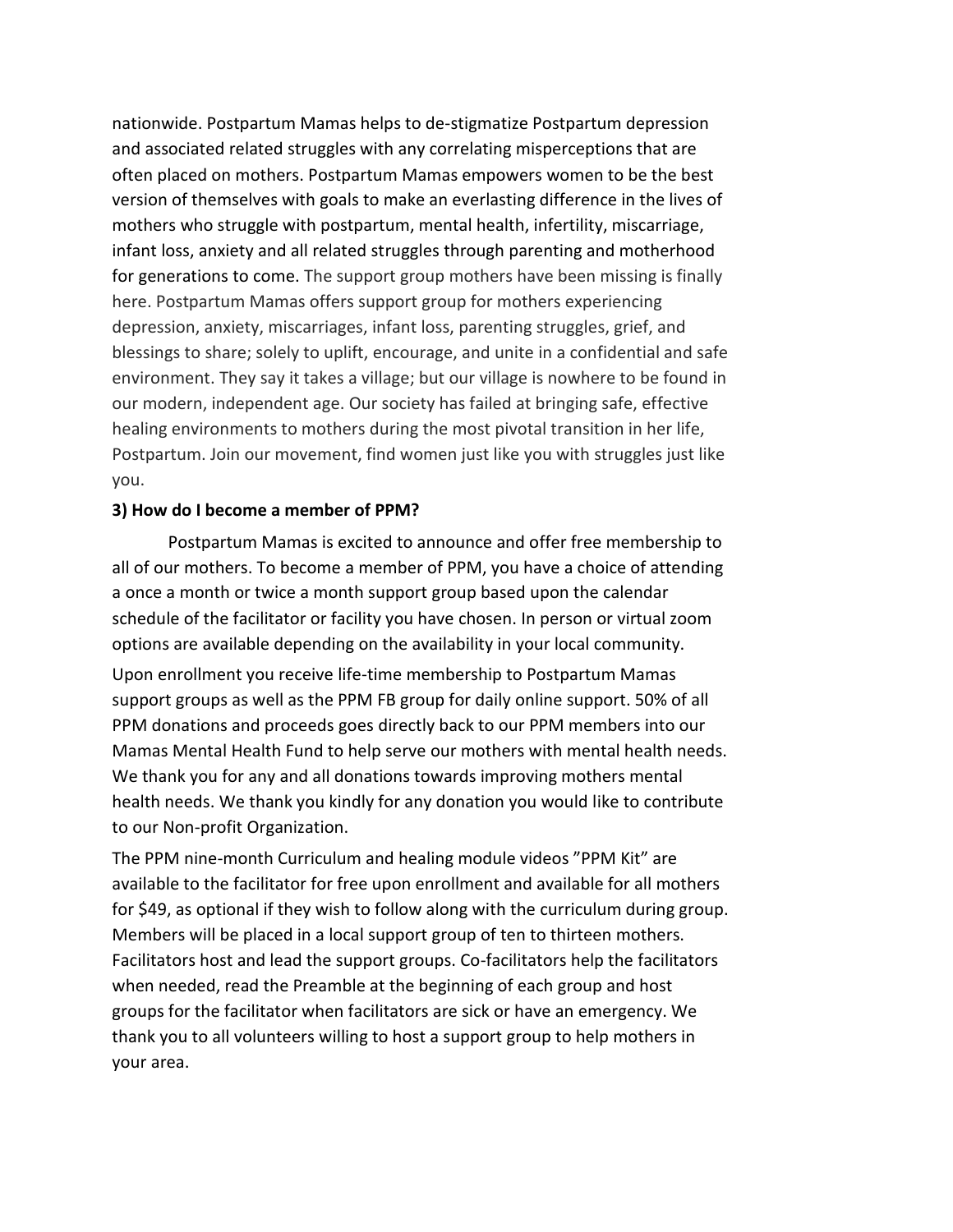nationwide. Postpartum Mamas helps to de-stigmatize Postpartum depression and associated related struggles with any correlating misperceptions that are often placed on mothers. Postpartum Mamas empowers women to be the best version of themselves with goals to make an everlasting difference in the lives of mothers who struggle with postpartum, mental health, infertility, miscarriage, infant loss, anxiety and all related struggles through parenting and motherhood for generations to come. The support group mothers have been missing is finally here. Postpartum Mamas offers support group for mothers experiencing depression, anxiety, miscarriages, infant loss, parenting struggles, grief, and blessings to share; solely to uplift, encourage, and unite in a confidential and safe environment. They say it takes a village; but our village is nowhere to be found in our modern, independent age. Our society has failed at bringing safe, effective healing environments to mothers during the most pivotal transition in her life, Postpartum. Join our movement, find women just like you with struggles just like you.

**3) How do I become a member of PPM?**

Postpartum Mamas is excited to announce and offer free membership to all of our mothers. To become a member of PPM, you have a choice of attending a once a month or twice a month support group based upon the calendar schedule of the facilitator or facility you have chosen. In person or virtual zoom options are available depending on the availability in your local community.

Upon enrollment you receive life-time membership to Postpartum Mamas support groups as well as the PPM FB group for daily online support. 50% of all PPM donations and proceeds goes directly back to our PPM members into our Mamas Mental Health Fund to help serve our mothers with mental health needs. We thank you for any and all donations towards improving mothers mental health needs. We thank you kindly for any donation you would like to contribute to our Non-profit Organization.

The PPM nine-month Curriculum and healing module videos "PPM Kit" are available to the facilitator for free upon enrollment and available for all mothers for $49, as optional if they wish to follow along with the curriculum during group. Members will be placed in a local support group of ten to thirteen mothers. Facilitators host and lead the support groups. Co-facilitators help the facilitators when needed, read the Preamble at the beginning of each group and host groups for the facilitator when facilitators are sick or have an emergency. We thank you to all volunteers willing to host a support group to help mothers in your area.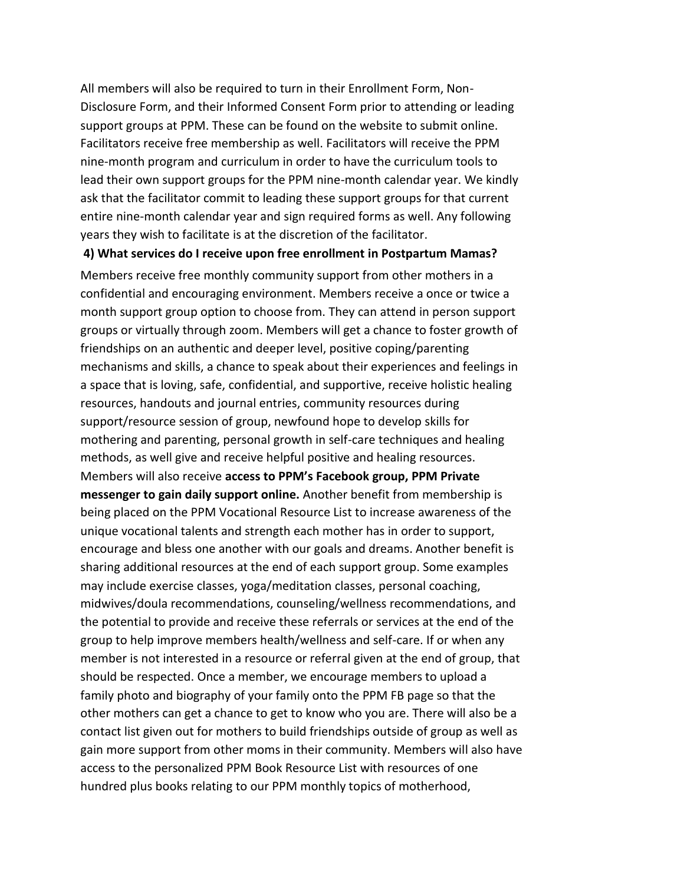All members will also be required to turn in their Enrollment Form, Non-Disclosure Form, and their Informed Consent Form prior to attending or leading support groups at PPM. These can be found on the website to submit online. Facilitators receive free membership as well. Facilitators will receive the PPM nine-month program and curriculum in order to have the curriculum tools to lead their own support groups for the PPM nine-month calendar year. We kindly ask that the facilitator commit to leading these support groups for that current entire nine-month calendar year and sign required forms as well. Any following years they wish to facilitate is at the discretion of the facilitator.

**4) What services do I receive upon free enrollment in Postpartum Mamas?**

Members receive free monthly community support from other mothers in a confidential and encouraging environment. Members receive a once or twice a month support group option to choose from. They can attend in person support groups or virtually through zoom. Members will get a chance to foster growth of friendships on an authentic and deeper level, positive coping/parenting mechanisms and skills, a chance to speak about their experiences and feelings in a space that is loving, safe, confidential, and supportive, receive holistic healing resources, handouts and journal entries, community resources during support/resource session of group, newfound hope to develop skills for mothering and parenting, personal growth in self-care techniques and healing methods, as well give and receive helpful positive and healing resources. Members will also receive **access to PPM's Facebook group, PPM Private messenger to gain daily support online.** Another benefit from membership is being placed on the PPM Vocational Resource List to increase awareness of the unique vocational talents and strength each mother has in order to support, encourage and bless one another with our goals and dreams. Another benefit is sharing additional resources at the end of each support group. Some examples may include exercise classes, yoga/meditation classes, personal coaching, midwives/doula recommendations, counseling/wellness recommendations, and the potential to provide and receive these referrals or services at the end of the group to help improve members health/wellness and self-care. If or when any member is not interested in a resource or referral given at the end of group, that should be respected. Once a member, we encourage members to upload a family photo and biography of your family onto the PPM FB page so that the other mothers can get a chance to get to know who you are. There will also be a contact list given out for mothers to build friendships outside of group as well as gain more support from other moms in their community. Members will also have access to the personalized PPM Book Resource List with resources of one hundred plus books relating to our PPM monthly topics of motherhood,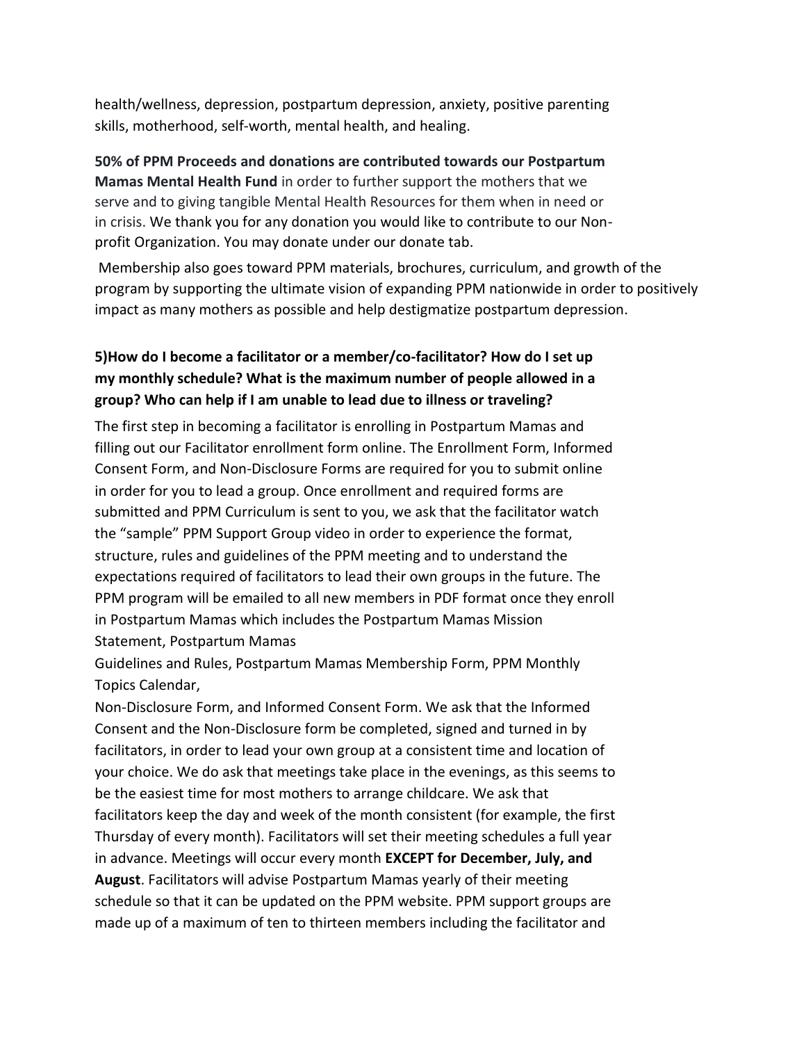health/wellness, depression, postpartum depression, anxiety, positive parenting skills, motherhood, self-worth, mental health, and healing.

**50% of PPM Proceeds and donations are contributed towards our Postpartum Mamas Mental Health Fund** in order to further support the mothers that we serve and to giving tangible Mental Health Resources for them when in need or in crisis. We thank you for any donation you would like to contribute to our Non-profit Organization. You may donate under our donate tab.

Membership also goes toward PPM materials, brochures, curriculum, and growth of the program by supporting the ultimate vision of expanding PPM nationwide in order to positively impact as many mothers as possible and help destigmatize postpartum depression.

### 5)How do I become a facilitator or a member/co-facilitator? How do I set up my monthly schedule? What is the maximum number of people allowed in a group? Who can help if I am unable to lead due to illness or traveling?

The first step in becoming a facilitator is enrolling in Postpartum Mamas and filling out our Facilitator enrollment form online. The Enrollment Form, Informed Consent Form, and Non-Disclosure Forms are required for you to submit online in order for you to lead a group. Once enrollment and required forms are submitted and PPM Curriculum is sent to you, we ask that the facilitator watch the "sample" PPM Support Group video in order to experience the format, structure, rules and guidelines of the PPM meeting and to understand the expectations required of facilitators to lead their own groups in the future. The PPM program will be emailed to all new members in PDF format once they enroll in Postpartum Mamas which includes the Postpartum Mamas Mission Statement, Postpartum Mamas Guidelines and Rules, Postpartum Mamas Membership Form, PPM Monthly Topics Calendar, Non-Disclosure Form, and Informed Consent Form. We ask that the Informed Consent and the Non-Disclosure form be completed, signed and turned in by facilitators, in order to lead your own group at a consistent time and location of your choice. We do ask that meetings take place in the evenings, as this seems to be the easiest time for most mothers to arrange childcare. We ask that facilitators keep the day and week of the month consistent (for example, the first Thursday of every month). Facilitators will set their meeting schedules a full year in advance. Meetings will occur every month **EXCEPT for December, July, and August**. Facilitators will advise Postpartum Mamas yearly of their meeting schedule so that it can be updated on the PPM website. PPM support groups are made up of a maximum of ten to thirteen members including the facilitator and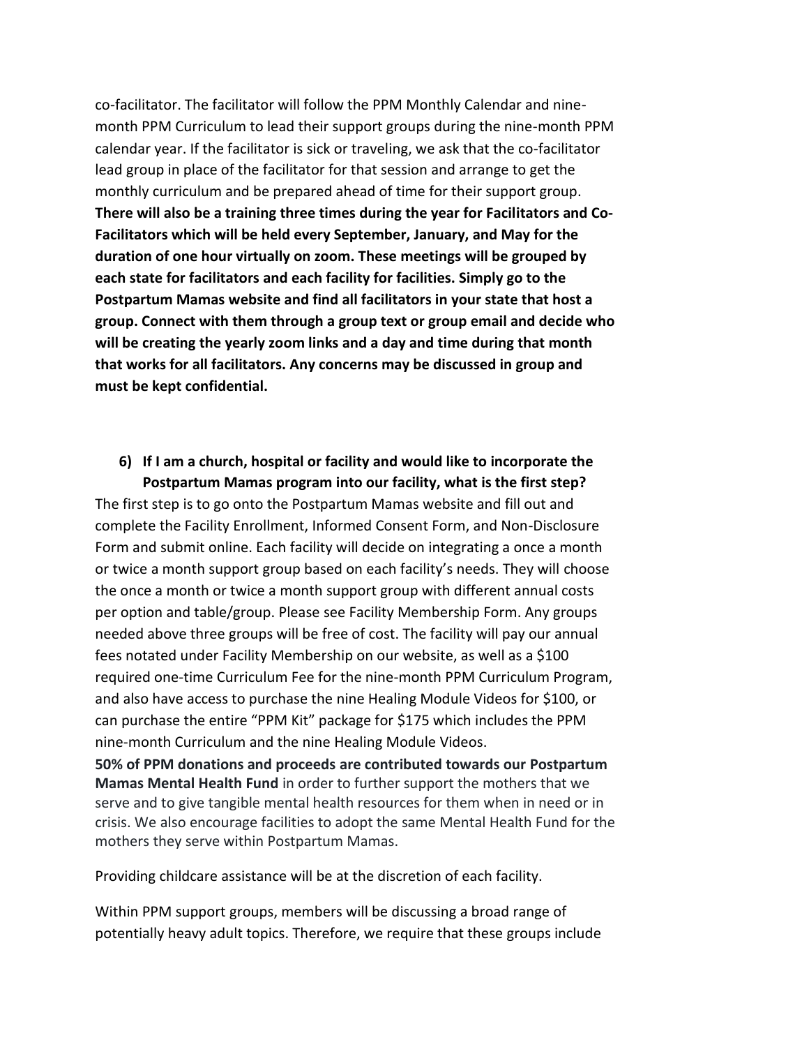co-facilitator. The facilitator will follow the PPM Monthly Calendar and nine-month PPM Curriculum to lead their support groups during the nine-month PPM calendar year. If the facilitator is sick or traveling, we ask that the co-facilitator lead group in place of the facilitator for that session and arrange to get the monthly curriculum and be prepared ahead of time for their support group. **There will also be a training three times during the year for Facilitators and Co-Facilitators which will be held every September, January, and May for the duration of one hour virtually on zoom. These meetings will be grouped by each state for facilitators and each facility for facilities. Simply go to the Postpartum Mamas website and find all facilitators in your state that host a group. Connect with them through a group text or group email and decide who will be creating the yearly zoom links and a day and time during that month that works for all facilitators. Any concerns may be discussed in group and must be kept confidential.**

### 6) If I am a church, hospital or facility and would like to incorporate the Postpartum Mamas program into our facility, what is the first step?

The first step is to go onto the Postpartum Mamas website and fill out and complete the Facility Enrollment, Informed Consent Form, and Non-Disclosure Form and submit online. Each facility will decide on integrating a once a month or twice a month support group based on each facility's needs. They will choose the once a month or twice a month support group with different annual costs per option and table/group. Please see Facility Membership Form. Any groups needed above three groups will be free of cost. The facility will pay our annual fees notated under Facility Membership on our website, as well as a $100 required one-time Curriculum Fee for the nine-month PPM Curriculum Program, and also have access to purchase the nine Healing Module Videos for $100, or can purchase the entire "PPM Kit" package for $175 which includes the PPM nine-month Curriculum and the nine Healing Module Videos.

**50% of PPM donations and proceeds are contributed towards our Postpartum Mamas Mental Health Fund** in order to further support the mothers that we serve and to give tangible mental health resources for them when in need or in crisis. We also encourage facilities to adopt the same Mental Health Fund for the mothers they serve within Postpartum Mamas.

Providing childcare assistance will be at the discretion of each facility.

Within PPM support groups, members will be discussing a broad range of potentially heavy adult topics. Therefore, we require that these groups include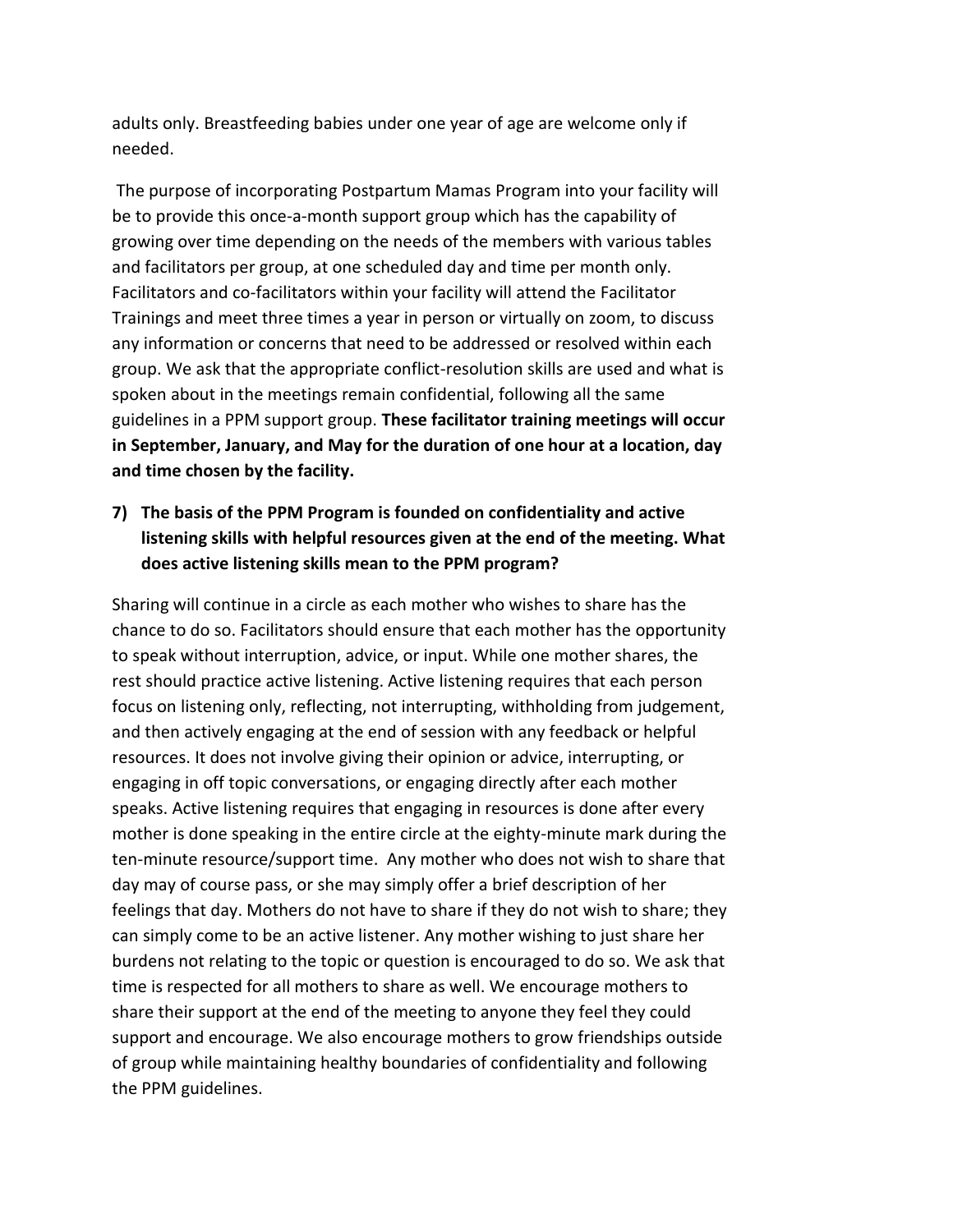adults only. Breastfeeding babies under one year of age are welcome only if needed.

The purpose of incorporating Postpartum Mamas Program into your facility will be to provide this once-a-month support group which has the capability of growing over time depending on the needs of the members with various tables and facilitators per group, at one scheduled day and time per month only. Facilitators and co-facilitators within your facility will attend the Facilitator Trainings and meet three times a year in person or virtually on zoom, to discuss any information or concerns that need to be addressed or resolved within each group. We ask that the appropriate conflict-resolution skills are used and what is spoken about in the meetings remain confidential, following all the same guidelines in a PPM support group. **These facilitator training meetings will occur in September, January, and May for the duration of one hour at a location, day and time chosen by the facility.**

7) **The basis of the PPM Program is founded on confidentiality and active listening skills with helpful resources given at the end of the meeting. What does active listening skills mean to the PPM program?**

Sharing will continue in a circle as each mother who wishes to share has the chance to do so. Facilitators should ensure that each mother has the opportunity to speak without interruption, advice, or input. While one mother shares, the rest should practice active listening. Active listening requires that each person focus on listening only, reflecting, not interrupting, withholding from judgement, and then actively engaging at the end of session with any feedback or helpful resources. It does not involve giving their opinion or advice, interrupting, or engaging in off topic conversations, or engaging directly after each mother speaks. Active listening requires that engaging in resources is done after every mother is done speaking in the entire circle at the eighty-minute mark during the ten-minute resource/support time. Any mother who does not wish to share that day may of course pass, or she may simply offer a brief description of her feelings that day. Mothers do not have to share if they do not wish to share; they can simply come to be an active listener. Any mother wishing to just share her burdens not relating to the topic or question is encouraged to do so. We ask that time is respected for all mothers to share as well. We encourage mothers to share their support at the end of the meeting to anyone they feel they could support and encourage. We also encourage mothers to grow friendships outside of group while maintaining healthy boundaries of confidentiality and following the PPM guidelines.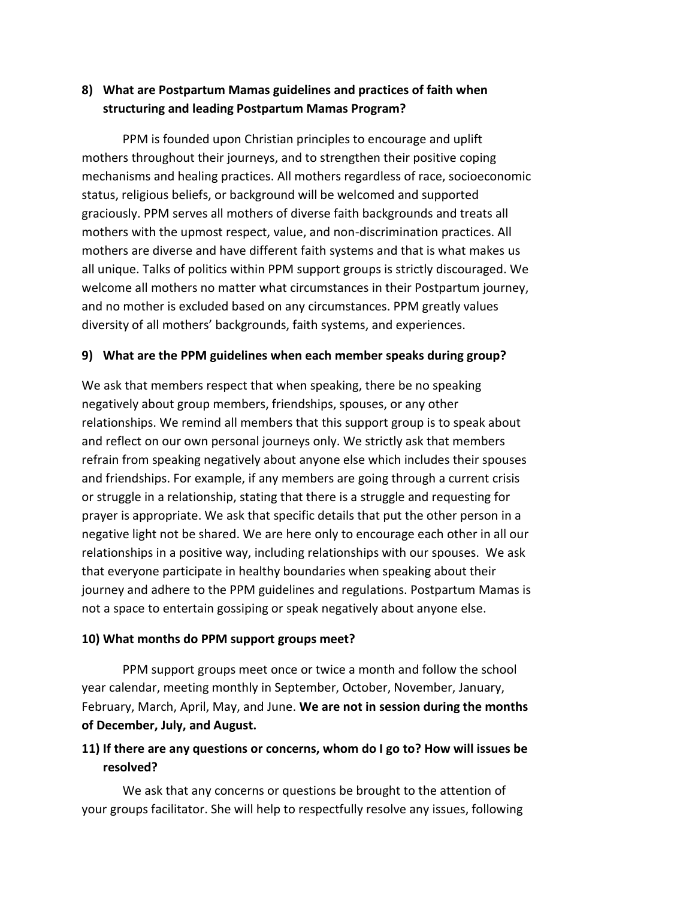## 8) What are Postpartum Mamas guidelines and practices of faith when structuring and leading Postpartum Mamas Program?

PPM is founded upon Christian principles to encourage and uplift mothers throughout their journeys, and to strengthen their positive coping mechanisms and healing practices. All mothers regardless of race, socioeconomic status, religious beliefs, or background will be welcomed and supported graciously. PPM serves all mothers of diverse faith backgrounds and treats all mothers with the upmost respect, value, and non-discrimination practices. All mothers are diverse and have different faith systems and that is what makes us all unique. Talks of politics within PPM support groups is strictly discouraged. We welcome all mothers no matter what circumstances in their Postpartum journey, and no mother is excluded based on any circumstances. PPM greatly values diversity of all mothers' backgrounds, faith systems, and experiences.

## 9) What are the PPM guidelines when each member speaks during group?

We ask that members respect that when speaking, there be no speaking negatively about group members, friendships, spouses, or any other relationships. We remind all members that this support group is to speak about and reflect on our own personal journeys only. We strictly ask that members refrain from speaking negatively about anyone else which includes their spouses and friendships. For example, if any members are going through a current crisis or struggle in a relationship, stating that there is a struggle and requesting for prayer is appropriate. We ask that specific details that put the other person in a negative light not be shared. We are here only to encourage each other in all our relationships in a positive way, including relationships with our spouses. We ask that everyone participate in healthy boundaries when speaking about their journey and adhere to the PPM guidelines and regulations. Postpartum Mamas is not a space to entertain gossiping or speak negatively about anyone else.

## 10) What months do PPM support groups meet?

PPM support groups meet once or twice a month and follow the school year calendar, meeting monthly in September, October, November, January, February, March, April, May, and June. **We are not in session during the months of December, July, and August.**

## 11) If there are any questions or concerns, whom do I go to? How will issues be resolved?

We ask that any concerns or questions be brought to the attention of your groups facilitator. She will help to respectfully resolve any issues, following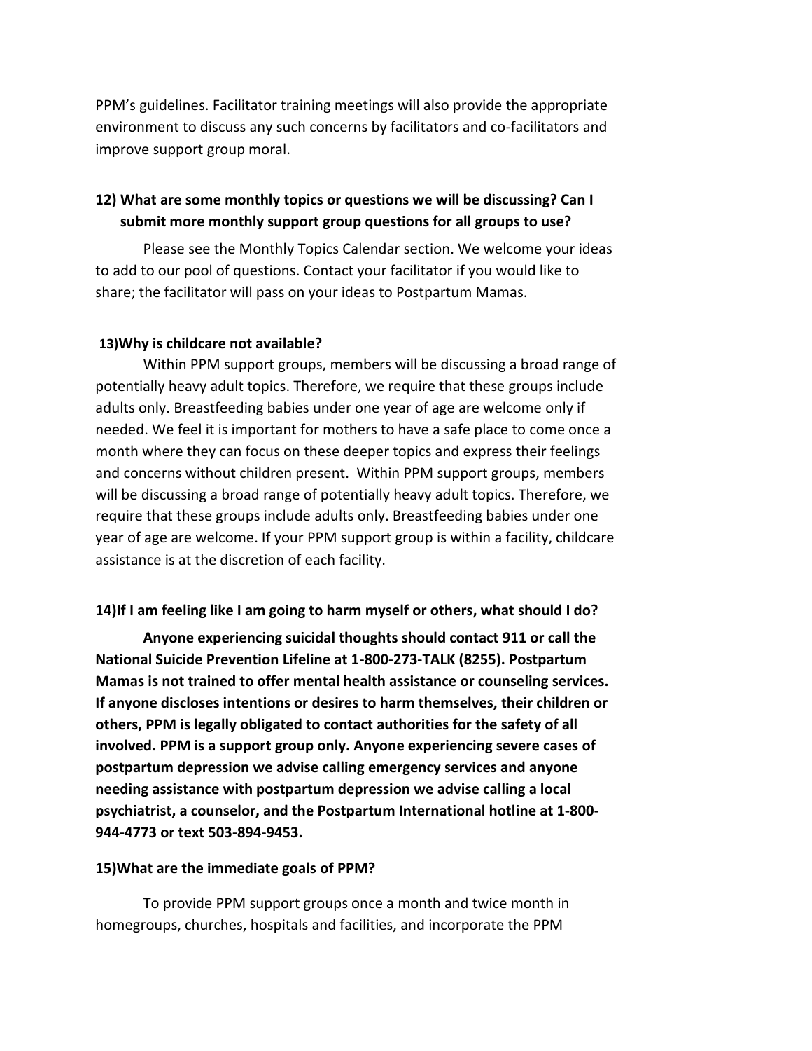PPM's guidelines. Facilitator training meetings will also provide the appropriate environment to discuss any such concerns by facilitators and co-facilitators and improve support group moral.

**12) What are some monthly topics or questions we will be discussing? Can I submit more monthly support group questions for all groups to use?**

Please see the Monthly Topics Calendar section. We welcome your ideas to add to our pool of questions. Contact your facilitator if you would like to share; the facilitator will pass on your ideas to Postpartum Mamas.

**13)Why is childcare not available?**

Within PPM support groups, members will be discussing a broad range of potentially heavy adult topics. Therefore, we require that these groups include adults only. Breastfeeding babies under one year of age are welcome only if needed. We feel it is important for mothers to have a safe place to come once a month where they can focus on these deeper topics and express their feelings and concerns without children present. Within PPM support groups, members will be discussing a broad range of potentially heavy adult topics. Therefore, we require that these groups include adults only. Breastfeeding babies under one year of age are welcome. If your PPM support group is within a facility, childcare assistance is at the discretion of each facility.

**14)If I am feeling like I am going to harm myself or others, what should I do?**

**Anyone experiencing suicidal thoughts should contact 911 or call the National Suicide Prevention Lifeline at 1-800-273-TALK (8255). Postpartum Mamas is not trained to offer mental health assistance or counseling services. If anyone discloses intentions or desires to harm themselves, their children or others, PPM is legally obligated to contact authorities for the safety of all involved. PPM is a support group only. Anyone experiencing severe cases of postpartum depression we advise calling emergency services and anyone needing assistance with postpartum depression we advise calling a local psychiatrist, a counselor, and the Postpartum International hotline at 1-800-944-4773 or text 503-894-9453.**

**15)What are the immediate goals of PPM?**

To provide PPM support groups once a month and twice month in homegroups, churches, hospitals and facilities, and incorporate the PPM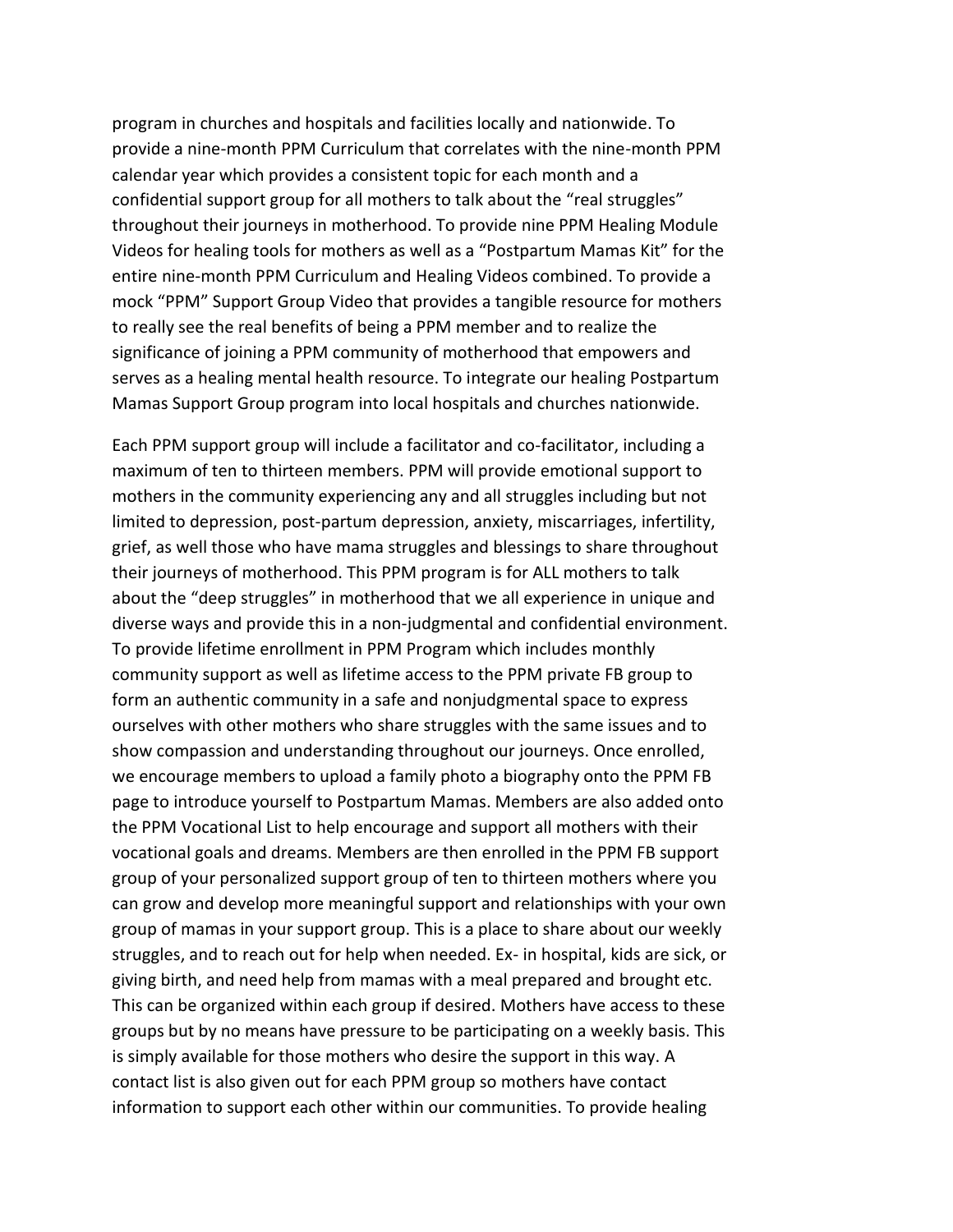program in churches and hospitals and facilities locally and nationwide. To provide a nine-month PPM Curriculum that correlates with the nine-month PPM calendar year which provides a consistent topic for each month and a confidential support group for all mothers to talk about the "real struggles" throughout their journeys in motherhood. To provide nine PPM Healing Module Videos for healing tools for mothers as well as a "Postpartum Mamas Kit" for the entire nine-month PPM Curriculum and Healing Videos combined. To provide a mock "PPM" Support Group Video that provides a tangible resource for mothers to really see the real benefits of being a PPM member and to realize the significance of joining a PPM community of motherhood that empowers and serves as a healing mental health resource. To integrate our healing Postpartum Mamas Support Group program into local hospitals and churches nationwide.

Each PPM support group will include a facilitator and co-facilitator, including a maximum of ten to thirteen members. PPM will provide emotional support to mothers in the community experiencing any and all struggles including but not limited to depression, post-partum depression, anxiety, miscarriages, infertility, grief, as well those who have mama struggles and blessings to share throughout their journeys of motherhood. This PPM program is for ALL mothers to talk about the "deep struggles" in motherhood that we all experience in unique and diverse ways and provide this in a non-judgmental and confidential environment. To provide lifetime enrollment in PPM Program which includes monthly community support as well as lifetime access to the PPM private FB group to form an authentic community in a safe and nonjudgmental space to express ourselves with other mothers who share struggles with the same issues and to show compassion and understanding throughout our journeys. Once enrolled, we encourage members to upload a family photo a biography onto the PPM FB page to introduce yourself to Postpartum Mamas. Members are also added onto the PPM Vocational List to help encourage and support all mothers with their vocational goals and dreams. Members are then enrolled in the PPM FB support group of your personalized support group of ten to thirteen mothers where you can grow and develop more meaningful support and relationships with your own group of mamas in your support group. This is a place to share about our weekly struggles, and to reach out for help when needed. Ex- in hospital, kids are sick, or giving birth, and need help from mamas with a meal prepared and brought etc. This can be organized within each group if desired. Mothers have access to these groups but by no means have pressure to be participating on a weekly basis. This is simply available for those mothers who desire the support in this way. A contact list is also given out for each PPM group so mothers have contact information to support each other within our communities. To provide healing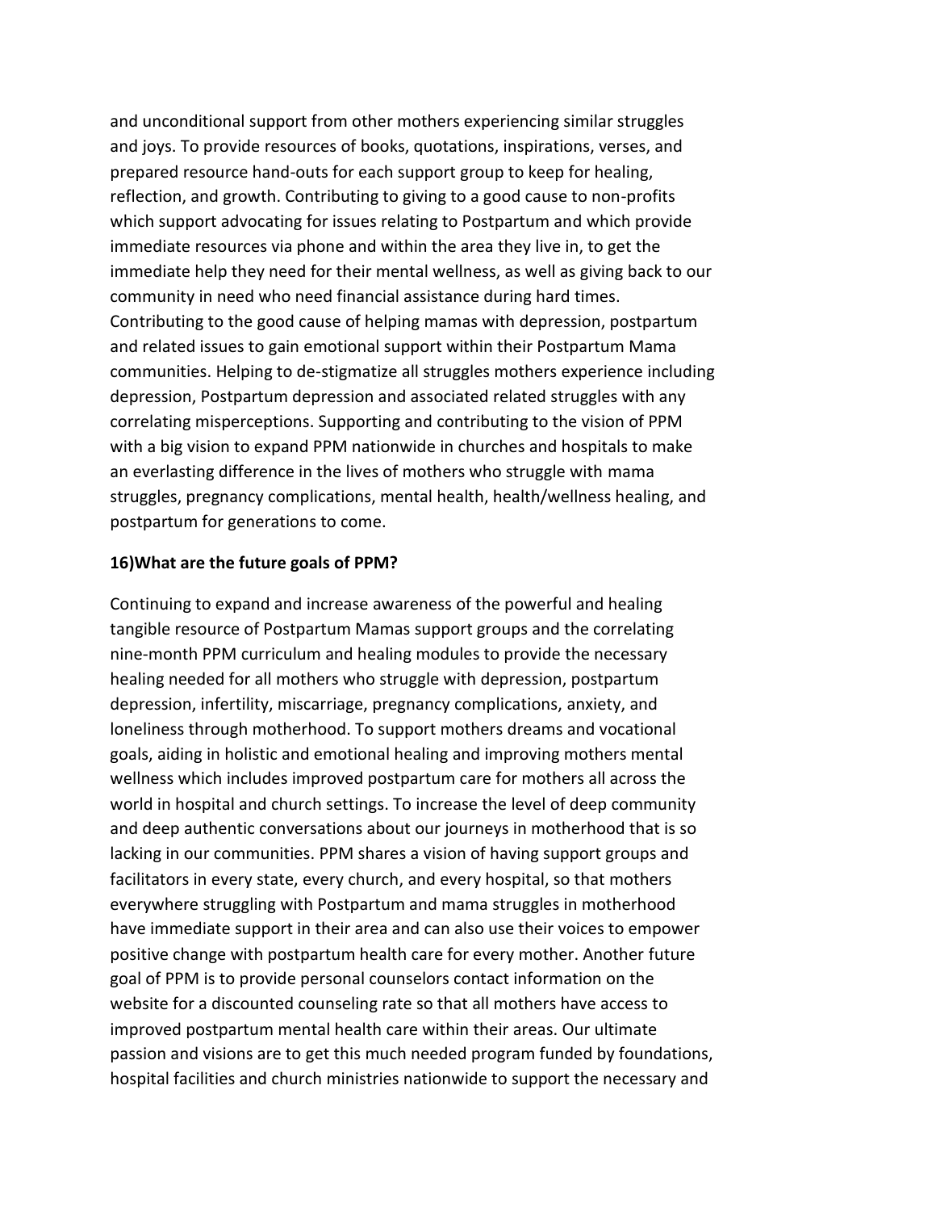and unconditional support from other mothers experiencing similar struggles and joys. To provide resources of books, quotations, inspirations, verses, and prepared resource hand-outs for each support group to keep for healing, reflection, and growth. Contributing to giving to a good cause to non-profits which support advocating for issues relating to Postpartum and which provide immediate resources via phone and within the area they live in, to get the immediate help they need for their mental wellness, as well as giving back to our community in need who need financial assistance during hard times. Contributing to the good cause of helping mamas with depression, postpartum and related issues to gain emotional support within their Postpartum Mama communities. Helping to de-stigmatize all struggles mothers experience including depression, Postpartum depression and associated related struggles with any correlating misperceptions. Supporting and contributing to the vision of PPM with a big vision to expand PPM nationwide in churches and hospitals to make an everlasting difference in the lives of mothers who struggle with mama struggles, pregnancy complications, mental health, health/wellness healing, and postpartum for generations to come.

**16)What are the future goals of PPM?**

Continuing to expand and increase awareness of the powerful and healing tangible resource of Postpartum Mamas support groups and the correlating nine-month PPM curriculum and healing modules to provide the necessary healing needed for all mothers who struggle with depression, postpartum depression, infertility, miscarriage, pregnancy complications, anxiety, and loneliness through motherhood. To support mothers dreams and vocational goals, aiding in holistic and emotional healing and improving mothers mental wellness which includes improved postpartum care for mothers all across the world in hospital and church settings. To increase the level of deep community and deep authentic conversations about our journeys in motherhood that is so lacking in our communities. PPM shares a vision of having support groups and facilitators in every state, every church, and every hospital, so that mothers everywhere struggling with Postpartum and mama struggles in motherhood have immediate support in their area and can also use their voices to empower positive change with postpartum health care for every mother. Another future goal of PPM is to provide personal counselors contact information on the website for a discounted counseling rate so that all mothers have access to improved postpartum mental health care within their areas. Our ultimate passion and visions are to get this much needed program funded by foundations, hospital facilities and church ministries nationwide to support the necessary and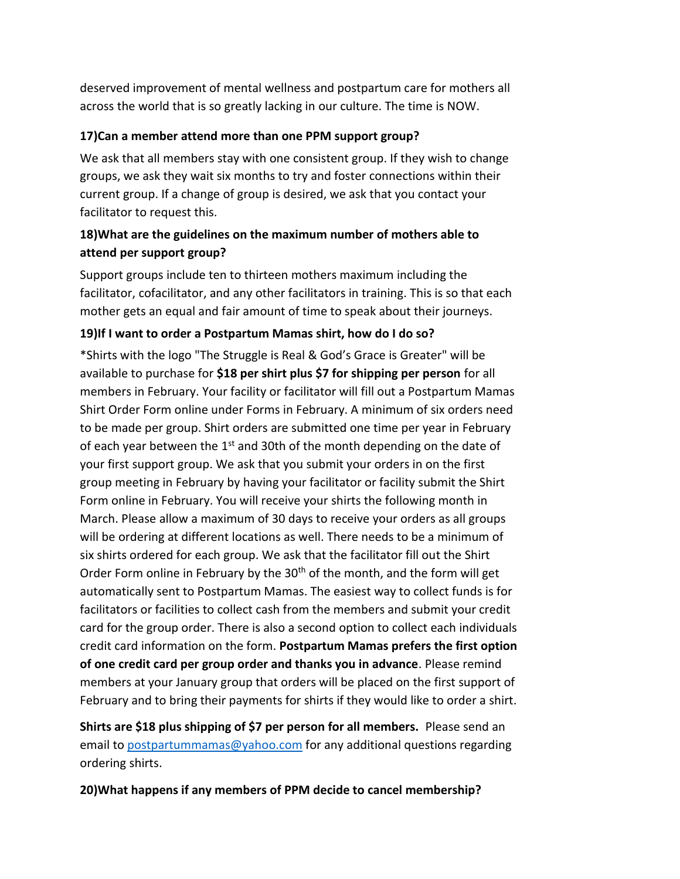deserved improvement of mental wellness and postpartum care for mothers all across the world that is so greatly lacking in our culture. The time is NOW.

**17)Can a member attend more than one PPM support group?**

We ask that all members stay with one consistent group. If they wish to change groups, we ask they wait six months to try and foster connections within their current group. If a change of group is desired, we ask that you contact your facilitator to request this.

**18)What are the guidelines on the maximum number of mothers able to attend per support group?**

Support groups include ten to thirteen mothers maximum including the facilitator, cofacilitator, and any other facilitators in training. This is so that each mother gets an equal and fair amount of time to speak about their journeys.

**19)If I want to order a Postpartum Mamas shirt, how do I do so?**

*Shirts with the logo "The Struggle is Real & God's Grace is Greater" will be available to purchase for **$18 per shirt plus $7 for shipping per person** for all members in February. Your facility or facilitator will fill out a Postpartum Mamas Shirt Order Form online under Forms in February. A minimum of six orders need to be made per group. Shirt orders are submitted one time per year in February of each year between the 1st and 30th of the month depending on the date of your first support group. We ask that you submit your orders in on the first group meeting in February by having your facilitator or facility submit the Shirt Form online in February. You will receive your shirts the following month in March. Please allow a maximum of 30 days to receive your orders as all groups will be ordering at different locations as well. There needs to be a minimum of six shirts ordered for each group. We ask that the facilitator fill out the Shirt Order Form online in February by the 30th of the month, and the form will get automatically sent to Postpartum Mamas. The easiest way to collect funds is for facilitators or facilities to collect cash from the members and submit your credit card for the group order. There is also a second option to collect each individuals credit card information on the form. **Postpartum Mamas prefers the first option of one credit card per group order and thanks you in advance**. Please remind members at your January group that orders will be placed on the first support of February and to bring their payments for shirts if they would like to order a shirt.

**Shirts are $18 plus shipping of $7 per person for all members.** Please send an email to postpartummamas@yahoo.com for any additional questions regarding ordering shirts.

**20)What happens if any members of PPM decide to cancel membership?**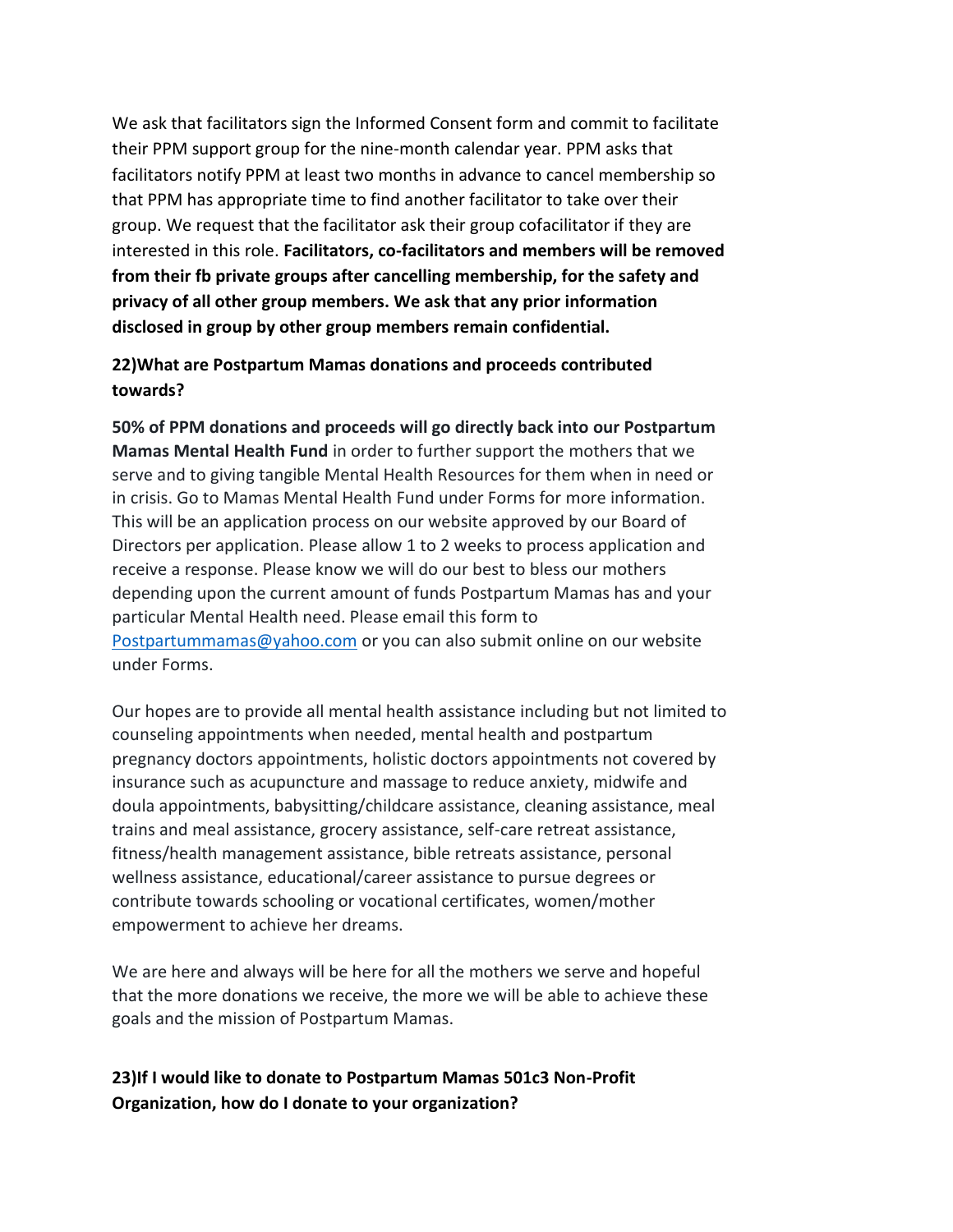We ask that facilitators sign the Informed Consent form and commit to facilitate their PPM support group for the nine-month calendar year. PPM asks that facilitators notify PPM at least two months in advance to cancel membership so that PPM has appropriate time to find another facilitator to take over their group. We request that the facilitator ask their group cofacilitator if they are interested in this role. **Facilitators, co-facilitators and members will be removed from their fb private groups after cancelling membership, for the safety and privacy of all other group members. We ask that any prior information disclosed in group by other group members remain confidential.**

**22)What are Postpartum Mamas donations and proceeds contributed towards?**

**50% of PPM donations and proceeds will go directly back into our Postpartum Mamas Mental Health Fund** in order to further support the mothers that we serve and to giving tangible Mental Health Resources for them when in need or in crisis. Go to Mamas Mental Health Fund under Forms for more information. This will be an application process on our website approved by our Board of Directors per application. Please allow 1 to 2 weeks to process application and receive a response. Please know we will do our best to bless our mothers depending upon the current amount of funds Postpartum Mamas has and your particular Mental Health need. Please email this form to [Postpartummamas@yahoo.com](mailto:Postpartummamas@yahoo.com) or you can also submit online on our website under Forms.

Our hopes are to provide all mental health assistance including but not limited to counseling appointments when needed, mental health and postpartum pregnancy doctors appointments, holistic doctors appointments not covered by insurance such as acupuncture and massage to reduce anxiety, midwife and doula appointments, babysitting/childcare assistance, cleaning assistance, meal trains and meal assistance, grocery assistance, self-care retreat assistance, fitness/health management assistance, bible retreats assistance, personal wellness assistance, educational/career assistance to pursue degrees or contribute towards schooling or vocational certificates, women/mother empowerment to achieve her dreams.

We are here and always will be here for all the mothers we serve and hopeful that the more donations we receive, the more we will be able to achieve these goals and the mission of Postpartum Mamas.

**23)If I would like to donate to Postpartum Mamas 501c3 Non-Profit Organization, how do I donate to your organization?**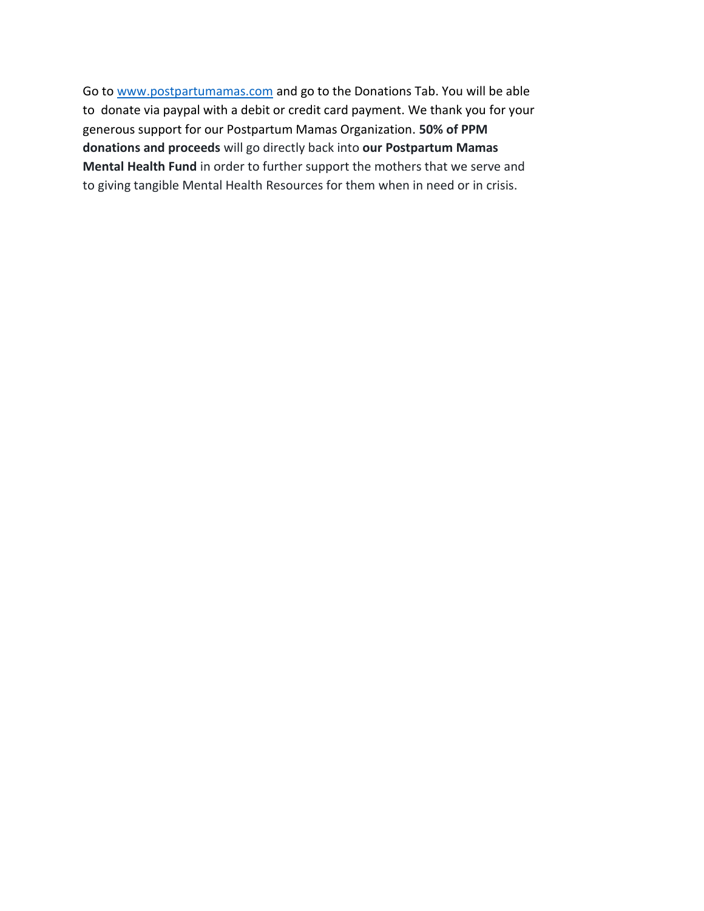Go to [www.postpartumamas.com](http://www.postpartumamas.com) and go to the Donations Tab. You will be able to donate via paypal with a debit or credit card payment. We thank you for your generous support for our Postpartum Mamas Organization. **50% of PPM donations and proceeds** will go directly back into **our Postpartum Mamas Mental Health Fund** in order to further support the mothers that we serve and to giving tangible Mental Health Resources for them when in need or in crisis.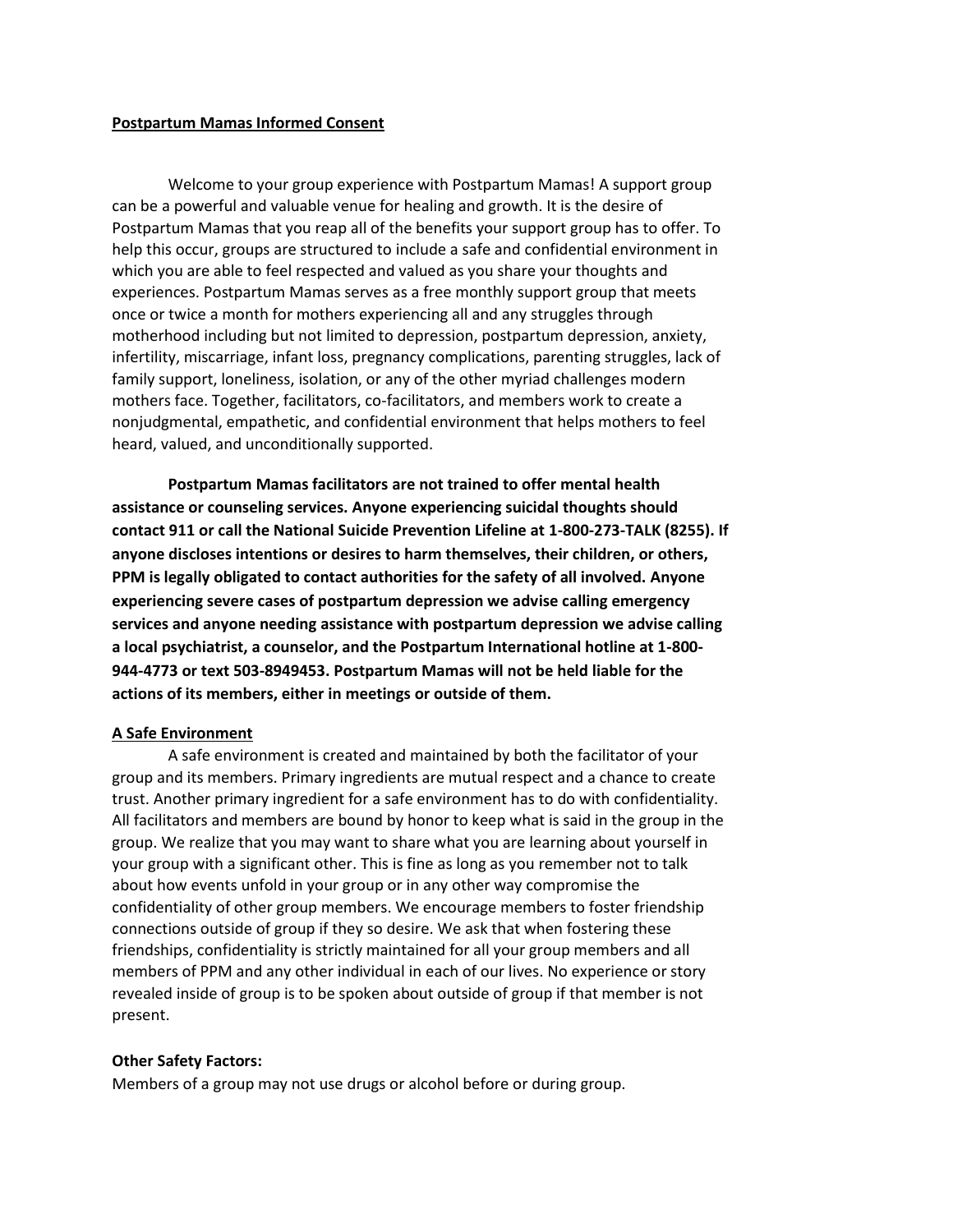**Postpartum Mamas Informed Consent**

Welcome to your group experience with Postpartum Mamas! A support group can be a powerful and valuable venue for healing and growth. It is the desire of Postpartum Mamas that you reap all of the benefits your support group has to offer. To help this occur, groups are structured to include a safe and confidential environment in which you are able to feel respected and valued as you share your thoughts and experiences. Postpartum Mamas serves as a free monthly support group that meets once or twice a month for mothers experiencing all and any struggles through motherhood including but not limited to depression, postpartum depression, anxiety, infertility, miscarriage, infant loss, pregnancy complications, parenting struggles, lack of family support, loneliness, isolation, or any of the other myriad challenges modern mothers face. Together, facilitators, co-facilitators, and members work to create a nonjudgmental, empathetic, and confidential environment that helps mothers to feel heard, valued, and unconditionally supported.

**Postpartum Mamas facilitators are not trained to offer mental health assistance or counseling services. Anyone experiencing suicidal thoughts should contact 911 or call the National Suicide Prevention Lifeline at 1-800-273-TALK (8255). If anyone discloses intentions or desires to harm themselves, their children, or others, PPM is legally obligated to contact authorities for the safety of all involved. Anyone experiencing severe cases of postpartum depression we advise calling emergency services and anyone needing assistance with postpartum depression we advise calling a local psychiatrist, a counselor, and the Postpartum International hotline at 1-800-944-4773 or text 503-8949453. Postpartum Mamas will not be held liable for the actions of its members, either in meetings or outside of them.**

**A Safe Environment**

A safe environment is created and maintained by both the facilitator of your group and its members. Primary ingredients are mutual respect and a chance to create trust. Another primary ingredient for a safe environment has to do with confidentiality. All facilitators and members are bound by honor to keep what is said in the group in the group. We realize that you may want to share what you are learning about yourself in your group with a significant other. This is fine as long as you remember not to talk about how events unfold in your group or in any other way compromise the confidentiality of other group members. We encourage members to foster friendship connections outside of group if they so desire. We ask that when fostering these friendships, confidentiality is strictly maintained for all your group members and all members of PPM and any other individual in each of our lives. No experience or story revealed inside of group is to be spoken about outside of group if that member is not present.

**Other Safety Factors:**

Members of a group may not use drugs or alcohol before or during group.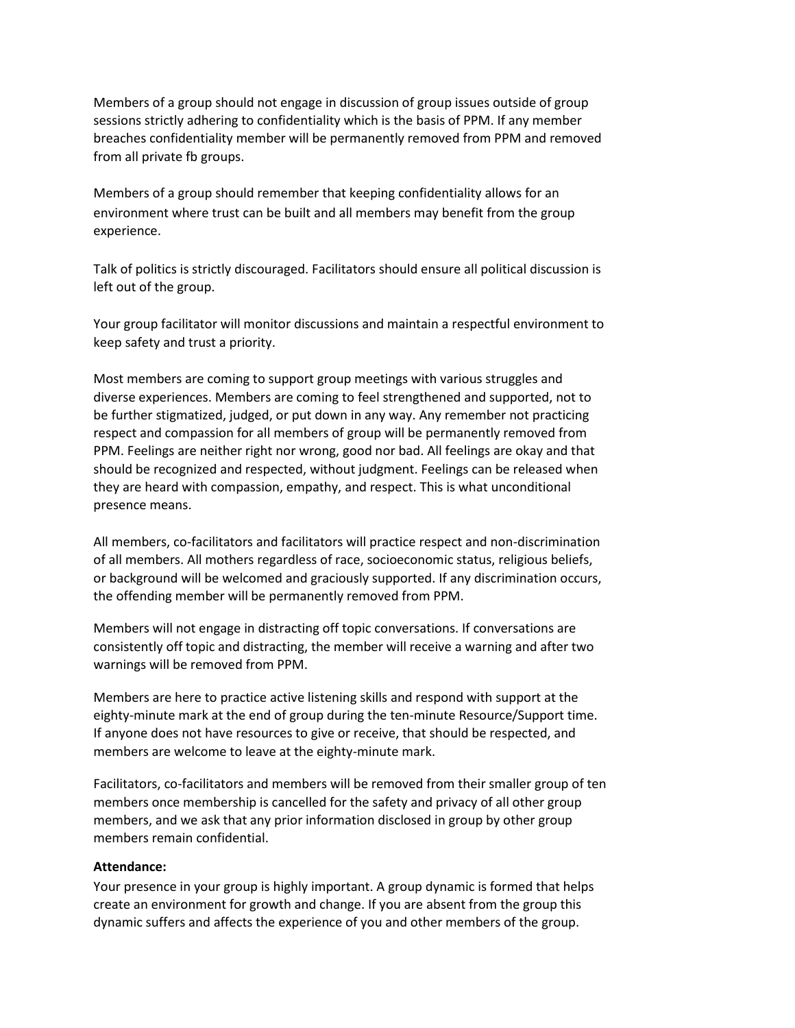Members of a group should not engage in discussion of group issues outside of group sessions strictly adhering to confidentiality which is the basis of PPM. If any member breaches confidentiality member will be permanently removed from PPM and removed from all private fb groups.

Members of a group should remember that keeping confidentiality allows for an environment where trust can be built and all members may benefit from the group experience.

Talk of politics is strictly discouraged. Facilitators should ensure all political discussion is left out of the group.

Your group facilitator will monitor discussions and maintain a respectful environment to keep safety and trust a priority.

Most members are coming to support group meetings with various struggles and diverse experiences. Members are coming to feel strengthened and supported, not to be further stigmatized, judged, or put down in any way. Any remember not practicing respect and compassion for all members of group will be permanently removed from PPM. Feelings are neither right nor wrong, good nor bad. All feelings are okay and that should be recognized and respected, without judgment. Feelings can be released when they are heard with compassion, empathy, and respect. This is what unconditional presence means.

All members, co-facilitators and facilitators will practice respect and non-discrimination of all members. All mothers regardless of race, socioeconomic status, religious beliefs, or background will be welcomed and graciously supported. If any discrimination occurs, the offending member will be permanently removed from PPM.

Members will not engage in distracting off topic conversations. If conversations are consistently off topic and distracting, the member will receive a warning and after two warnings will be removed from PPM.

Members are here to practice active listening skills and respond with support at the eighty-minute mark at the end of group during the ten-minute Resource/Support time. If anyone does not have resources to give or receive, that should be respected, and members are welcome to leave at the eighty-minute mark.

Facilitators, co-facilitators and members will be removed from their smaller group of ten members once membership is cancelled for the safety and privacy of all other group members, and we ask that any prior information disclosed in group by other group members remain confidential.

**Attendance:**
Your presence in your group is highly important. A group dynamic is formed that helps create an environment for growth and change. If you are absent from the group this dynamic suffers and affects the experience of you and other members of the group.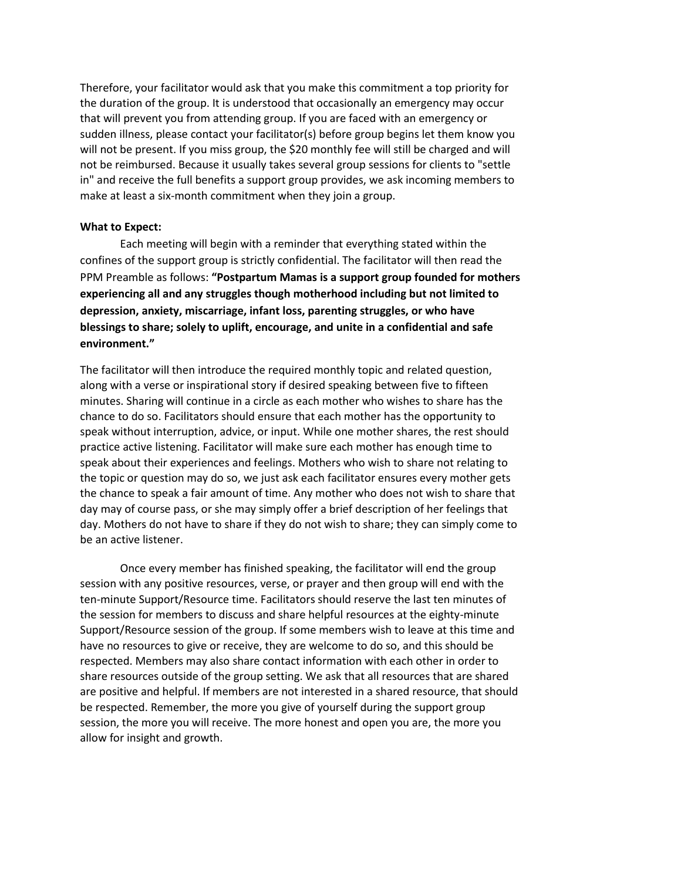Therefore, your facilitator would ask that you make this commitment a top priority for the duration of the group. It is understood that occasionally an emergency may occur that will prevent you from attending group. If you are faced with an emergency or sudden illness, please contact your facilitator(s) before group begins let them know you will not be present. If you miss group, the $20 monthly fee will still be charged and will not be reimbursed. Because it usually takes several group sessions for clients to "settle in" and receive the full benefits a support group provides, we ask incoming members to make at least a six-month commitment when they join a group.

**What to Expect:**

Each meeting will begin with a reminder that everything stated within the confines of the support group is strictly confidential. The facilitator will then read the PPM Preamble as follows: **"Postpartum Mamas is a support group founded for mothers experiencing all and any struggles though motherhood including but not limited to depression, anxiety, miscarriage, infant loss, parenting struggles, or who have blessings to share; solely to uplift, encourage, and unite in a confidential and safe environment."**

The facilitator will then introduce the required monthly topic and related question, along with a verse or inspirational story if desired speaking between five to fifteen minutes. Sharing will continue in a circle as each mother who wishes to share has the chance to do so. Facilitators should ensure that each mother has the opportunity to speak without interruption, advice, or input. While one mother shares, the rest should practice active listening. Facilitator will make sure each mother has enough time to speak about their experiences and feelings. Mothers who wish to share not relating to the topic or question may do so, we just ask each facilitator ensures every mother gets the chance to speak a fair amount of time. Any mother who does not wish to share that day may of course pass, or she may simply offer a brief description of her feelings that day. Mothers do not have to share if they do not wish to share; they can simply come to be an active listener.

Once every member has finished speaking, the facilitator will end the group session with any positive resources, verse, or prayer and then group will end with the ten-minute Support/Resource time. Facilitators should reserve the last ten minutes of the session for members to discuss and share helpful resources at the eighty-minute Support/Resource session of the group. If some members wish to leave at this time and have no resources to give or receive, they are welcome to do so, and this should be respected. Members may also share contact information with each other in order to share resources outside of the group setting. We ask that all resources that are shared are positive and helpful. If members are not interested in a shared resource, that should be respected. Remember, the more you give of yourself during the support group session, the more you will receive. The more honest and open you are, the more you allow for insight and growth.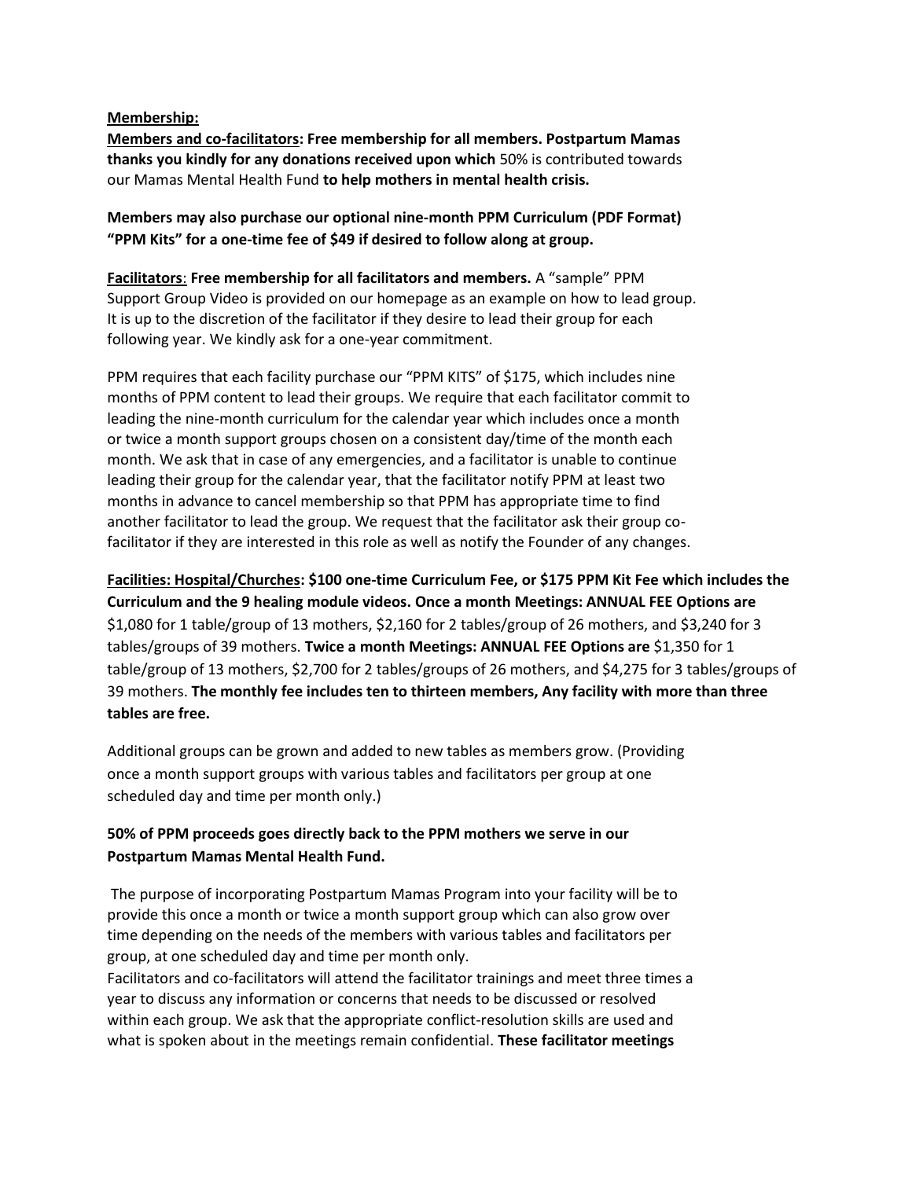<u>**Membership:**</u>

<u>**Members and co-facilitators**</u>**: Free membership for all members. Postpartum Mamas thanks you kindly for any donations received upon which** 50% is contributed towards our Mamas Mental Health Fund **to help mothers in mental health crisis.**

**Members may also purchase our optional nine-month PPM Curriculum (PDF Format) "PPM Kits" for a one-time fee of $49 if desired to follow along at group.**

<u>**Facilitators**</u>: **Free membership for all facilitators and members.** A "sample" PPM Support Group Video is provided on our homepage as an example on how to lead group. It is up to the discretion of the facilitator if they desire to lead their group for each following year. We kindly ask for a one-year commitment.

PPM requires that each facility purchase our "PPM KITS" of $175, which includes nine months of PPM content to lead their groups. We require that each facilitator commit to leading the nine-month curriculum for the calendar year which includes once a month or twice a month support groups chosen on a consistent day/time of the month each month. We ask that in case of any emergencies, and a facilitator is unable to continue leading their group for the calendar year, that the facilitator notify PPM at least two months in advance to cancel membership so that PPM has appropriate time to find another facilitator to lead the group. We request that the facilitator ask their group co-facilitator if they are interested in this role as well as notify the Founder of any changes.

<u>**Facilities: Hospital/Churches**</u>**: $100 one-time Curriculum Fee, or $175 PPM Kit Fee which includes the Curriculum and the 9 healing module videos. Once a month Meetings: ANNUAL FEE Options are** $1,080 for 1 table/group of 13 mothers, $2,160 for 2 tables/group of 26 mothers, and $3,240 for 3 tables/groups of 39 mothers. **Twice a month Meetings: ANNUAL FEE Options are** $1,350 for 1 table/group of 13 mothers, $2,700 for 2 tables/groups of 26 mothers, and $4,275 for 3 tables/groups of 39 mothers. **The monthly fee includes ten to thirteen members, Any facility with more than three tables are free.**

Additional groups can be grown and added to new tables as members grow. (Providing once a month support groups with various tables and facilitators per group at one scheduled day and time per month only.)

**50% of PPM proceeds goes directly back to the PPM mothers we serve in our Postpartum Mamas Mental Health Fund.**

The purpose of incorporating Postpartum Mamas Program into your facility will be to provide this once a month or twice a month support group which can also grow over time depending on the needs of the members with various tables and facilitators per group, at one scheduled day and time per month only.

Facilitators and co-facilitators will attend the facilitator trainings and meet three times a year to discuss any information or concerns that needs to be discussed or resolved within each group. We ask that the appropriate conflict-resolution skills are used and what is spoken about in the meetings remain confidential. **These facilitator meetings**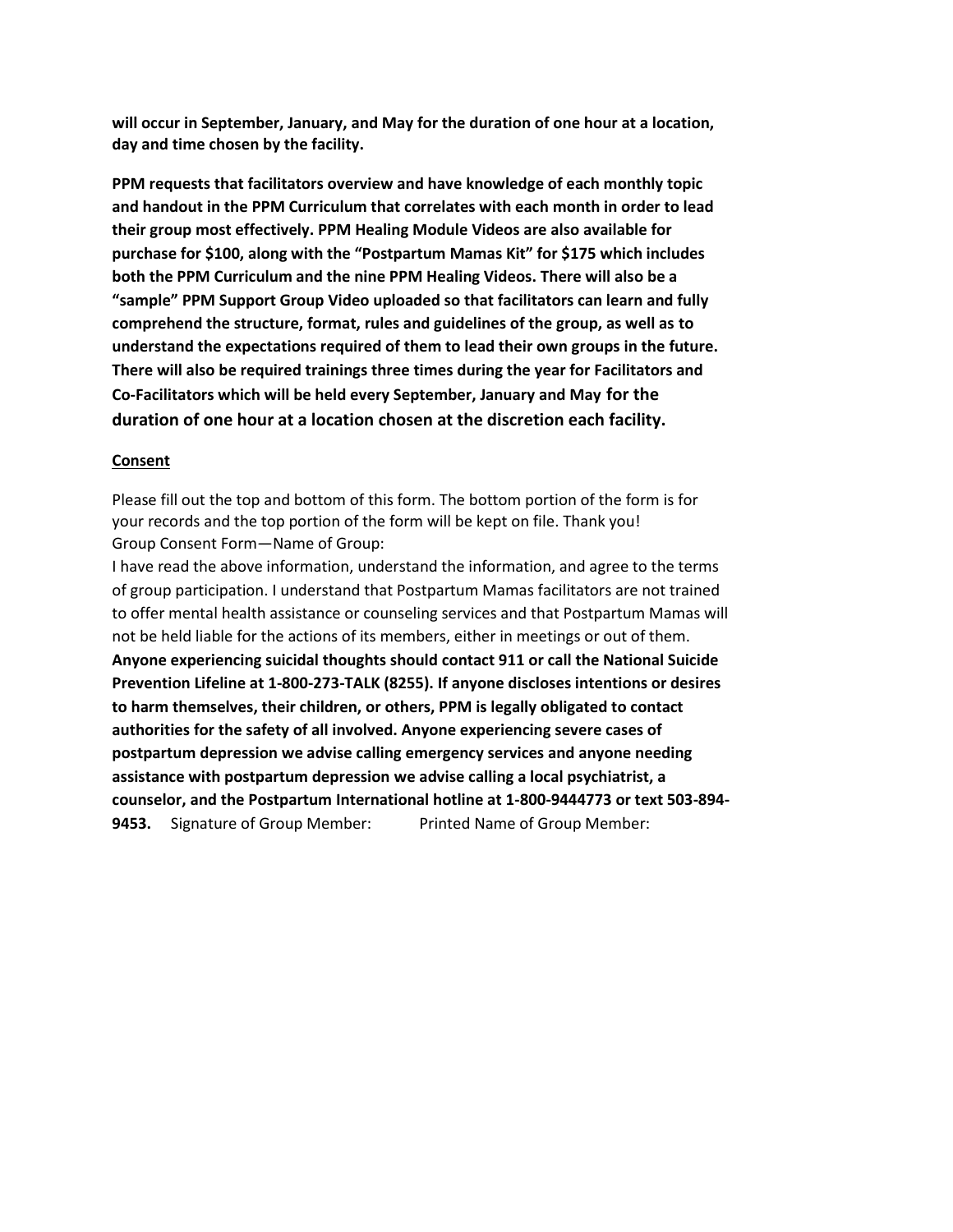**will occur in September, January, and May for the duration of one hour at a location, day and time chosen by the facility.**

**PPM requests that facilitators overview and have knowledge of each monthly topic and handout in the PPM Curriculum that correlates with each month in order to lead their group most effectively. PPM Healing Module Videos are also available for purchase for $100, along with the "Postpartum Mamas Kit" for $175 which includes both the PPM Curriculum and the nine PPM Healing Videos. There will also be a "sample" PPM Support Group Video uploaded so that facilitators can learn and fully comprehend the structure, format, rules and guidelines of the group, as well as to understand the expectations required of them to lead their own groups in the future. There will also be required trainings three times during the year for Facilitators and Co-Facilitators which will be held every September, January and May for the duration of one hour at a location chosen at the discretion each facility.**

**Consent**

Please fill out the top and bottom of this form. The bottom portion of the form is for your records and the top portion of the form will be kept on file. Thank you!
Group Consent Form—Name of Group:
I have read the above information, understand the information, and agree to the terms of group participation. I understand that Postpartum Mamas facilitators are not trained to offer mental health assistance or counseling services and that Postpartum Mamas will not be held liable for the actions of its members, either in meetings or out of them. **Anyone experiencing suicidal thoughts should contact 911 or call the National Suicide Prevention Lifeline at 1-800-273-TALK (8255). If anyone discloses intentions or desires to harm themselves, their children, or others, PPM is legally obligated to contact authorities for the safety of all involved. Anyone experiencing severe cases of postpartum depression we advise calling emergency services and anyone needing assistance with postpartum depression we advise calling a local psychiatrist, a counselor, and the Postpartum International hotline at 1-800-9444773 or text 503-894-9453.** Signature of Group Member: Printed Name of Group Member: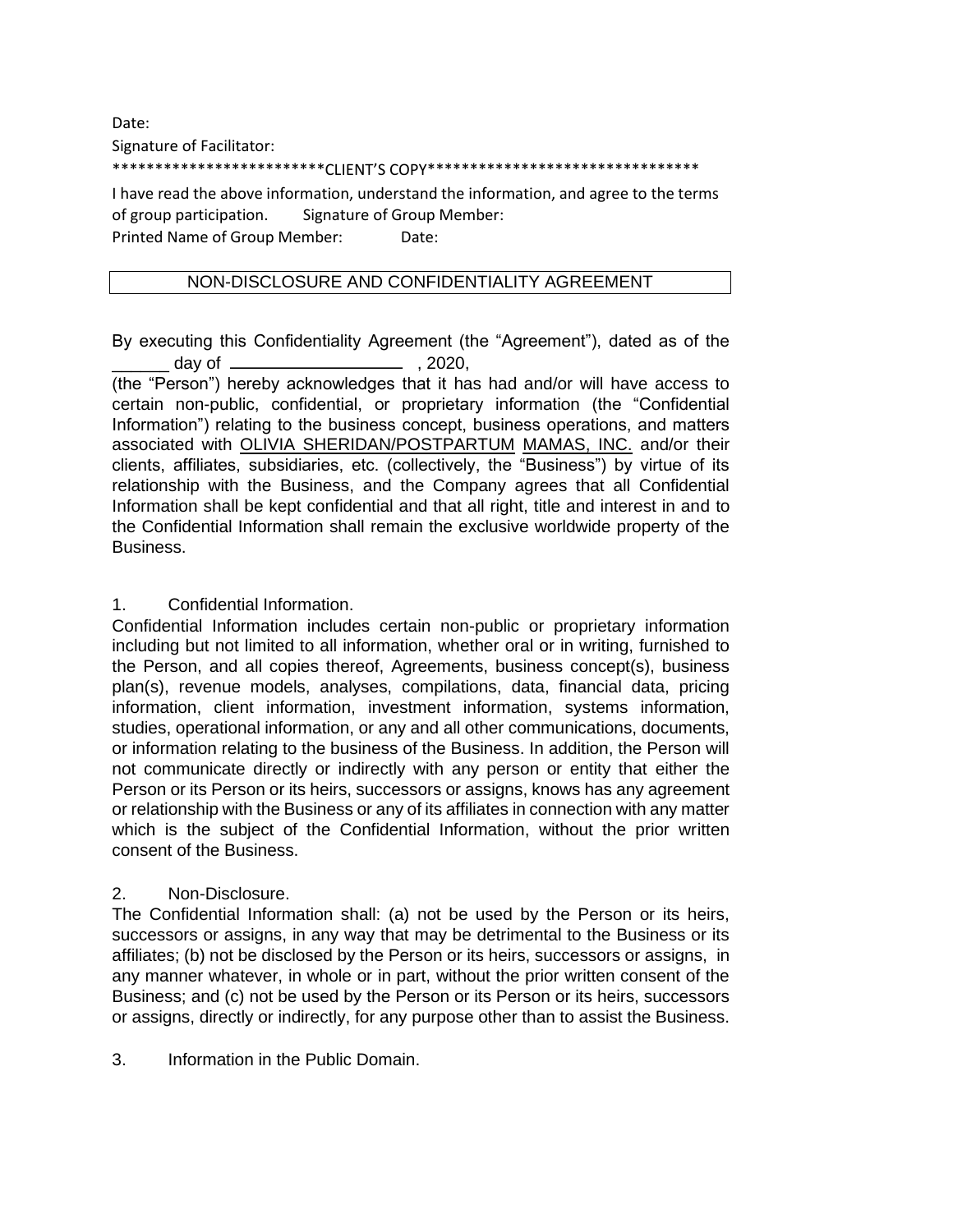Date:

Signature of Facilitator:

*************************CLIENT'S COPY*********************************

I have read the above information, understand the information, and agree to the terms of group participation. Signature of Group Member:

Printed Name of Group Member: Date:

## NON-DISCLOSURE AND CONFIDENTIALITY AGREEMENT

By executing this Confidentiality Agreement (the "Agreement"), dated as of the ______ day of __________________ , 2020,

(the "Person") hereby acknowledges that it has had and/or will have access to certain non-public, confidential, or proprietary information (the "Confidential Information") relating to the business concept, business operations, and matters associated with OLIVIA SHERIDAN/POSTPARTUM MAMAS, INC. and/or their clients, affiliates, subsidiaries, etc. (collectively, the "Business") by virtue of its relationship with the Business, and the Company agrees that all Confidential Information shall be kept confidential and that all right, title and interest in and to the Confidential Information shall remain the exclusive worldwide property of the Business.

1. Confidential Information.

Confidential Information includes certain non-public or proprietary information including but not limited to all information, whether oral or in writing, furnished to the Person, and all copies thereof, Agreements, business concept(s), business plan(s), revenue models, analyses, compilations, data, financial data, pricing information, client information, investment information, systems information, studies, operational information, or any and all other communications, documents, or information relating to the business of the Business. In addition, the Person will not communicate directly or indirectly with any person or entity that either the Person or its Person or its heirs, successors or assigns, knows has any agreement or relationship with the Business or any of its affiliates in connection with any matter which is the subject of the Confidential Information, without the prior written consent of the Business.

2. Non-Disclosure.

The Confidential Information shall: (a) not be used by the Person or its heirs, successors or assigns, in any way that may be detrimental to the Business or its affiliates; (b) not be disclosed by the Person or its heirs, successors or assigns, in any manner whatever, in whole or in part, without the prior written consent of the Business; and (c) not be used by the Person or its Person or its heirs, successors or assigns, directly or indirectly, for any purpose other than to assist the Business.

3. Information in the Public Domain.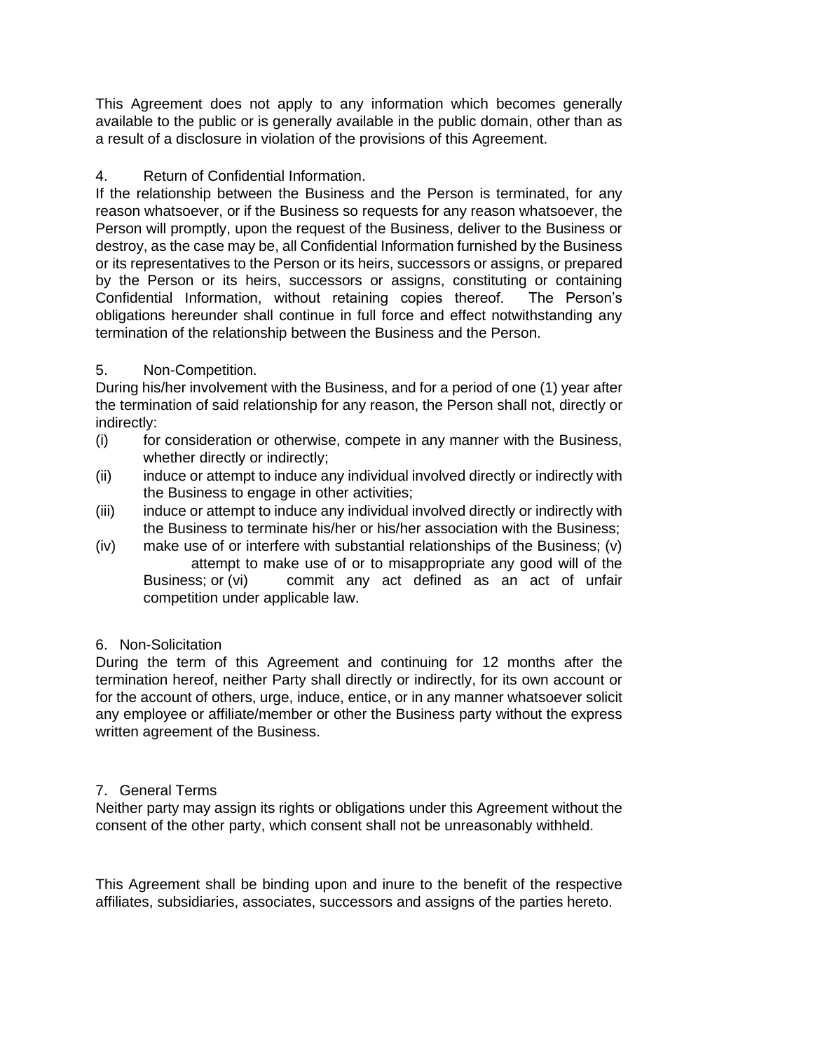This Agreement does not apply to any information which becomes generally available to the public or is generally available in the public domain, other than as a result of a disclosure in violation of the provisions of this Agreement.

4. Return of Confidential Information.

If the relationship between the Business and the Person is terminated, for any reason whatsoever, or if the Business so requests for any reason whatsoever, the Person will promptly, upon the request of the Business, deliver to the Business or destroy, as the case may be, all Confidential Information furnished by the Business or its representatives to the Person or its heirs, successors or assigns, or prepared by the Person or its heirs, successors or assigns, constituting or containing Confidential Information, without retaining copies thereof. The Person's obligations hereunder shall continue in full force and effect notwithstanding any termination of the relationship between the Business and the Person.

5. Non-Competition.

During his/her involvement with the Business, and for a period of one (1) year after the termination of said relationship for any reason, the Person shall not, directly or indirectly:

(i) for consideration or otherwise, compete in any manner with the Business, whether directly or indirectly;

(ii) induce or attempt to induce any individual involved directly or indirectly with the Business to engage in other activities;

(iii) induce or attempt to induce any individual involved directly or indirectly with the Business to terminate his/her or his/her association with the Business;

(iv) make use of or interfere with substantial relationships of the Business; (v) attempt to make use of or to misappropriate any good will of the Business; or (vi) commit any act defined as an act of unfair competition under applicable law.

6. Non-Solicitation

During the term of this Agreement and continuing for 12 months after the termination hereof, neither Party shall directly or indirectly, for its own account or for the account of others, urge, induce, entice, or in any manner whatsoever solicit any employee or affiliate/member or other the Business party without the express written agreement of the Business.

7. General Terms

Neither party may assign its rights or obligations under this Agreement without the consent of the other party, which consent shall not be unreasonably withheld.

This Agreement shall be binding upon and inure to the benefit of the respective affiliates, subsidiaries, associates, successors and assigns of the parties hereto.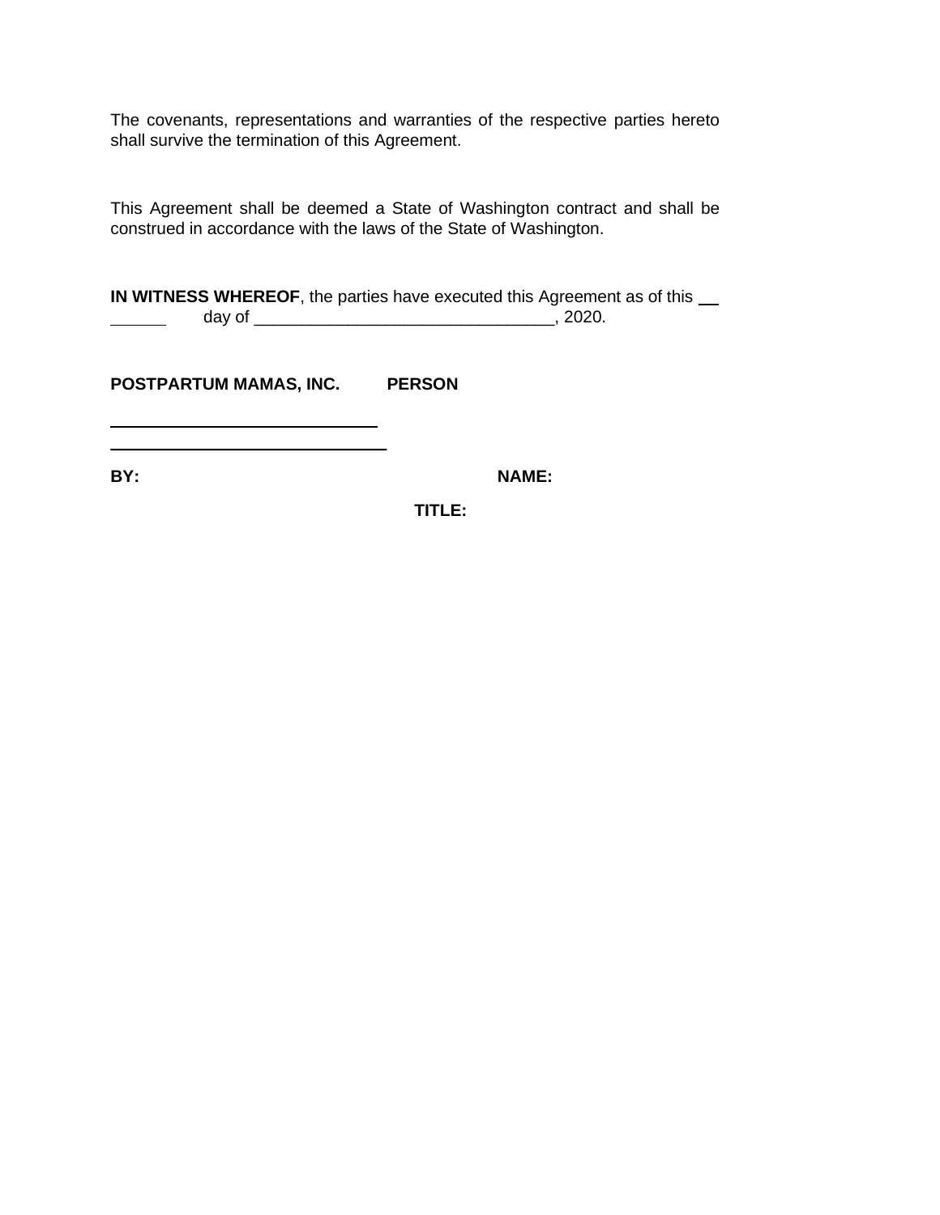The covenants, representations and warranties of the respective parties hereto shall survive the termination of this Agreement.

This Agreement shall be deemed a State of Washington contract and shall be construed in accordance with the laws of the State of Washington.

**IN WITNESS WHEREOF**, the parties have executed this Agreement as of this ______ day of ________________________________, 2020.

**POSTPARTUM MAMAS, INC.** **PERSON**

______________________________

______________________________

**BY:** **NAME:**

**TITLE:**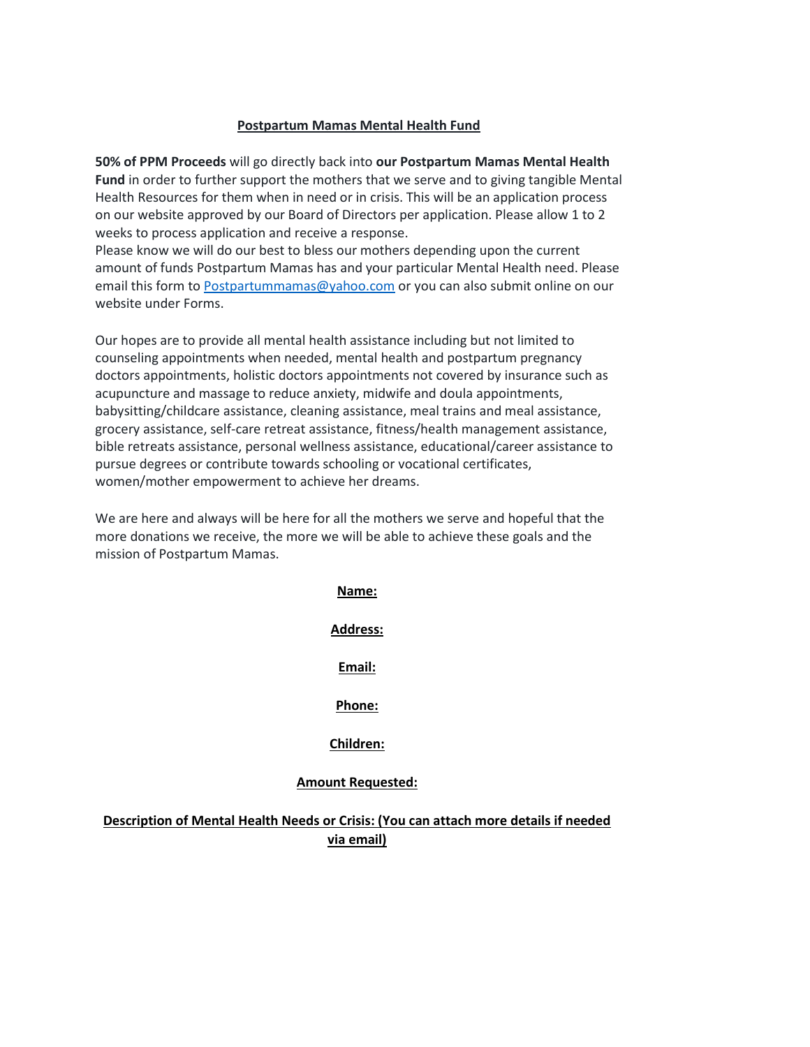## Postpartum Mamas Mental Health Fund

**50% of PPM Proceeds** will go directly back into **our Postpartum Mamas Mental Health Fund** in order to further support the mothers that we serve and to giving tangible Mental Health Resources for them when in need or in crisis. This will be an application process on our website approved by our Board of Directors per application. Please allow 1 to 2 weeks to process application and receive a response.
Please know we will do our best to bless our mothers depending upon the current amount of funds Postpartum Mamas has and your particular Mental Health need. Please email this form to [Postpartummamas@yahoo.com](mailto:Postpartummamas@yahoo.com) or you can also submit online on our website under Forms.

Our hopes are to provide all mental health assistance including but not limited to counseling appointments when needed, mental health and postpartum pregnancy doctors appointments, holistic doctors appointments not covered by insurance such as acupuncture and massage to reduce anxiety, midwife and doula appointments, babysitting/childcare assistance, cleaning assistance, meal trains and meal assistance, grocery assistance, self-care retreat assistance, fitness/health management assistance, bible retreats assistance, personal wellness assistance, educational/career assistance to pursue degrees or contribute towards schooling or vocational certificates, women/mother empowerment to achieve her dreams.

We are here and always will be here for all the mothers we serve and hopeful that the more donations we receive, the more we will be able to achieve these goals and the mission of Postpartum Mamas.

**Name:**

**Address:**

**Email:**

**Phone:**

**Children:**

**Amount Requested:**

**Description of Mental Health Needs or Crisis: (You can attach more details if needed via email)**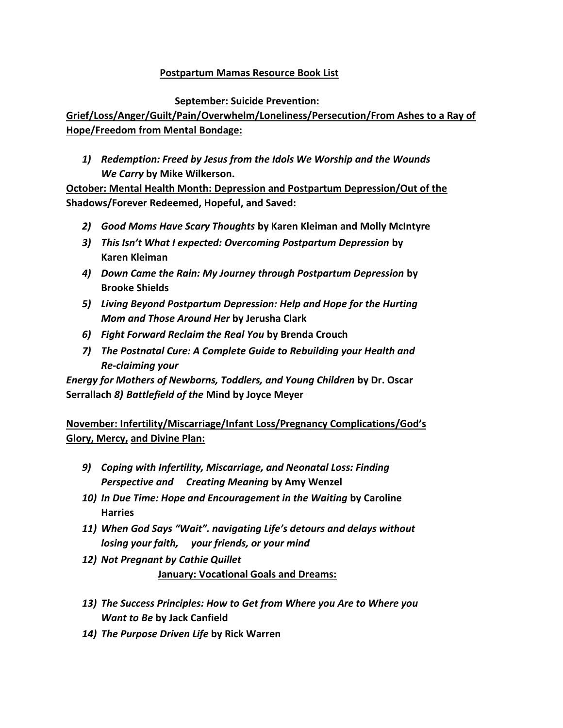**Postpartum Mamas Resource Book List**

**September: Suicide Prevention: Grief/Loss/Anger/Guilt/Pain/Overwhelm/Loneliness/Persecution/From Ashes to a Ray of Hope/Freedom from Mental Bondage:**

1) ***Redemption: Freed by Jesus from the Idols We Worship and the Wounds We Carry*** **by Mike Wilkerson.**

**October: Mental Health Month: Depression and Postpartum Depression/Out of the Shadows/Forever Redeemed, Hopeful, and Saved:**

2) ***Good Moms Have Scary Thoughts*** **by Karen Kleiman and Molly McIntyre**
3) ***This Isn't What I expected: Overcoming Postpartum Depression*** **by Karen Kleiman**
4) ***Down Came the Rain: My Journey through Postpartum Depression*** **by Brooke Shields**
5) ***Living Beyond Postpartum Depression: Help and Hope for the Hurting Mom and Those Around Her*** **by Jerusha Clark**
6) ***Fight Forward Reclaim the Real You*** **by Brenda Crouch**
7) ***The Postnatal Cure: A Complete Guide to Rebuilding your Health and Re-claiming your Energy for Mothers of Newborns, Toddlers, and Young Children*** **by Dr. Oscar Serrallach** ***8) Battlefield of the*** **Mind by Joyce Meyer**

**November: Infertility/Miscarriage/Infant Loss/Pregnancy Complications/God's Glory, Mercy, and Divine Plan:**

9) ***Coping with Infertility, Miscarriage, and Neonatal Loss: Finding Perspective and Creating Meaning*** **by Amy Wenzel**
10) ***In Due Time: Hope and Encouragement in the Waiting*** **by Caroline Harries**
11) ***When God Says "Wait". navigating Life's detours and delays without losing your faith, your friends, or your mind***
12) ***Not Pregnant by Cathie Quillet***

**January: Vocational Goals and Dreams:**

13) ***The Success Principles: How to Get from Where you Are to Where you Want to Be*** **by Jack Canfield**
14) ***The Purpose Driven Life*** **by Rick Warren**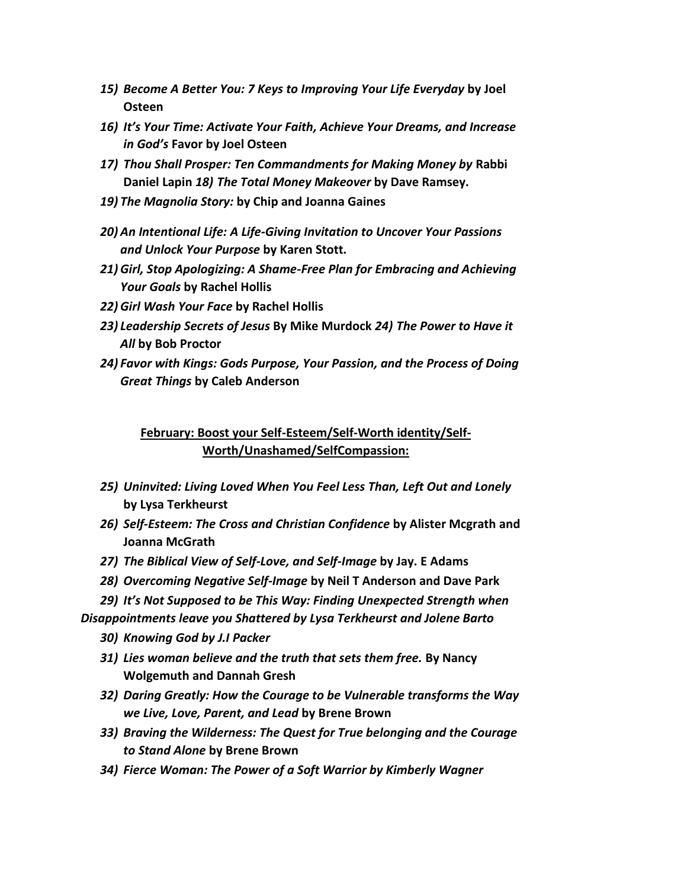15) *Become A Better You: 7 Keys to Improving Your Life Everyday* **by Joel Osteen**
16) *It's Your Time: Activate Your Faith, Achieve Your Dreams, and Increase in God's* **Favor by Joel Osteen**
17) *Thou Shall Prosper: Ten Commandments for Making Money by* **Rabbi Daniel Lapin** *18) The Total Money Makeover* **by Dave Ramsey.**
19) *The Magnolia Story:* **by Chip and Joanna Gaines**
20) *An Intentional Life: A Life-Giving Invitation to Uncover Your Passions and Unlock Your Purpose* **by Karen Stott.**
21) *Girl, Stop Apologizing: A Shame-Free Plan for Embracing and Achieving Your Goals* **by Rachel Hollis**
22) *Girl Wash Your Face* **by Rachel Hollis**
23) *Leadership Secrets of Jesus* **By Mike Murdock** *24) The Power to Have it All* **by Bob Proctor**
24) *Favor with Kings: Gods Purpose, Your Passion, and the Process of Doing Great Things* **by Caleb Anderson**

**February: Boost your Self-Esteem/Self-Worth identity/Self-Worth/Unashamed/SelfCompassion:**

25) *Uninvited: Living Loved When You Feel Less Than, Left Out and Lonely* **by Lysa Terkheurst**
26) *Self-Esteem: The Cross and Christian Confidence* **by Alister Mcgrath and Joanna McGrath**
27) *The Biblical View of Self-Love, and Self-Image* **by Jay. E Adams**
28) *Overcoming Negative Self-Image* **by Neil T Anderson and Dave Park**
29) *It's Not Supposed to be This Way: Finding Unexpected Strength when Disappointments leave you Shattered by Lysa Terkheurst and Jolene Barto*
30) *Knowing God by J.I Packer*
31) *Lies woman believe and the truth that sets them free.* **By Nancy Wolgemuth and Dannah Gresh**
32) *Daring Greatly: How the Courage to be Vulnerable transforms the Way we Live, Love, Parent, and Lead* **by Brene Brown**
33) *Braving the Wilderness: The Quest for True belonging and the Courage to Stand Alone* **by Brene Brown**
34) *Fierce Woman: The Power of a Soft Warrior by Kimberly Wagner*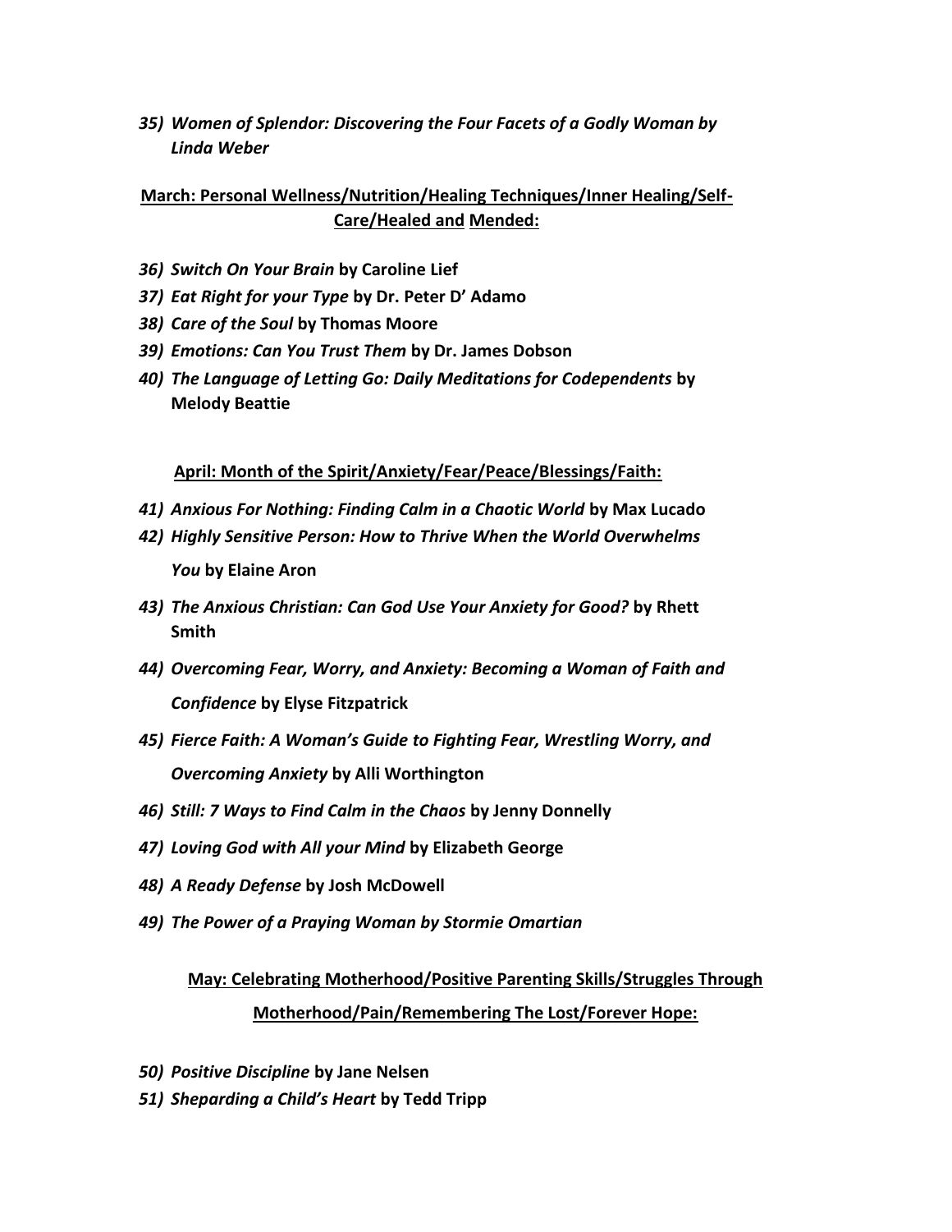35) ***Women of Splendor: Discovering the Four Facets of a Godly Woman by Linda Weber***

**March: Personal Wellness/Nutrition/Healing Techniques/Inner Healing/Self-Care/Healed and Mended:**

36) ***Switch On Your Brain*** **by Caroline Lief**
37) ***Eat Right for your Type*** **by Dr. Peter D' Adamo**
38) ***Care of the Soul*** **by Thomas Moore**
39) ***Emotions: Can You Trust Them*** **by Dr. James Dobson**
40) ***The Language of Letting Go: Daily Meditations for Codependents*** **by Melody Beattie**

**April: Month of the Spirit/Anxiety/Fear/Peace/Blessings/Faith:**

41) ***Anxious For Nothing: Finding Calm in a Chaotic World*** **by Max Lucado**
42) ***Highly Sensitive Person: How to Thrive When the World Overwhelms You*** **by Elaine Aron**
43) ***The Anxious Christian: Can God Use Your Anxiety for Good?*** **by Rhett Smith**
44) ***Overcoming Fear, Worry, and Anxiety: Becoming a Woman of Faith and Confidence*** **by Elyse Fitzpatrick**
45) ***Fierce Faith: A Woman's Guide to Fighting Fear, Wrestling Worry, and Overcoming Anxiety*** **by Alli Worthington**
46) ***Still: 7 Ways to Find Calm in the Chaos*** **by Jenny Donnelly**
47) ***Loving God with All your Mind*** **by Elizabeth George**
48) ***A Ready Defense*** **by Josh McDowell**
49) ***The Power of a Praying Woman by Stormie Omartian***

**May: Celebrating Motherhood/Positive Parenting Skills/Struggles Through Motherhood/Pain/Remembering The Lost/Forever Hope:**

50) ***Positive Discipline*** **by Jane Nelsen**
51) ***Sheparding a Child's Heart*** **by Tedd Tripp**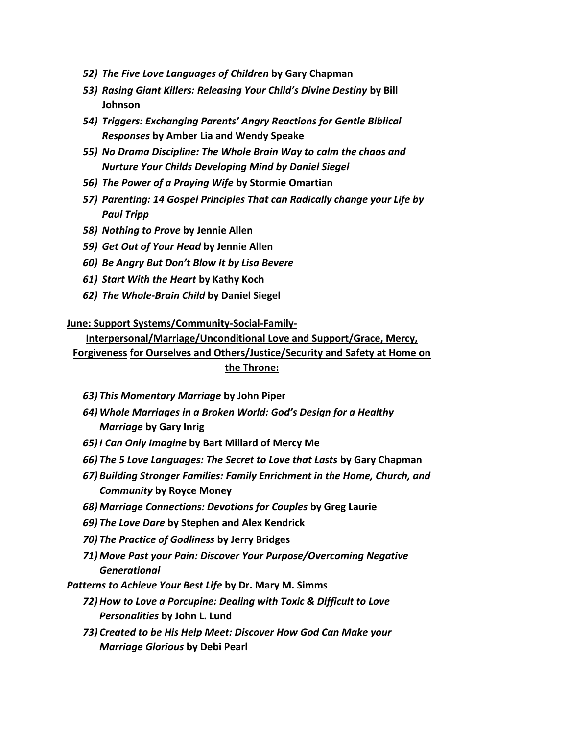52) *The Five Love Languages of Children* **by Gary Chapman**

53) *Rasing Giant Killers: Releasing Your Child's Divine Destiny* **by Bill Johnson**

54) *Triggers: Exchanging Parents' Angry Reactions for Gentle Biblical Responses* **by Amber Lia and Wendy Speake**

55) *No Drama Discipline: The Whole Brain Way to calm the chaos and Nurture Your Childs Developing Mind by Daniel Siegel*

56) *The Power of a Praying Wife* **by Stormie Omartian**

57) *Parenting: 14 Gospel Principles That can Radically change your Life by Paul Tripp*

58) *Nothing to Prove* **by Jennie Allen**

59) *Get Out of Your Head* **by Jennie Allen**

60) *Be Angry But Don't Blow It by Lisa Bevere*

61) *Start With the Heart* **by Kathy Koch**

62) *The Whole-Brain Child* **by Daniel Siegel**

**June: Support Systems/Community-Social-Family-Interpersonal/Marriage/Unconditional Love and Support/Grace, Mercy, Forgiveness for Ourselves and Others/Justice/Security and Safety at Home on the Throne:**

63) *This Momentary Marriage* **by John Piper**

64) *Whole Marriages in a Broken World: God's Design for a Healthy Marriage* **by Gary Inrig**

65) *I Can Only Imagine* **by Bart Millard of Mercy Me**

66) *The 5 Love Languages: The Secret to Love that Lasts* **by Gary Chapman**

67) *Building Stronger Families: Family Enrichment in the Home, Church, and Community* **by Royce Money**

68) *Marriage Connections: Devotions for Couples* **by Greg Laurie**

69) *The Love Dare* **by Stephen and Alex Kendrick**

70) *The Practice of Godliness* **by Jerry Bridges**

71) *Move Past your Pain: Discover Your Purpose/Overcoming Negative Generational Patterns to Achieve Your Best Life* **by Dr. Mary M. Simms**

72) *How to Love a Porcupine: Dealing with Toxic & Difficult to Love Personalities* **by John L. Lund**

73) *Created to be His Help Meet: Discover How God Can Make your Marriage Glorious* **by Debi Pearl**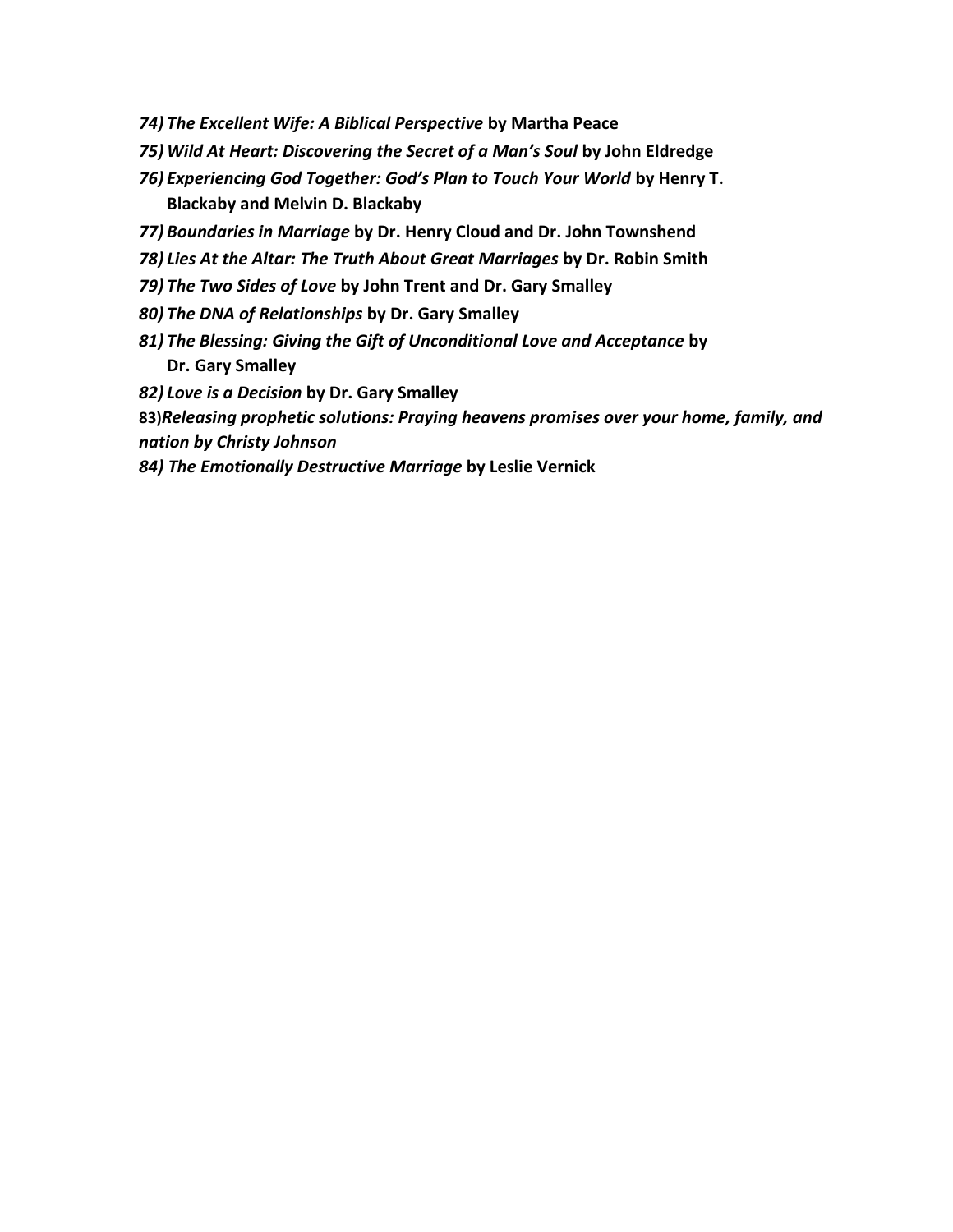74) ***The Excellent Wife: A Biblical Perspective*** **by Martha Peace**

75) ***Wild At Heart: Discovering the Secret of a Man's Soul*** **by John Eldredge**

76) ***Experiencing God Together: God's Plan to Touch Your World*** **by Henry T. Blackaby and Melvin D. Blackaby**

77) ***Boundaries in Marriage*** **by Dr. Henry Cloud and Dr. John Townshend**

78) ***Lies At the Altar: The Truth About Great Marriages*** **by Dr. Robin Smith**

79) ***The Two Sides of Love*** **by John Trent and Dr. Gary Smalley**

80) ***The DNA of Relationships*** **by Dr. Gary Smalley**

81) ***The Blessing: Giving the Gift of Unconditional Love and Acceptance*** **by Dr. Gary Smalley**

82) ***Love is a Decision*** **by Dr. Gary Smalley**

**83)*****Releasing prophetic solutions: Praying heavens promises over your home, family, and nation by Christy Johnson***

84) ***The Emotionally Destructive Marriage*** **by Leslie Vernick**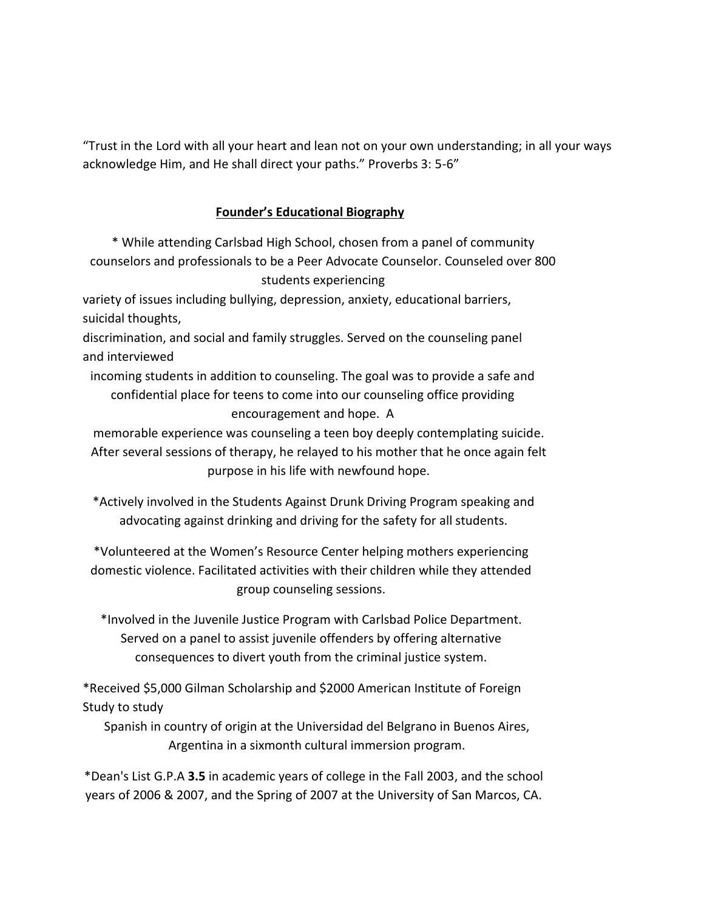“Trust in the Lord with all your heart and lean not on your own understanding; in all your ways acknowledge Him, and He shall direct your paths.” Proverbs 3: 5-6”

## **Founder’s Educational Biography**

* While attending Carlsbad High School, chosen from a panel of community counselors and professionals to be a Peer Advocate Counselor. Counseled over 800 students experiencing variety of issues including bullying, depression, anxiety, educational barriers, suicidal thoughts, discrimination, and social and family struggles. Served on the counseling panel and interviewed incoming students in addition to counseling. The goal was to provide a safe and confidential place for teens to come into our counseling office providing encouragement and hope. A memorable experience was counseling a teen boy deeply contemplating suicide. After several sessions of therapy, he relayed to his mother that he once again felt purpose in his life with newfound hope.

*Actively involved in the Students Against Drunk Driving Program speaking and advocating against drinking and driving for the safety for all students.

*Volunteered at the Women’s Resource Center helping mothers experiencing domestic violence. Facilitated activities with their children while they attended group counseling sessions.

*Involved in the Juvenile Justice Program with Carlsbad Police Department. Served on a panel to assist juvenile offenders by offering alternative consequences to divert youth from the criminal justice system.

*Received $5,000 Gilman Scholarship and $2000 American Institute of Foreign Study to study Spanish in country of origin at the Universidad del Belgrano in Buenos Aires, Argentina in a sixmonth cultural immersion program.

*Dean's List G.P.A **3.5** in academic years of college in the Fall 2003, and the school years of 2006 & 2007, and the Spring of 2007 at the University of San Marcos, CA.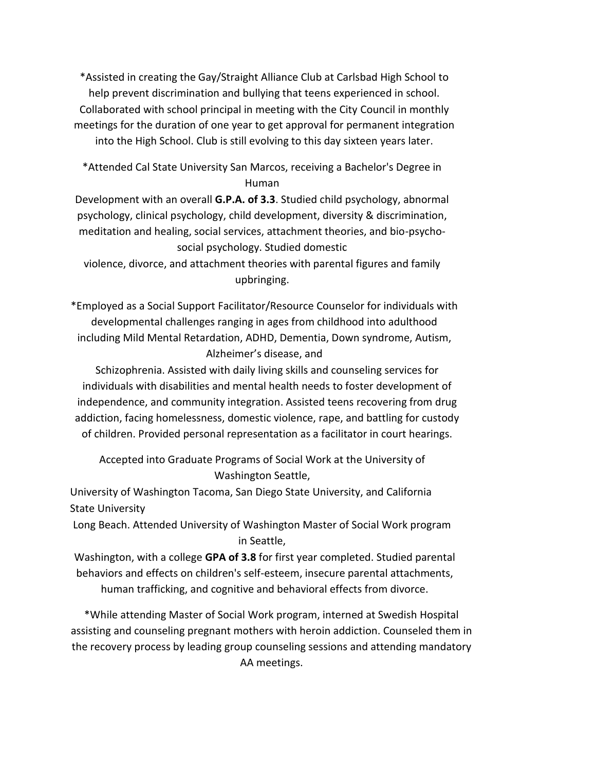*Assisted in creating the Gay/Straight Alliance Club at Carlsbad High School to help prevent discrimination and bullying that teens experienced in school. Collaborated with school principal in meeting with the City Council in monthly meetings for the duration of one year to get approval for permanent integration into the High School. Club is still evolving to this day sixteen years later.

*Attended Cal State University San Marcos, receiving a Bachelor's Degree in Human Development with an overall **G.P.A. of 3.3**. Studied child psychology, abnormal psychology, clinical psychology, child development, diversity & discrimination, meditation and healing, social services, attachment theories, and bio-psycho-social psychology. Studied domestic violence, divorce, and attachment theories with parental figures and family upbringing.

*Employed as a Social Support Facilitator/Resource Counselor for individuals with developmental challenges ranging in ages from childhood into adulthood including Mild Mental Retardation, ADHD, Dementia, Down syndrome, Autism, Alzheimer's disease, and Schizophrenia. Assisted with daily living skills and counseling services for individuals with disabilities and mental health needs to foster development of independence, and community integration. Assisted teens recovering from drug addiction, facing homelessness, domestic violence, rape, and battling for custody of children. Provided personal representation as a facilitator in court hearings.

Accepted into Graduate Programs of Social Work at the University of Washington Seattle, University of Washington Tacoma, San Diego State University, and California State University Long Beach. Attended University of Washington Master of Social Work program in Seattle, Washington, with a college **GPA of 3.8** for first year completed. Studied parental behaviors and effects on children's self-esteem, insecure parental attachments, human trafficking, and cognitive and behavioral effects from divorce.

*While attending Master of Social Work program, interned at Swedish Hospital assisting and counseling pregnant mothers with heroin addiction. Counseled them in the recovery process by leading group counseling sessions and attending mandatory AA meetings.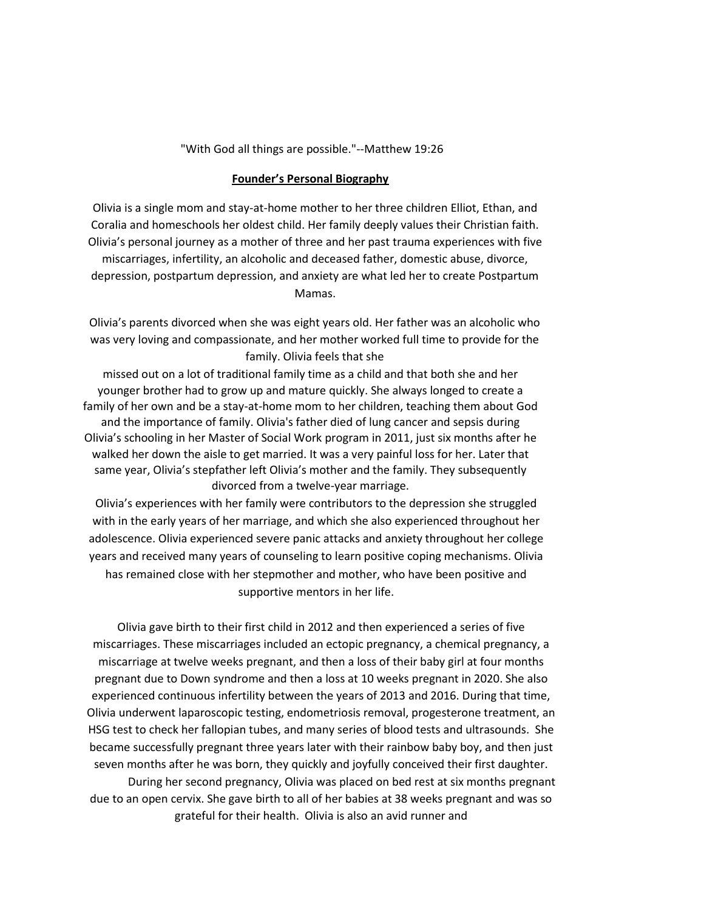"With God all things are possible."--Matthew 19:26

**Founder's Personal Biography**

Olivia is a single mom and stay-at-home mother to her three children Elliot, Ethan, and Coralia and homeschools her oldest child. Her family deeply values their Christian faith. Olivia's personal journey as a mother of three and her past trauma experiences with five miscarriages, infertility, an alcoholic and deceased father, domestic abuse, divorce, depression, postpartum depression, and anxiety are what led her to create Postpartum Mamas.

Olivia's parents divorced when she was eight years old. Her father was an alcoholic who was very loving and compassionate, and her mother worked full time to provide for the family. Olivia feels that she missed out on a lot of traditional family time as a child and that both she and her younger brother had to grow up and mature quickly. She always longed to create a family of her own and be a stay-at-home mom to her children, teaching them about God and the importance of family. Olivia's father died of lung cancer and sepsis during Olivia's schooling in her Master of Social Work program in 2011, just six months after he walked her down the aisle to get married. It was a very painful loss for her. Later that same year, Olivia's stepfather left Olivia's mother and the family. They subsequently divorced from a twelve-year marriage.

Olivia's experiences with her family were contributors to the depression she struggled with in the early years of her marriage, and which she also experienced throughout her adolescence. Olivia experienced severe panic attacks and anxiety throughout her college years and received many years of counseling to learn positive coping mechanisms. Olivia has remained close with her stepmother and mother, who have been positive and supportive mentors in her life.

Olivia gave birth to their first child in 2012 and then experienced a series of five miscarriages. These miscarriages included an ectopic pregnancy, a chemical pregnancy, a miscarriage at twelve weeks pregnant, and then a loss of their baby girl at four months pregnant due to Down syndrome and then a loss at 10 weeks pregnant in 2020. She also experienced continuous infertility between the years of 2013 and 2016. During that time, Olivia underwent laparoscopic testing, endometriosis removal, progesterone treatment, an HSG test to check her fallopian tubes, and many series of blood tests and ultrasounds. She became successfully pregnant three years later with their rainbow baby boy, and then just seven months after he was born, they quickly and joyfully conceived their first daughter.

During her second pregnancy, Olivia was placed on bed rest at six months pregnant due to an open cervix. She gave birth to all of her babies at 38 weeks pregnant and was so grateful for their health. Olivia is also an avid runner and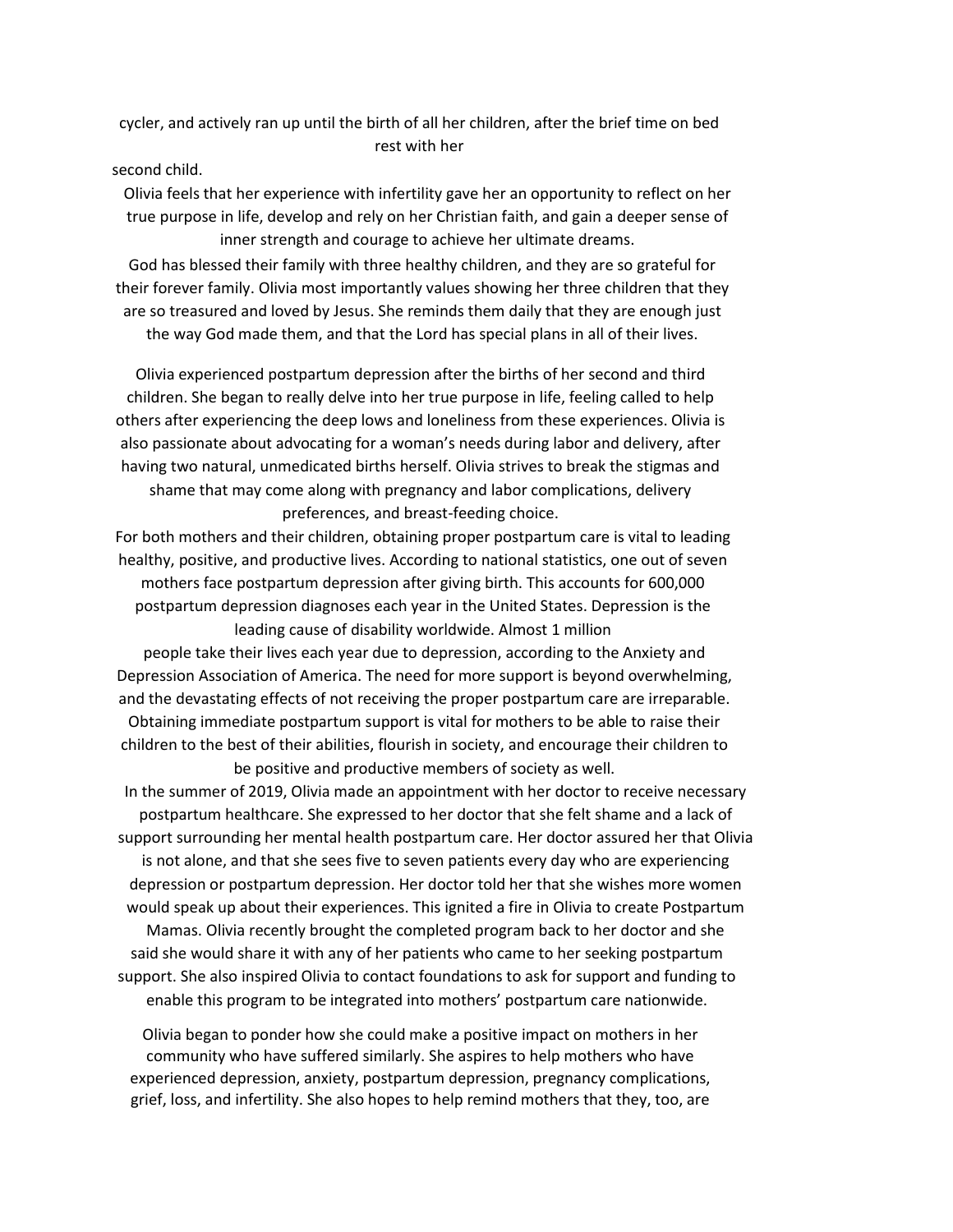cycler, and actively ran up until the birth of all her children, after the brief time on bed rest with her second child.

Olivia feels that her experience with infertility gave her an opportunity to reflect on her true purpose in life, develop and rely on her Christian faith, and gain a deeper sense of inner strength and courage to achieve her ultimate dreams.

God has blessed their family with three healthy children, and they are so grateful for their forever family. Olivia most importantly values showing her three children that they are so treasured and loved by Jesus. She reminds them daily that they are enough just the way God made them, and that the Lord has special plans in all of their lives.

Olivia experienced postpartum depression after the births of her second and third children. She began to really delve into her true purpose in life, feeling called to help others after experiencing the deep lows and loneliness from these experiences. Olivia is also passionate about advocating for a woman's needs during labor and delivery, after having two natural, unmedicated births herself. Olivia strives to break the stigmas and shame that may come along with pregnancy and labor complications, delivery preferences, and breast-feeding choice.

For both mothers and their children, obtaining proper postpartum care is vital to leading healthy, positive, and productive lives. According to national statistics, one out of seven mothers face postpartum depression after giving birth. This accounts for 600,000 postpartum depression diagnoses each year in the United States. Depression is the leading cause of disability worldwide. Almost 1 million people take their lives each year due to depression, according to the Anxiety and Depression Association of America. The need for more support is beyond overwhelming, and the devastating effects of not receiving the proper postpartum care are irreparable. Obtaining immediate postpartum support is vital for mothers to be able to raise their children to the best of their abilities, flourish in society, and encourage their children to be positive and productive members of society as well.

In the summer of 2019, Olivia made an appointment with her doctor to receive necessary postpartum healthcare. She expressed to her doctor that she felt shame and a lack of support surrounding her mental health postpartum care. Her doctor assured her that Olivia is not alone, and that she sees five to seven patients every day who are experiencing depression or postpartum depression. Her doctor told her that she wishes more women would speak up about their experiences. This ignited a fire in Olivia to create Postpartum Mamas. Olivia recently brought the completed program back to her doctor and she said she would share it with any of her patients who came to her seeking postpartum support. She also inspired Olivia to contact foundations to ask for support and funding to enable this program to be integrated into mothers' postpartum care nationwide.

Olivia began to ponder how she could make a positive impact on mothers in her community who have suffered similarly. She aspires to help mothers who have experienced depression, anxiety, postpartum depression, pregnancy complications, grief, loss, and infertility. She also hopes to help remind mothers that they, too, are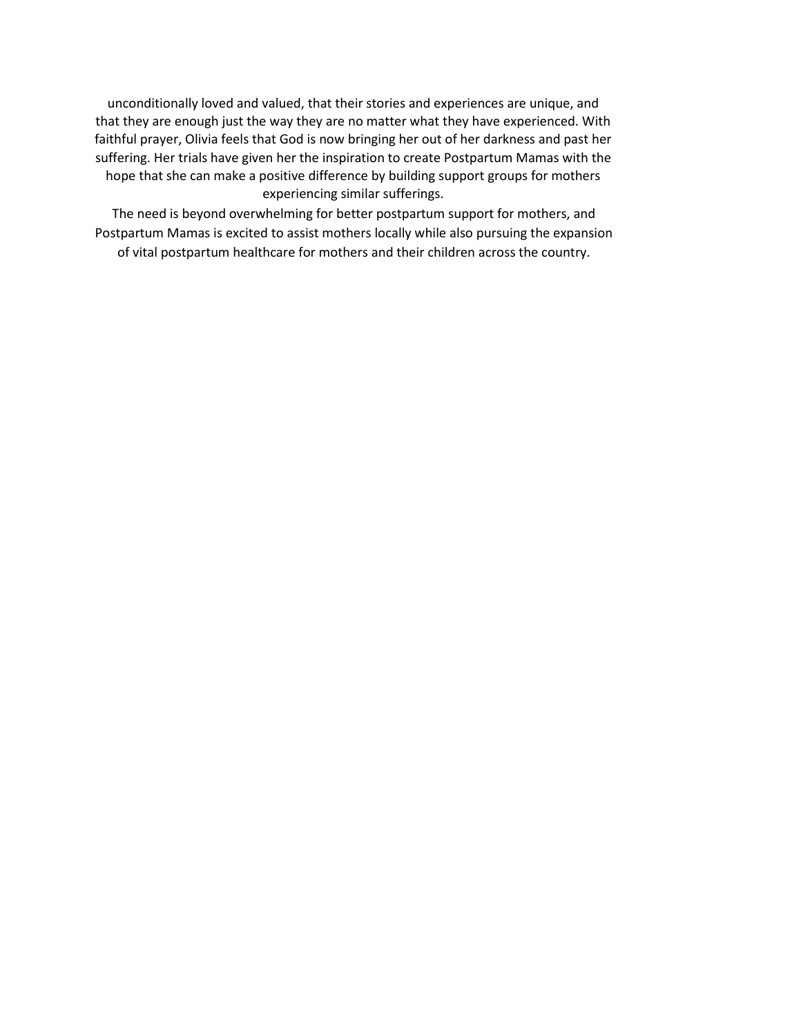unconditionally loved and valued, that their stories and experiences are unique, and that they are enough just the way they are no matter what they have experienced. With faithful prayer, Olivia feels that God is now bringing her out of her darkness and past her suffering. Her trials have given her the inspiration to create Postpartum Mamas with the hope that she can make a positive difference by building support groups for mothers experiencing similar sufferings.

The need is beyond overwhelming for better postpartum support for mothers, and Postpartum Mamas is excited to assist mothers locally while also pursuing the expansion of vital postpartum healthcare for mothers and their children across the country.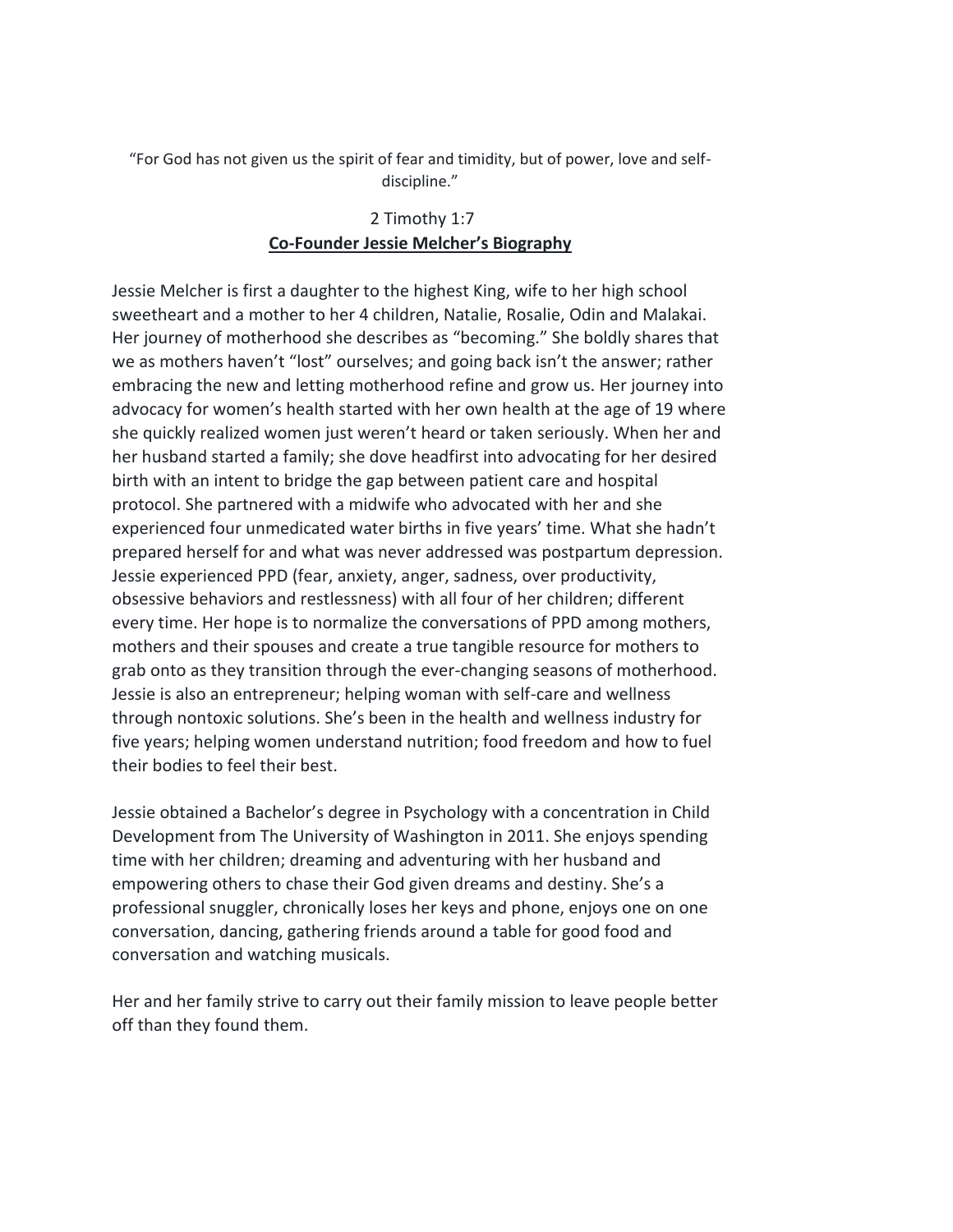"For God has not given us the spirit of fear and timidity, but of power, love and self-discipline."

2 Timothy 1:7

**Co-Founder Jessie Melcher's Biography**

Jessie Melcher is first a daughter to the highest King, wife to her high school sweetheart and a mother to her 4 children, Natalie, Rosalie, Odin and Malakai. Her journey of motherhood she describes as "becoming." She boldly shares that we as mothers haven't "lost" ourselves; and going back isn't the answer; rather embracing the new and letting motherhood refine and grow us. Her journey into advocacy for women's health started with her own health at the age of 19 where she quickly realized women just weren't heard or taken seriously. When her and her husband started a family; she dove headfirst into advocating for her desired birth with an intent to bridge the gap between patient care and hospital protocol. She partnered with a midwife who advocated with her and she experienced four unmedicated water births in five years' time. What she hadn't prepared herself for and what was never addressed was postpartum depression. Jessie experienced PPD (fear, anxiety, anger, sadness, over productivity, obsessive behaviors and restlessness) with all four of her children; different every time. Her hope is to normalize the conversations of PPD among mothers, mothers and their spouses and create a true tangible resource for mothers to grab onto as they transition through the ever-changing seasons of motherhood. Jessie is also an entrepreneur; helping woman with self-care and wellness through nontoxic solutions. She's been in the health and wellness industry for five years; helping women understand nutrition; food freedom and how to fuel their bodies to feel their best.

Jessie obtained a Bachelor's degree in Psychology with a concentration in Child Development from The University of Washington in 2011. She enjoys spending time with her children; dreaming and adventuring with her husband and empowering others to chase their God given dreams and destiny. She's a professional snuggler, chronically loses her keys and phone, enjoys one on one conversation, dancing, gathering friends around a table for good food and conversation and watching musicals.

Her and her family strive to carry out their family mission to leave people better off than they found them.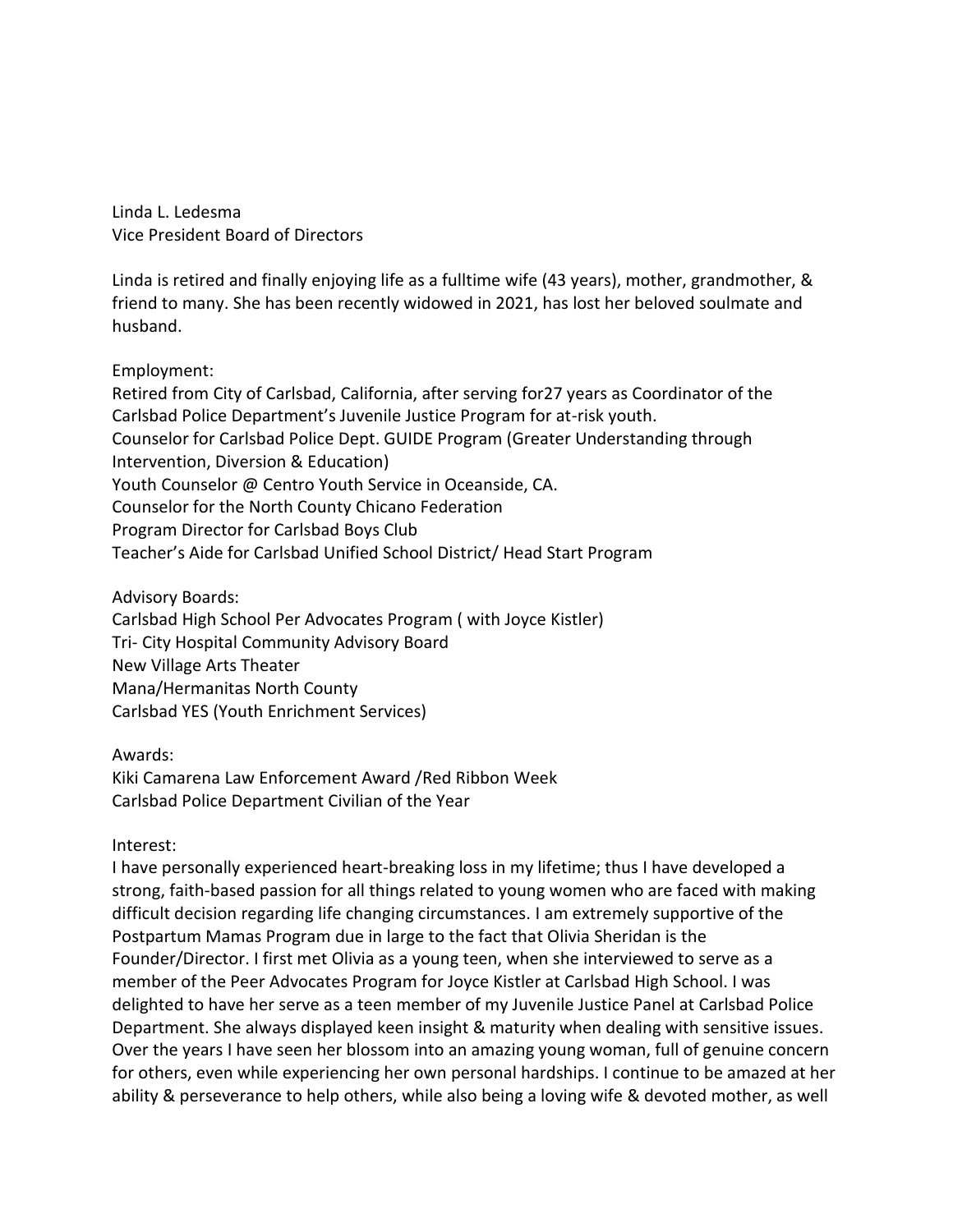Linda L. Ledesma
Vice President Board of Directors

Linda is retired and finally enjoying life as a fulltime wife (43 years), mother, grandmother, & friend to many. She has been recently widowed in 2021, has lost her beloved soulmate and husband.

Employment:
Retired from City of Carlsbad, California, after serving for27 years as Coordinator of the Carlsbad Police Department's Juvenile Justice Program for at-risk youth.
Counselor for Carlsbad Police Dept. GUIDE Program (Greater Understanding through Intervention, Diversion & Education)
Youth Counselor @ Centro Youth Service in Oceanside, CA.
Counselor for the North County Chicano Federation
Program Director for Carlsbad Boys Club
Teacher's Aide for Carlsbad Unified School District/ Head Start Program

Advisory Boards:
Carlsbad High School Per Advocates Program ( with Joyce Kistler)
Tri- City Hospital Community Advisory Board
New Village Arts Theater
Mana/Hermanitas North County
Carlsbad YES (Youth Enrichment Services)

Awards:
Kiki Camarena Law Enforcement Award /Red Ribbon Week
Carlsbad Police Department Civilian of the Year

Interest:
I have personally experienced heart-breaking loss in my lifetime; thus I have developed a strong, faith-based passion for all things related to young women who are faced with making difficult decision regarding life changing circumstances. I am extremely supportive of the Postpartum Mamas Program due in large to the fact that Olivia Sheridan is the Founder/Director. I first met Olivia as a young teen, when she interviewed to serve as a member of the Peer Advocates Program for Joyce Kistler at Carlsbad High School. I was delighted to have her serve as a teen member of my Juvenile Justice Panel at Carlsbad Police Department. She always displayed keen insight & maturity when dealing with sensitive issues. Over the years I have seen her blossom into an amazing young woman, full of genuine concern for others, even while experiencing her own personal hardships. I continue to be amazed at her ability & perseverance to help others, while also being a loving wife & devoted mother, as well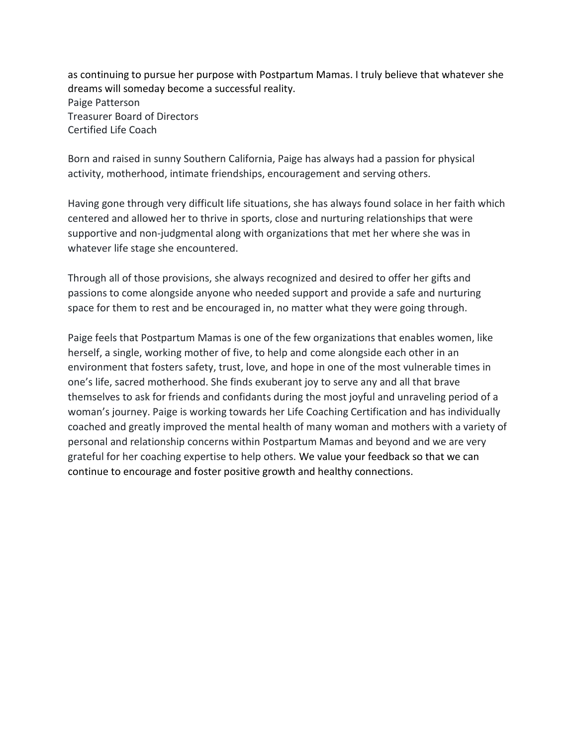as continuing to pursue her purpose with Postpartum Mamas. I truly believe that whatever she dreams will someday become a successful reality.

Paige Patterson
Treasurer Board of Directors
Certified Life Coach

Born and raised in sunny Southern California, Paige has always had a passion for physical activity, motherhood, intimate friendships, encouragement and serving others.

Having gone through very difficult life situations, she has always found solace in her faith which centered and allowed her to thrive in sports, close and nurturing relationships that were supportive and non-judgmental along with organizations that met her where she was in whatever life stage she encountered.

Through all of those provisions, she always recognized and desired to offer her gifts and passions to come alongside anyone who needed support and provide a safe and nurturing space for them to rest and be encouraged in, no matter what they were going through.

Paige feels that Postpartum Mamas is one of the few organizations that enables women, like herself, a single, working mother of five, to help and come alongside each other in an environment that fosters safety, trust, love, and hope in one of the most vulnerable times in one's life, sacred motherhood. She finds exuberant joy to serve any and all that brave themselves to ask for friends and confidants during the most joyful and unraveling period of a woman's journey. Paige is working towards her Life Coaching Certification and has individually coached and greatly improved the mental health of many woman and mothers with a variety of personal and relationship concerns within Postpartum Mamas and beyond and we are very grateful for her coaching expertise to help others. We value your feedback so that we can continue to encourage and foster positive growth and healthy connections.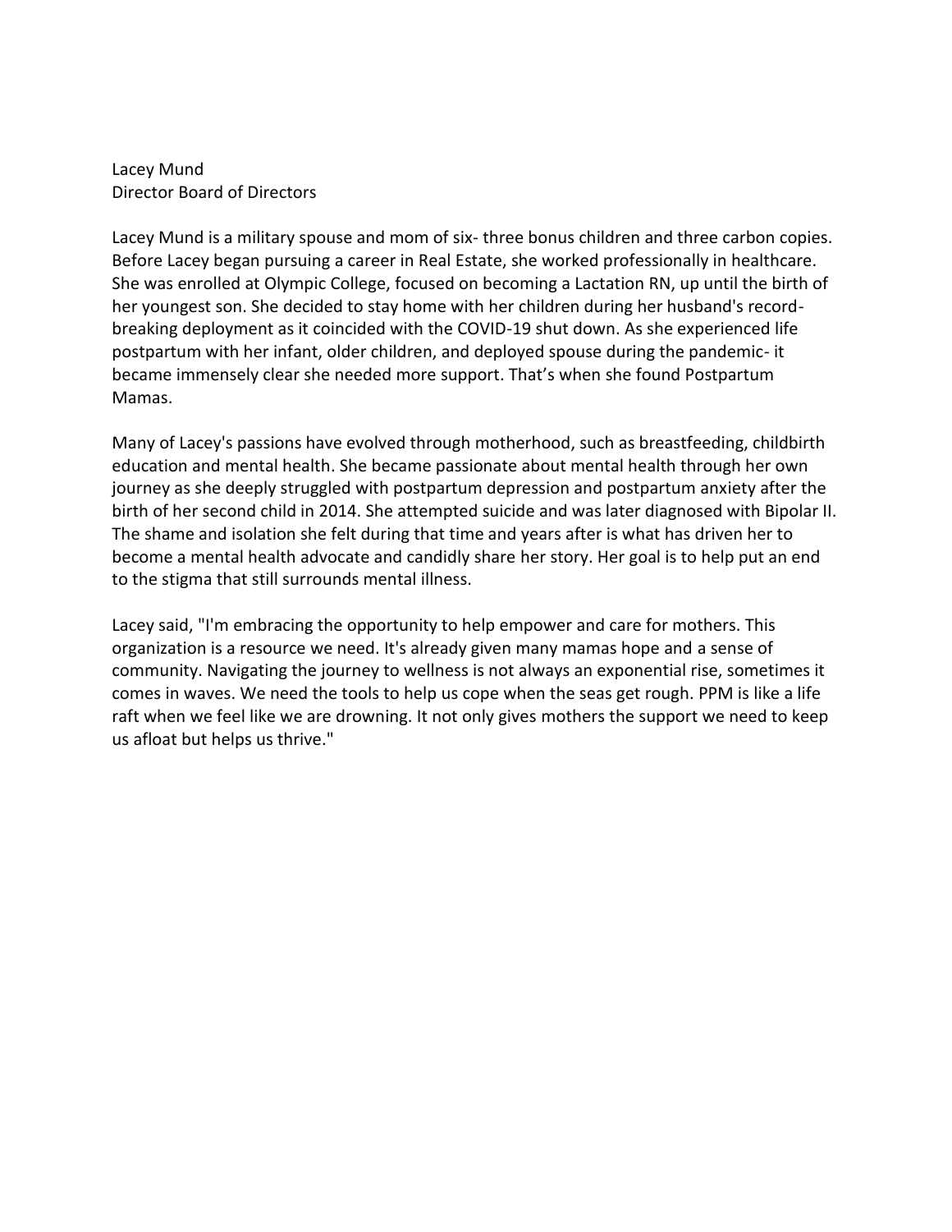Lacey Mund
Director Board of Directors

Lacey Mund is a military spouse and mom of six- three bonus children and three carbon copies. Before Lacey began pursuing a career in Real Estate, she worked professionally in healthcare. She was enrolled at Olympic College, focused on becoming a Lactation RN, up until the birth of her youngest son. She decided to stay home with her children during her husband's record-breaking deployment as it coincided with the COVID-19 shut down. As she experienced life postpartum with her infant, older children, and deployed spouse during the pandemic- it became immensely clear she needed more support. That's when she found Postpartum Mamas.

Many of Lacey's passions have evolved through motherhood, such as breastfeeding, childbirth education and mental health. She became passionate about mental health through her own journey as she deeply struggled with postpartum depression and postpartum anxiety after the birth of her second child in 2014. She attempted suicide and was later diagnosed with Bipolar II. The shame and isolation she felt during that time and years after is what has driven her to become a mental health advocate and candidly share her story. Her goal is to help put an end to the stigma that still surrounds mental illness.

Lacey said, "I'm embracing the opportunity to help empower and care for mothers. This organization is a resource we need. It's already given many mamas hope and a sense of community. Navigating the journey to wellness is not always an exponential rise, sometimes it comes in waves. We need the tools to help us cope when the seas get rough. PPM is like a life raft when we feel like we are drowning. It not only gives mothers the support we need to keep us afloat but helps us thrive."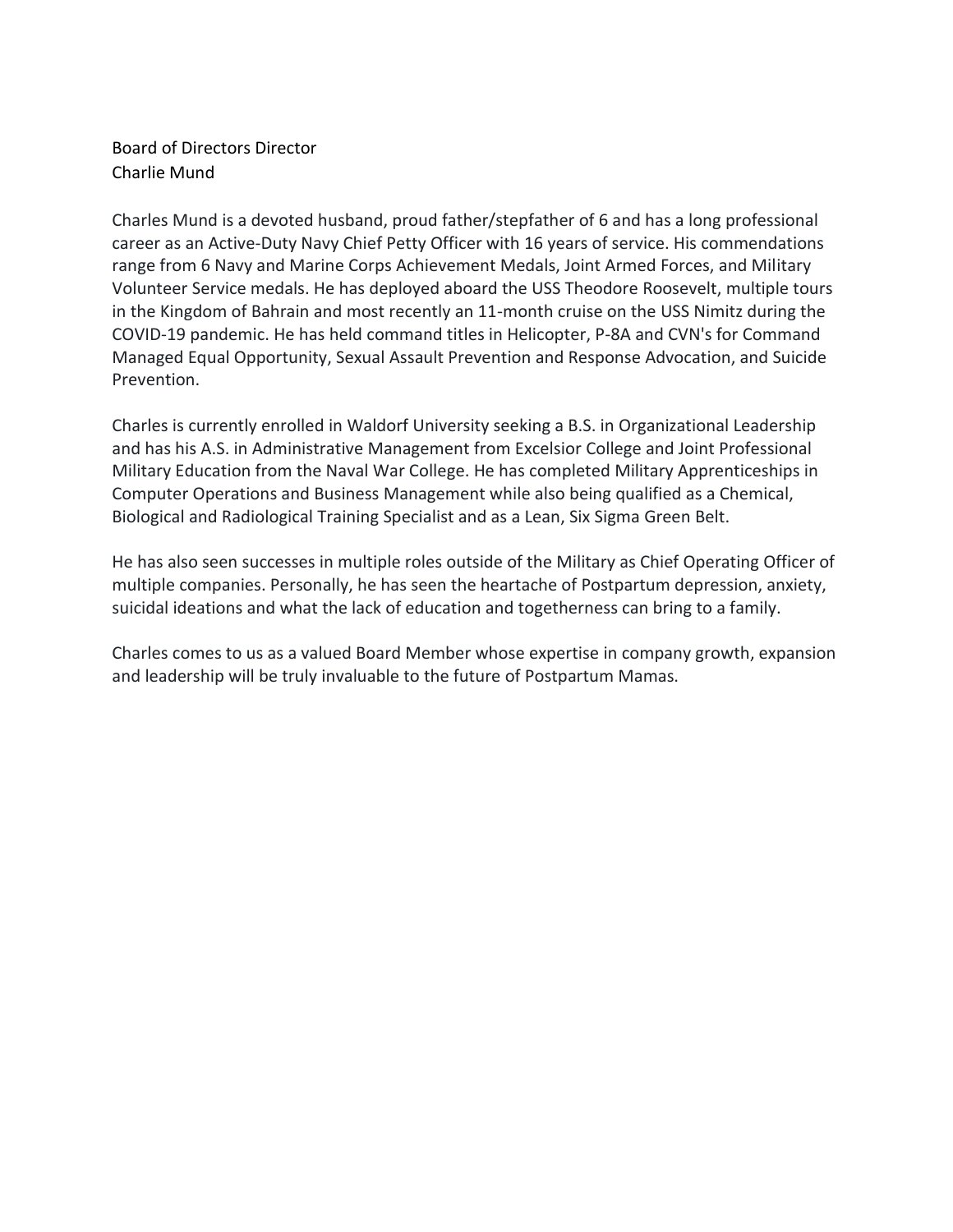Board of Directors Director
Charlie Mund

Charles Mund is a devoted husband, proud father/stepfather of 6 and has a long professional career as an Active-Duty Navy Chief Petty Officer with 16 years of service. His commendations range from 6 Navy and Marine Corps Achievement Medals, Joint Armed Forces, and Military Volunteer Service medals. He has deployed aboard the USS Theodore Roosevelt, multiple tours in the Kingdom of Bahrain and most recently an 11-month cruise on the USS Nimitz during the COVID-19 pandemic. He has held command titles in Helicopter, P-8A and CVN's for Command Managed Equal Opportunity, Sexual Assault Prevention and Response Advocation, and Suicide Prevention.

Charles is currently enrolled in Waldorf University seeking a B.S. in Organizational Leadership and has his A.S. in Administrative Management from Excelsior College and Joint Professional Military Education from the Naval War College. He has completed Military Apprenticeships in Computer Operations and Business Management while also being qualified as a Chemical, Biological and Radiological Training Specialist and as a Lean, Six Sigma Green Belt.

He has also seen successes in multiple roles outside of the Military as Chief Operating Officer of multiple companies. Personally, he has seen the heartache of Postpartum depression, anxiety, suicidal ideations and what the lack of education and togetherness can bring to a family.

Charles comes to us as a valued Board Member whose expertise in company growth, expansion and leadership will be truly invaluable to the future of Postpartum Mamas.